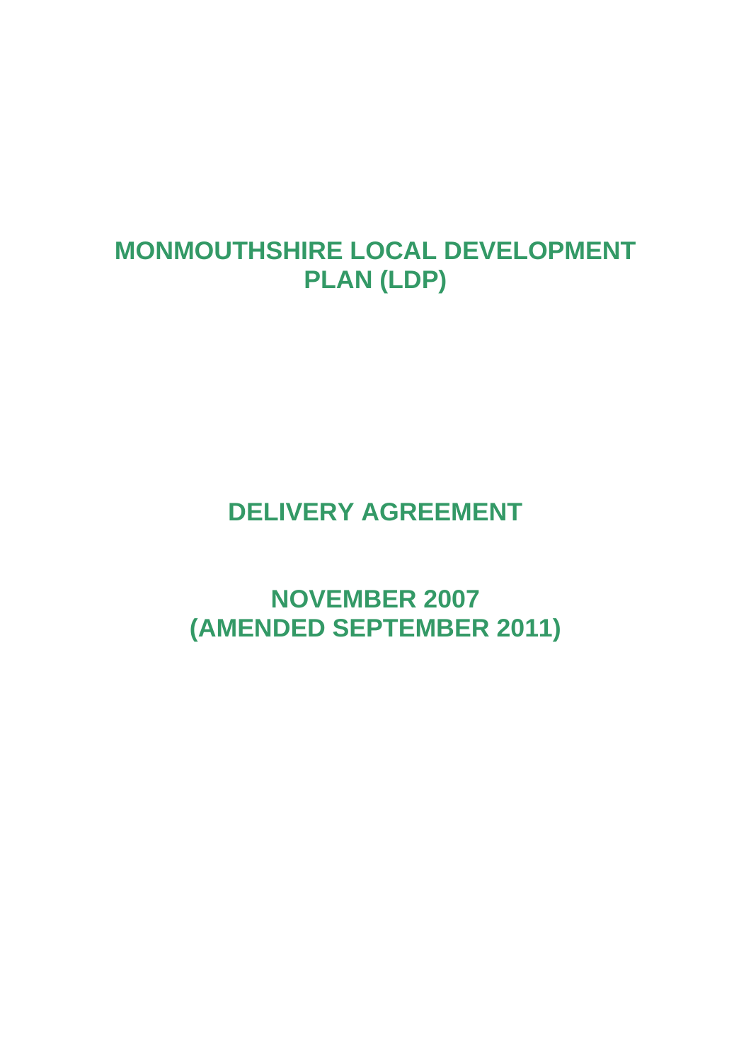# MONMOUTHSHIRE LOCAL DEVELOPMENT PLAN (LDP)

## DELIVERY AGREEMENT

## NOVEMBER 2007
## (AMENDED SEPTEMBER 2011)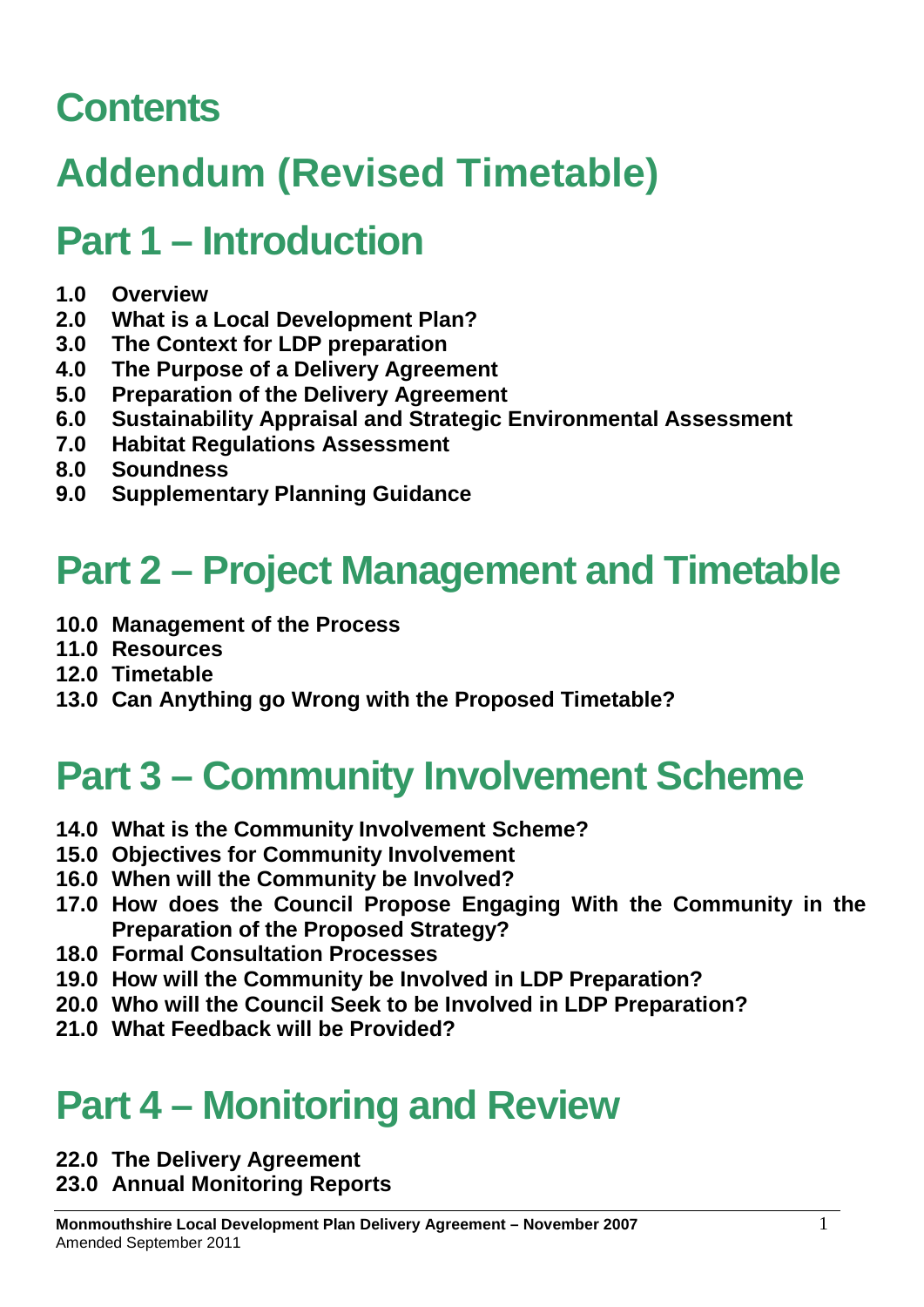# Contents

# Addendum (Revised Timetable)

# Part 1 – Introduction

**1.0 Overview**
**2.0 What is a Local Development Plan?**
**3.0 The Context for LDP preparation**
**4.0 The Purpose of a Delivery Agreement**
**5.0 Preparation of the Delivery Agreement**
**6.0 Sustainability Appraisal and Strategic Environmental Assessment**
**7.0 Habitat Regulations Assessment**
**8.0 Soundness**
**9.0 Supplementary Planning Guidance**

# Part 2 – Project Management and Timetable

**10.0 Management of the Process**
**11.0 Resources**
**12.0 Timetable**
**13.0 Can Anything go Wrong with the Proposed Timetable?**

# Part 3 – Community Involvement Scheme

**14.0 What is the Community Involvement Scheme?**
**15.0 Objectives for Community Involvement**
**16.0 When will the Community be Involved?**
**17.0 How does the Council Propose Engaging With the Community in the Preparation of the Proposed Strategy?**
**18.0 Formal Consultation Processes**
**19.0 How will the Community be Involved in LDP Preparation?**
**20.0 Who will the Council Seek to be Involved in LDP Preparation?**
**21.0 What Feedback will be Provided?**

# Part 4 – Monitoring and Review

**22.0 The Delivery Agreement**
**23.0 Annual Monitoring Reports**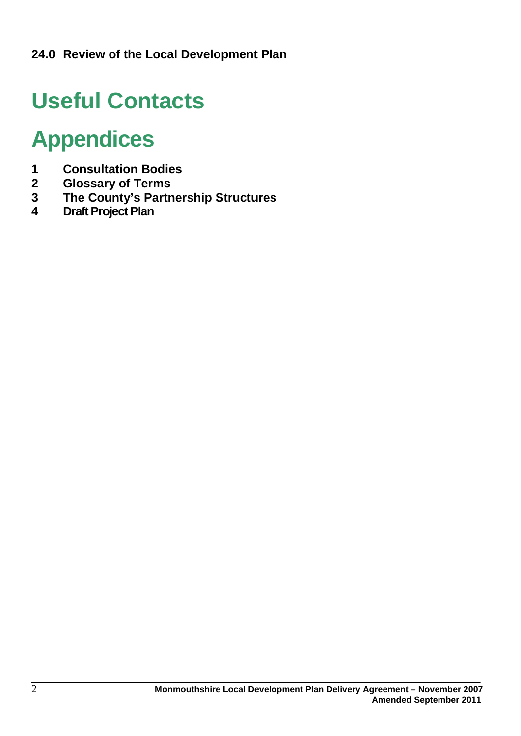**24.0 Review of the Local Development Plan**

# Useful Contacts

# Appendices

1. **Consultation Bodies**
2. **Glossary of Terms**
3. **The County's Partnership Structures**
4. **Draft Project Plan**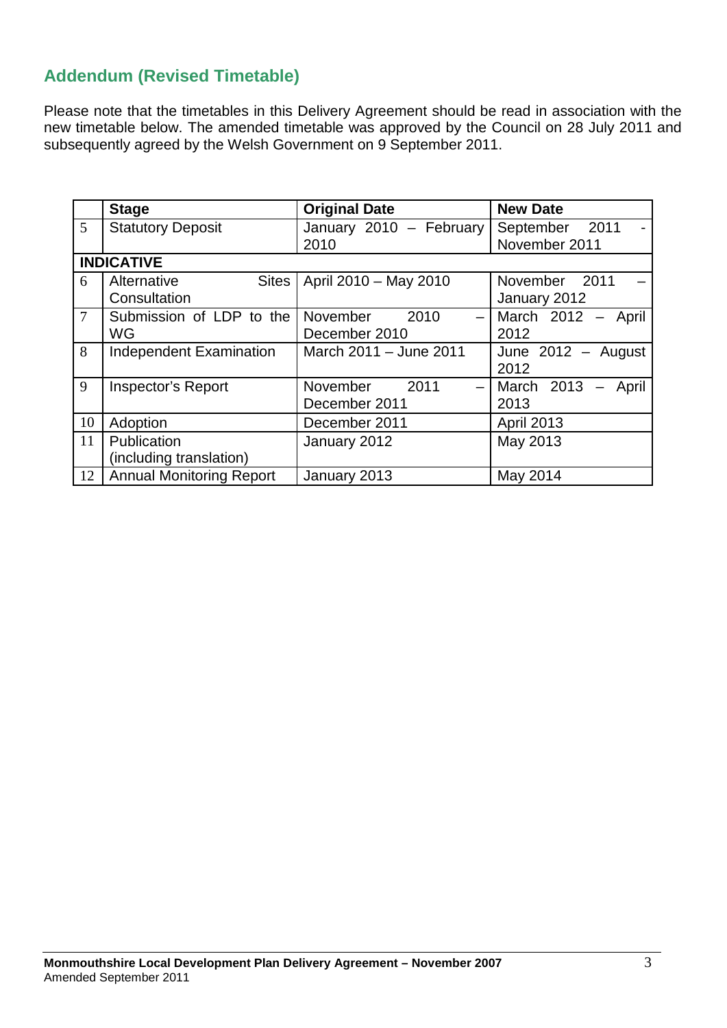## Addendum (Revised Timetable)

Please note that the timetables in this Delivery Agreement should be read in association with the new timetable below. The amended timetable was approved by the Council on 28 July 2011 and subsequently agreed by the Welsh Government on 9 September 2011.

| | Stage | Original Date | New Date |
|---|---|---|---|
| 5 | Statutory Deposit | January 2010 – February 2010 | September 2011 - November 2011 |
| **INDICATIVE** | | | |
| 6 | Alternative Sites Consultation | April 2010 – May 2010 | November 2011 – January 2012 |
| 7 | Submission of LDP to the WG | November 2010 – December 2010 | March 2012 – April 2012 |
| 8 | Independent Examination | March 2011 – June 2011 | June 2012 – August 2012 |
| 9 | Inspector's Report | November 2011 – December 2011 | March 2013 – April 2013 |
| 10 | Adoption | December 2011 | April 2013 |
| 11 | Publication (including translation) | January 2012 | May 2013 |
| 12 | Annual Monitoring Report | January 2013 | May 2014 |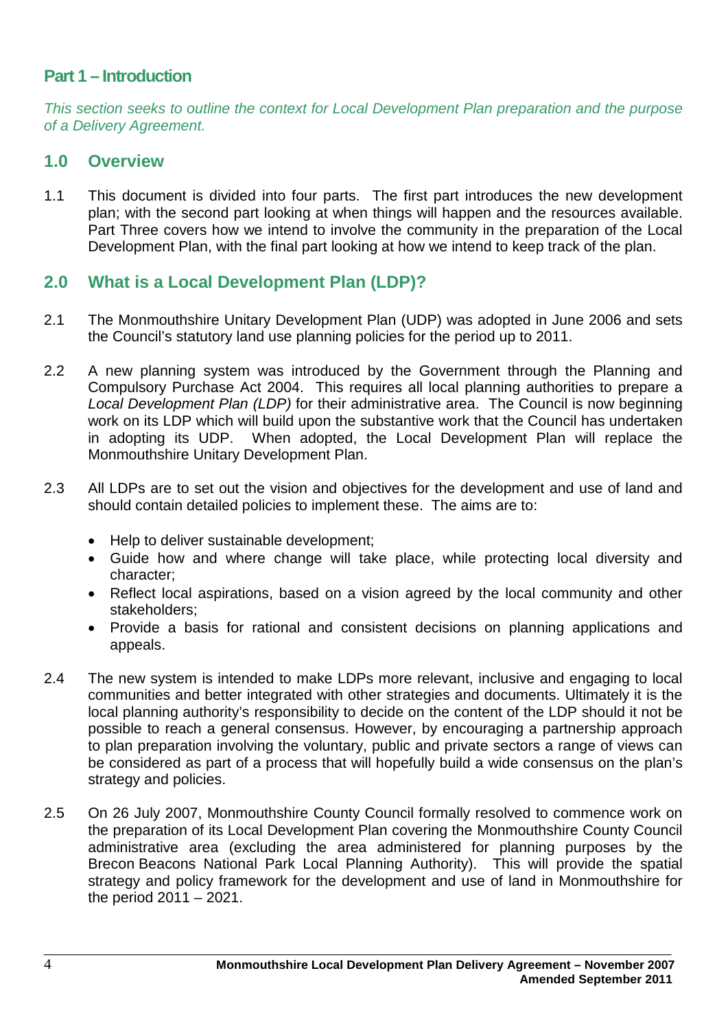## Part 1 – Introduction

*This section seeks to outline the context for Local Development Plan preparation and the purpose of a Delivery Agreement.*

### 1.0 Overview

1.1 This document is divided into four parts. The first part introduces the new development plan; with the second part looking at when things will happen and the resources available. Part Three covers how we intend to involve the community in the preparation of the Local Development Plan, with the final part looking at how we intend to keep track of the plan.

### 2.0 What is a Local Development Plan (LDP)?

2.1 The Monmouthshire Unitary Development Plan (UDP) was adopted in June 2006 and sets the Council's statutory land use planning policies for the period up to 2011.

2.2 A new planning system was introduced by the Government through the Planning and Compulsory Purchase Act 2004. This requires all local planning authorities to prepare a *Local Development Plan (LDP)* for their administrative area. The Council is now beginning work on its LDP which will build upon the substantive work that the Council has undertaken in adopting its UDP. When adopted, the Local Development Plan will replace the Monmouthshire Unitary Development Plan.

2.3 All LDPs are to set out the vision and objectives for the development and use of land and should contain detailed policies to implement these. The aims are to:

- Help to deliver sustainable development;
- Guide how and where change will take place, while protecting local diversity and character;
- Reflect local aspirations, based on a vision agreed by the local community and other stakeholders;
- Provide a basis for rational and consistent decisions on planning applications and appeals.

2.4 The new system is intended to make LDPs more relevant, inclusive and engaging to local communities and better integrated with other strategies and documents. Ultimately it is the local planning authority's responsibility to decide on the content of the LDP should it not be possible to reach a general consensus. However, by encouraging a partnership approach to plan preparation involving the voluntary, public and private sectors a range of views can be considered as part of a process that will hopefully build a wide consensus on the plan's strategy and policies.

2.5 On 26 July 2007, Monmouthshire County Council formally resolved to commence work on the preparation of its Local Development Plan covering the Monmouthshire County Council administrative area (excluding the area administered for planning purposes by the Brecon Beacons National Park Local Planning Authority). This will provide the spatial strategy and policy framework for the development and use of land in Monmouthshire for the period 2011 – 2021.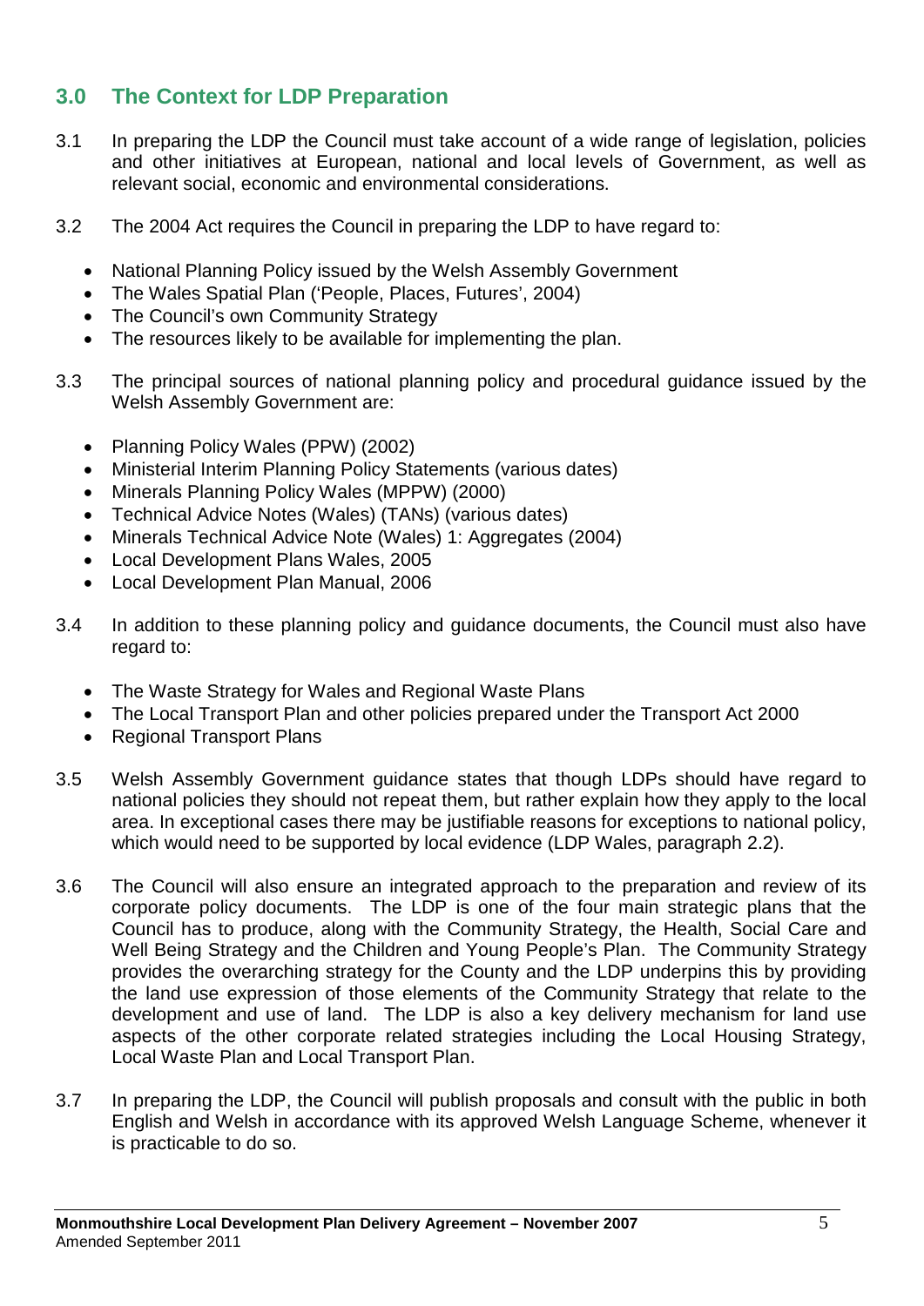## 3.0 The Context for LDP Preparation

3.1 In preparing the LDP the Council must take account of a wide range of legislation, policies and other initiatives at European, national and local levels of Government, as well as relevant social, economic and environmental considerations.

3.2 The 2004 Act requires the Council in preparing the LDP to have regard to:

- National Planning Policy issued by the Welsh Assembly Government
- The Wales Spatial Plan ('People, Places, Futures', 2004)
- The Council's own Community Strategy
- The resources likely to be available for implementing the plan.

3.3 The principal sources of national planning policy and procedural guidance issued by the Welsh Assembly Government are:

- Planning Policy Wales (PPW) (2002)
- Ministerial Interim Planning Policy Statements (various dates)
- Minerals Planning Policy Wales (MPPW) (2000)
- Technical Advice Notes (Wales) (TANs) (various dates)
- Minerals Technical Advice Note (Wales) 1: Aggregates (2004)
- Local Development Plans Wales, 2005
- Local Development Plan Manual, 2006

3.4 In addition to these planning policy and guidance documents, the Council must also have regard to:

- The Waste Strategy for Wales and Regional Waste Plans
- The Local Transport Plan and other policies prepared under the Transport Act 2000
- Regional Transport Plans

3.5 Welsh Assembly Government guidance states that though LDPs should have regard to national policies they should not repeat them, but rather explain how they apply to the local area. In exceptional cases there may be justifiable reasons for exceptions to national policy, which would need to be supported by local evidence (LDP Wales, paragraph 2.2).

3.6 The Council will also ensure an integrated approach to the preparation and review of its corporate policy documents. The LDP is one of the four main strategic plans that the Council has to produce, along with the Community Strategy, the Health, Social Care and Well Being Strategy and the Children and Young People's Plan. The Community Strategy provides the overarching strategy for the County and the LDP underpins this by providing the land use expression of those elements of the Community Strategy that relate to the development and use of land. The LDP is also a key delivery mechanism for land use aspects of the other corporate related strategies including the Local Housing Strategy, Local Waste Plan and Local Transport Plan.

3.7 In preparing the LDP, the Council will publish proposals and consult with the public in both English and Welsh in accordance with its approved Welsh Language Scheme, whenever it is practicable to do so.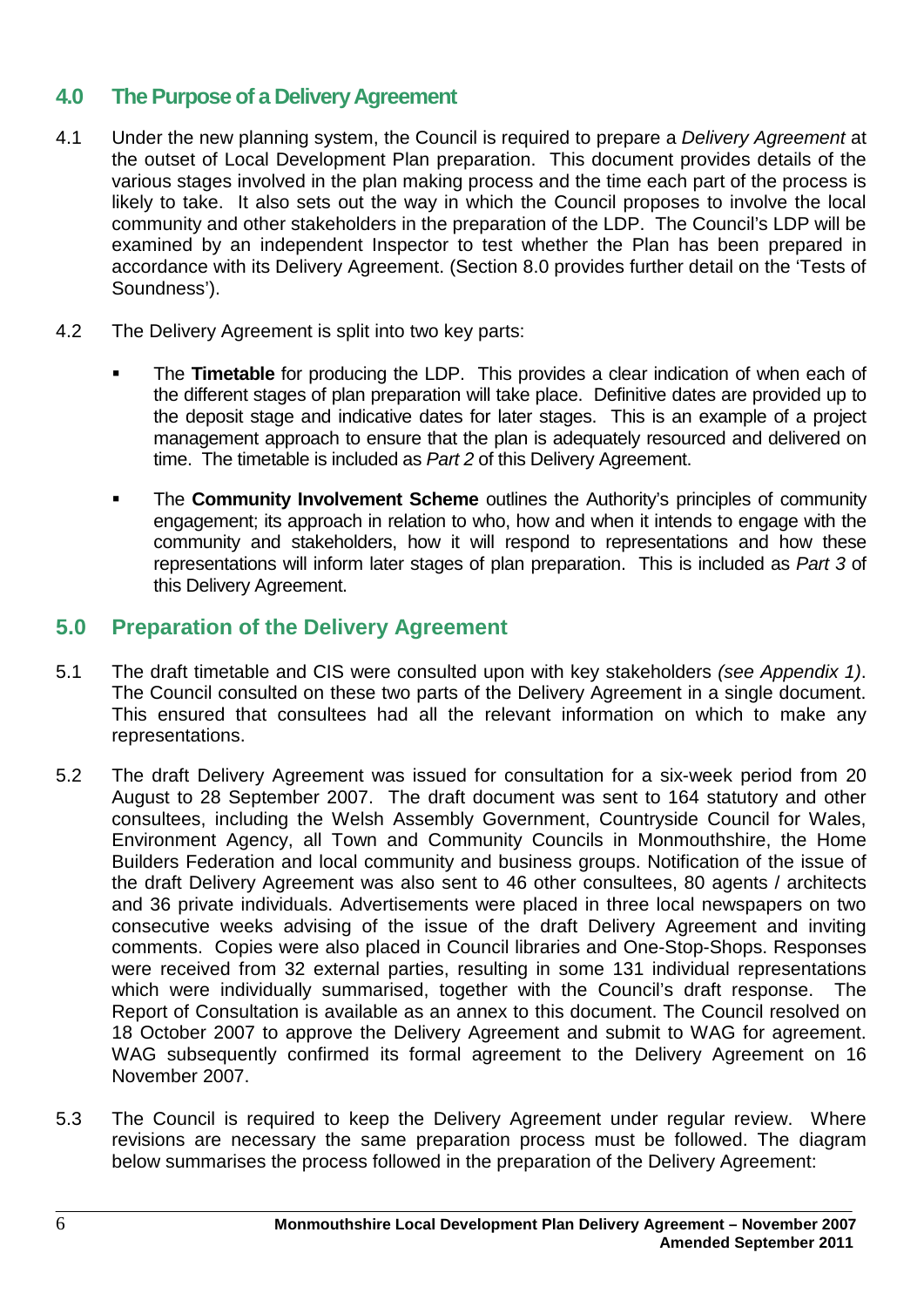## 4.0 The Purpose of a Delivery Agreement

4.1 Under the new planning system, the Council is required to prepare a *Delivery Agreement* at the outset of Local Development Plan preparation. This document provides details of the various stages involved in the plan making process and the time each part of the process is likely to take. It also sets out the way in which the Council proposes to involve the local community and other stakeholders in the preparation of the LDP. The Council's LDP will be examined by an independent Inspector to test whether the Plan has been prepared in accordance with its Delivery Agreement. (Section 8.0 provides further detail on the 'Tests of Soundness').

4.2 The Delivery Agreement is split into two key parts:

- The **Timetable** for producing the LDP. This provides a clear indication of when each of the different stages of plan preparation will take place. Definitive dates are provided up to the deposit stage and indicative dates for later stages. This is an example of a project management approach to ensure that the plan is adequately resourced and delivered on time. The timetable is included as *Part 2* of this Delivery Agreement.

- The **Community Involvement Scheme** outlines the Authority's principles of community engagement; its approach in relation to who, how and when it intends to engage with the community and stakeholders, how it will respond to representations and how these representations will inform later stages of plan preparation. This is included as *Part 3* of this Delivery Agreement.

## 5.0 Preparation of the Delivery Agreement

5.1 The draft timetable and CIS were consulted upon with key stakeholders *(see Appendix 1)*. The Council consulted on these two parts of the Delivery Agreement in a single document. This ensured that consultees had all the relevant information on which to make any representations.

5.2 The draft Delivery Agreement was issued for consultation for a six-week period from 20 August to 28 September 2007. The draft document was sent to 164 statutory and other consultees, including the Welsh Assembly Government, Countryside Council for Wales, Environment Agency, all Town and Community Councils in Monmouthshire, the Home Builders Federation and local community and business groups. Notification of the issue of the draft Delivery Agreement was also sent to 46 other consultees, 80 agents / architects and 36 private individuals. Advertisements were placed in three local newspapers on two consecutive weeks advising of the issue of the draft Delivery Agreement and inviting comments. Copies were also placed in Council libraries and One-Stop-Shops. Responses were received from 32 external parties, resulting in some 131 individual representations which were individually summarised, together with the Council's draft response. The Report of Consultation is available as an annex to this document. The Council resolved on 18 October 2007 to approve the Delivery Agreement and submit to WAG for agreement. WAG subsequently confirmed its formal agreement to the Delivery Agreement on 16 November 2007.

5.3 The Council is required to keep the Delivery Agreement under regular review. Where revisions are necessary the same preparation process must be followed. The diagram below summarises the process followed in the preparation of the Delivery Agreement: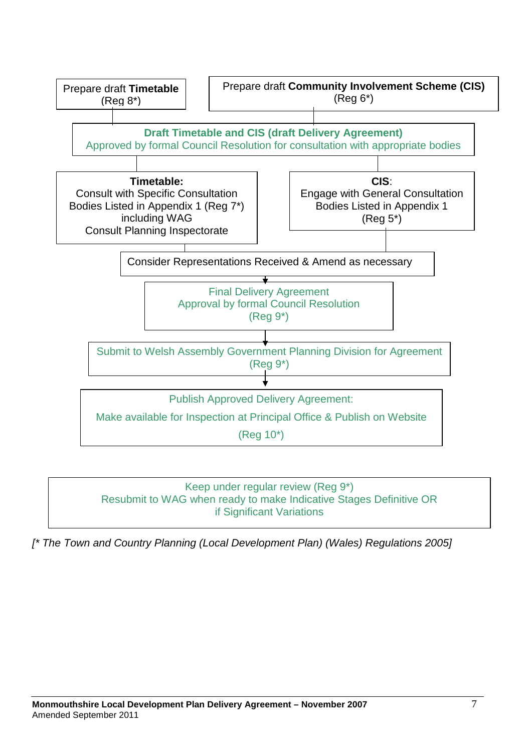Prepare draft **Timetable** (Reg 8*)

Prepare draft **Community Involvement Scheme (CIS)** (Reg 6*)

**Draft Timetable and CIS (draft Delivery Agreement)**
Approved by formal Council Resolution for consultation with appropriate bodies

**Timetable:**
Consult with Specific Consultation Bodies Listed in Appendix 1 (Reg 7*) including WAG
Consult Planning Inspectorate

**CIS**:
Engage with General Consultation Bodies Listed in Appendix 1 (Reg 5*)

Consider Representations Received & Amend as necessary

↓

Final Delivery Agreement
Approval by formal Council Resolution
(Reg 9*)

↓

Submit to Welsh Assembly Government Planning Division for Agreement
(Reg 9*)

↓

Publish Approved Delivery Agreement:

Make available for Inspection at Principal Office & Publish on Website

(Reg 10*)

Keep under regular review (Reg 9*)
Resubmit to WAG when ready to make Indicative Stages Definitive OR if Significant Variations

*[* The Town and Country Planning (Local Development Plan) (Wales) Regulations 2005]*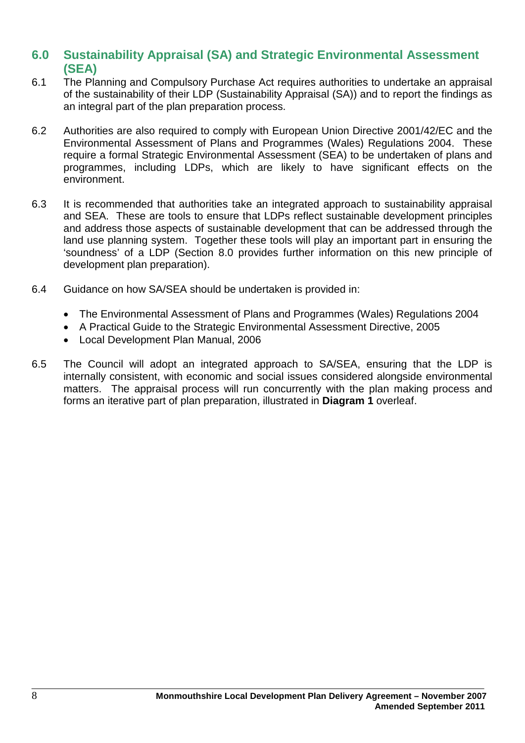## 6.0 Sustainability Appraisal (SA) and Strategic Environmental Assessment (SEA)

6.1 The Planning and Compulsory Purchase Act requires authorities to undertake an appraisal of the sustainability of their LDP (Sustainability Appraisal (SA)) and to report the findings as an integral part of the plan preparation process.

6.2 Authorities are also required to comply with European Union Directive 2001/42/EC and the Environmental Assessment of Plans and Programmes (Wales) Regulations 2004. These require a formal Strategic Environmental Assessment (SEA) to be undertaken of plans and programmes, including LDPs, which are likely to have significant effects on the environment.

6.3 It is recommended that authorities take an integrated approach to sustainability appraisal and SEA. These are tools to ensure that LDPs reflect sustainable development principles and address those aspects of sustainable development that can be addressed through the land use planning system. Together these tools will play an important part in ensuring the 'soundness' of a LDP (Section 8.0 provides further information on this new principle of development plan preparation).

6.4 Guidance on how SA/SEA should be undertaken is provided in:

- The Environmental Assessment of Plans and Programmes (Wales) Regulations 2004
- A Practical Guide to the Strategic Environmental Assessment Directive, 2005
- Local Development Plan Manual, 2006

6.5 The Council will adopt an integrated approach to SA/SEA, ensuring that the LDP is internally consistent, with economic and social issues considered alongside environmental matters. The appraisal process will run concurrently with the plan making process and forms an iterative part of plan preparation, illustrated in **Diagram 1** overleaf.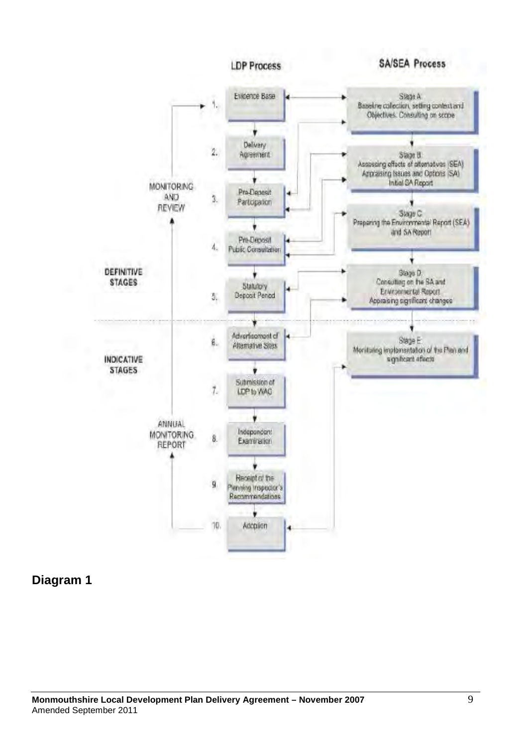LDP Process

SA/SEA Process

1. Evidence Base

2. Delivery Agreement

3. Pre-Deposit Participation

4. Pre-Deposit Public Consultation

5. Statutory Deposit Period

6. Advertisement of Alternative Sites

7. Submission of LDP to WAG

8. Independent Examination

9. Receipt of the Planning Inspector's Recommendations

10. Adoption

Stage A: Baseline collection, setting context and Objectives. Consulting on scope

Stage B: Assessing effects of alternatives (SEA) Appraising Issues and Options (SA) Initial SA Report

Stage C: Preparing the Environmental Report (SEA) and SA Report

Stage D: Consulting on the SA and Environmental Report Appraising significant changes

Stage E: Monitoring implementation of the Plan and significant effects

MONITORING AND REVIEW

ANNUAL MONITORING REPORT

DEFINITIVE STAGES

INDICATIVE STAGES

## Diagram 1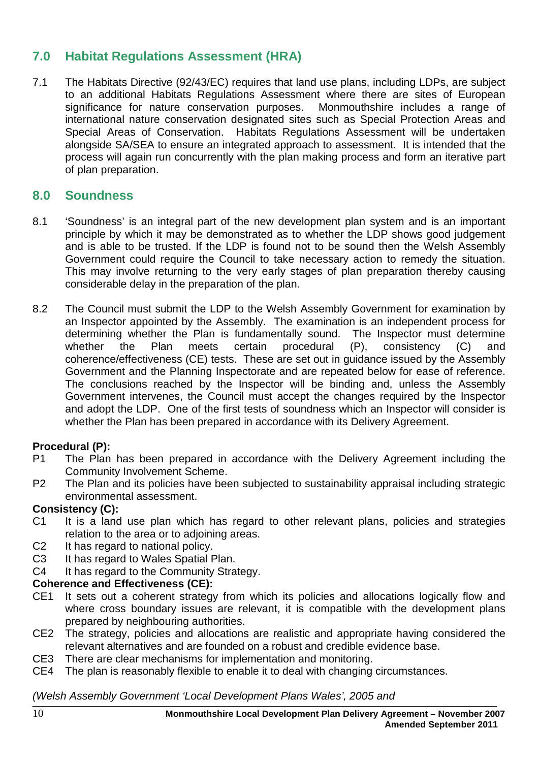## 7.0 Habitat Regulations Assessment (HRA)

7.1 The Habitats Directive (92/43/EC) requires that land use plans, including LDPs, are subject to an additional Habitats Regulations Assessment where there are sites of European significance for nature conservation purposes. Monmouthshire includes a range of international nature conservation designated sites such as Special Protection Areas and Special Areas of Conservation. Habitats Regulations Assessment will be undertaken alongside SA/SEA to ensure an integrated approach to assessment. It is intended that the process will again run concurrently with the plan making process and form an iterative part of plan preparation.

## 8.0 Soundness

8.1 'Soundness' is an integral part of the new development plan system and is an important principle by which it may be demonstrated as to whether the LDP shows good judgement and is able to be trusted. If the LDP is found not to be sound then the Welsh Assembly Government could require the Council to take necessary action to remedy the situation. This may involve returning to the very early stages of plan preparation thereby causing considerable delay in the preparation of the plan.

8.2 The Council must submit the LDP to the Welsh Assembly Government for examination by an Inspector appointed by the Assembly. The examination is an independent process for determining whether the Plan is fundamentally sound. The Inspector must determine whether the Plan meets certain procedural (P), consistency (C) and coherence/effectiveness (CE) tests. These are set out in guidance issued by the Assembly Government and the Planning Inspectorate and are repeated below for ease of reference. The conclusions reached by the Inspector will be binding and, unless the Assembly Government intervenes, the Council must accept the changes required by the Inspector and adopt the LDP. One of the first tests of soundness which an Inspector will consider is whether the Plan has been prepared in accordance with its Delivery Agreement.

**Procedural (P):**

P1 The Plan has been prepared in accordance with the Delivery Agreement including the Community Involvement Scheme.

P2 The Plan and its policies have been subjected to sustainability appraisal including strategic environmental assessment.

**Consistency (C):**

C1 It is a land use plan which has regard to other relevant plans, policies and strategies relation to the area or to adjoining areas.

C2 It has regard to national policy.

C3 It has regard to Wales Spatial Plan.

C4 It has regard to the Community Strategy.

**Coherence and Effectiveness (CE):**

CE1 It sets out a coherent strategy from which its policies and allocations logically flow and where cross boundary issues are relevant, it is compatible with the development plans prepared by neighbouring authorities.

CE2 The strategy, policies and allocations are realistic and appropriate having considered the relevant alternatives and are founded on a robust and credible evidence base.

CE3 There are clear mechanisms for implementation and monitoring.

CE4 The plan is reasonably flexible to enable it to deal with changing circumstances.

*(Welsh Assembly Government 'Local Development Plans Wales', 2005 and*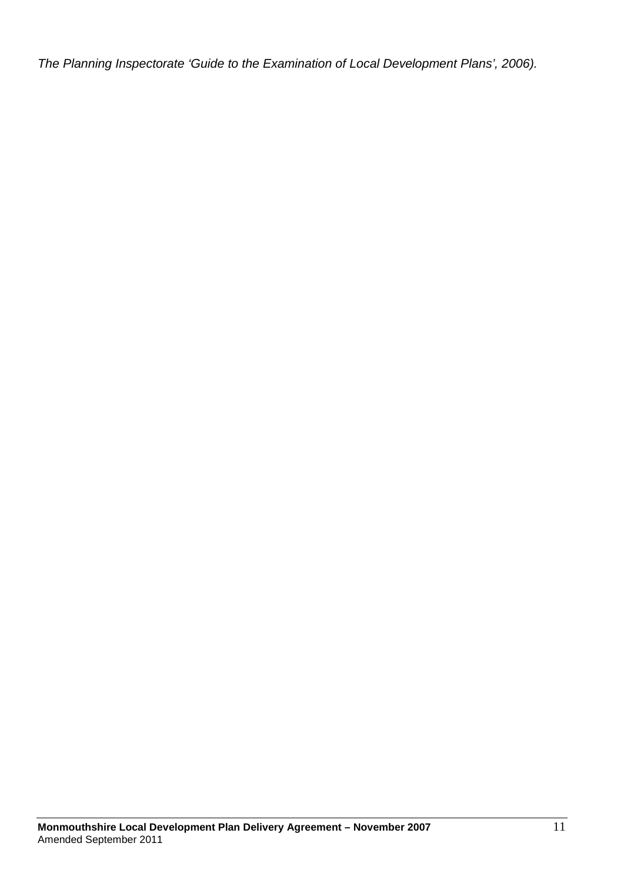*The Planning Inspectorate 'Guide to the Examination of Local Development Plans', 2006).*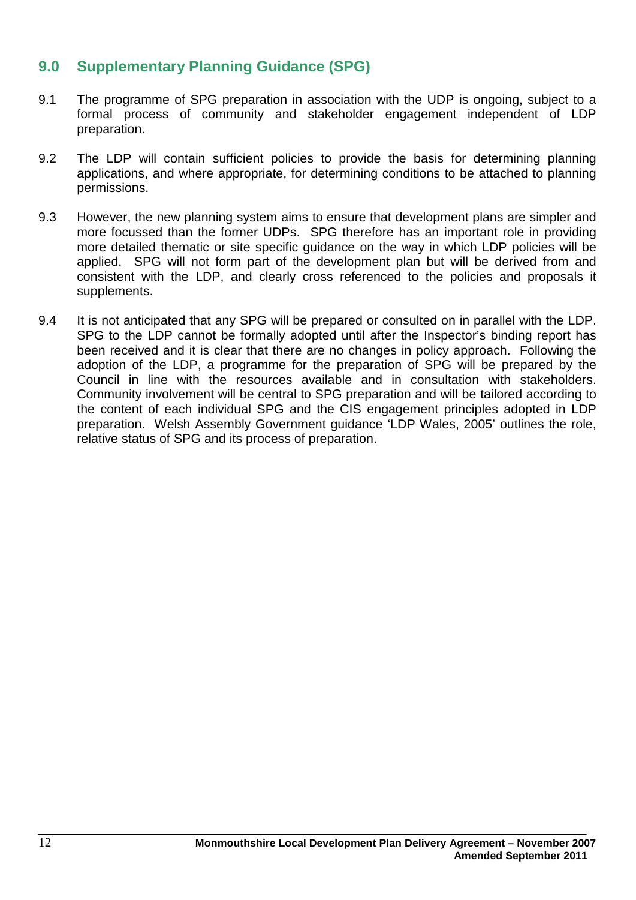## 9.0 Supplementary Planning Guidance (SPG)

9.1 The programme of SPG preparation in association with the UDP is ongoing, subject to a formal process of community and stakeholder engagement independent of LDP preparation.

9.2 The LDP will contain sufficient policies to provide the basis for determining planning applications, and where appropriate, for determining conditions to be attached to planning permissions.

9.3 However, the new planning system aims to ensure that development plans are simpler and more focussed than the former UDPs. SPG therefore has an important role in providing more detailed thematic or site specific guidance on the way in which LDP policies will be applied. SPG will not form part of the development plan but will be derived from and consistent with the LDP, and clearly cross referenced to the policies and proposals it supplements.

9.4 It is not anticipated that any SPG will be prepared or consulted on in parallel with the LDP. SPG to the LDP cannot be formally adopted until after the Inspector's binding report has been received and it is clear that there are no changes in policy approach. Following the adoption of the LDP, a programme for the preparation of SPG will be prepared by the Council in line with the resources available and in consultation with stakeholders. Community involvement will be central to SPG preparation and will be tailored according to the content of each individual SPG and the CIS engagement principles adopted in LDP preparation. Welsh Assembly Government guidance 'LDP Wales, 2005' outlines the role, relative status of SPG and its process of preparation.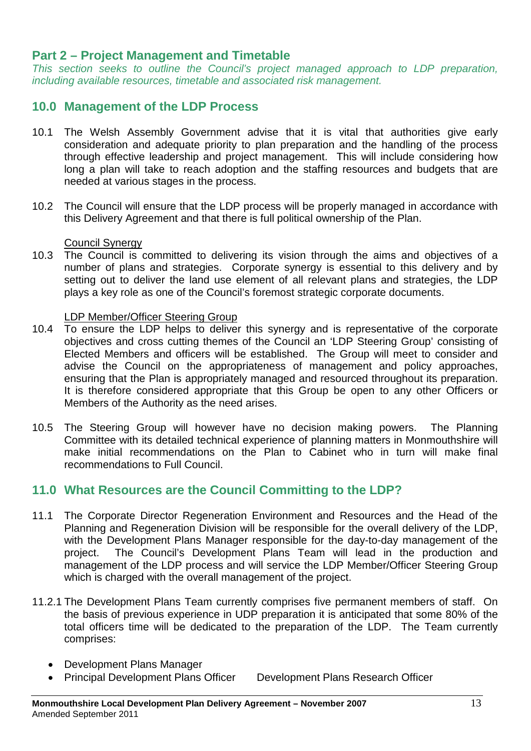## Part 2 – Project Management and Timetable

*This section seeks to outline the Council's project managed approach to LDP preparation, including available resources, timetable and associated risk management.*

### 10.0 Management of the LDP Process

10.1 The Welsh Assembly Government advise that it is vital that authorities give early consideration and adequate priority to plan preparation and the handling of the process through effective leadership and project management. This will include considering how long a plan will take to reach adoption and the staffing resources and budgets that are needed at various stages in the process.

10.2 The Council will ensure that the LDP process will be properly managed in accordance with this Delivery Agreement and that there is full political ownership of the Plan.

<u>Council Synergy</u>

10.3 The Council is committed to delivering its vision through the aims and objectives of a number of plans and strategies. Corporate synergy is essential to this delivery and by setting out to deliver the land use element of all relevant plans and strategies, the LDP plays a key role as one of the Council's foremost strategic corporate documents.

<u>LDP Member/Officer Steering Group</u>

10.4 To ensure the LDP helps to deliver this synergy and is representative of the corporate objectives and cross cutting themes of the Council an 'LDP Steering Group' consisting of Elected Members and officers will be established. The Group will meet to consider and advise the Council on the appropriateness of management and policy approaches, ensuring that the Plan is appropriately managed and resourced throughout its preparation. It is therefore considered appropriate that this Group be open to any other Officers or Members of the Authority as the need arises.

10.5 The Steering Group will however have no decision making powers. The Planning Committee with its detailed technical experience of planning matters in Monmouthshire will make initial recommendations on the Plan to Cabinet who in turn will make final recommendations to Full Council.

### 11.0 What Resources are the Council Committing to the LDP?

11.1 The Corporate Director Regeneration Environment and Resources and the Head of the Planning and Regeneration Division will be responsible for the overall delivery of the LDP, with the Development Plans Manager responsible for the day-to-day management of the project. The Council's Development Plans Team will lead in the production and management of the LDP process and will service the LDP Member/Officer Steering Group which is charged with the overall management of the project.

11.2.1 The Development Plans Team currently comprises five permanent members of staff. On the basis of previous experience in UDP preparation it is anticipated that some 80% of the total officers time will be dedicated to the preparation of the LDP. The Team currently comprises:

- Development Plans Manager
- Principal Development Plans Officer Development Plans Research Officer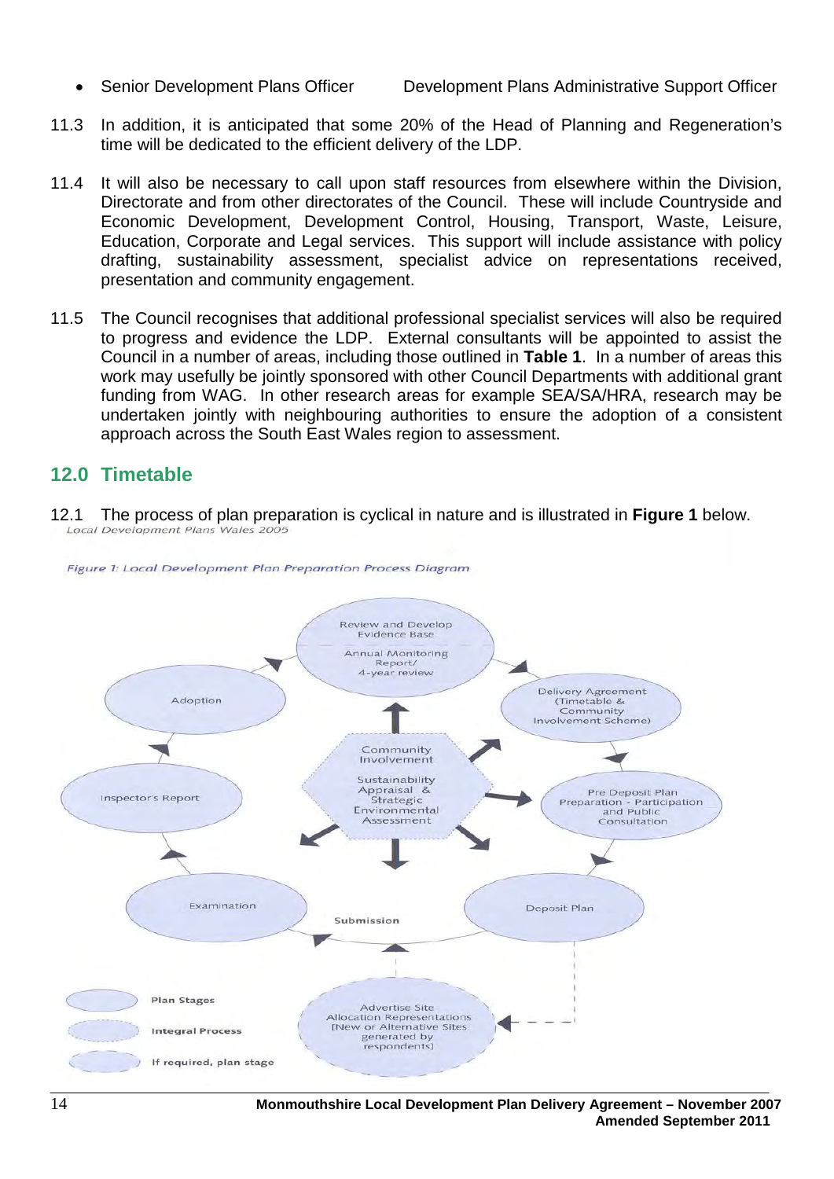- Senior Development Plans Officer Development Plans Administrative Support Officer

11.3 In addition, it is anticipated that some 20% of the Head of Planning and Regeneration's time will be dedicated to the efficient delivery of the LDP.

11.4 It will also be necessary to call upon staff resources from elsewhere within the Division, Directorate and from other directorates of the Council. These will include Countryside and Economic Development, Development Control, Housing, Transport, Waste, Leisure, Education, Corporate and Legal services. This support will include assistance with policy drafting, sustainability assessment, specialist advice on representations received, presentation and community engagement.

11.5 The Council recognises that additional professional specialist services will also be required to progress and evidence the LDP. External consultants will be appointed to assist the Council in a number of areas, including those outlined in **Table 1**. In a number of areas this work may usefully be jointly sponsored with other Council Departments with additional grant funding from WAG. In other research areas for example SEA/SA/HRA, research may be undertaken jointly with neighbouring authorities to ensure the adoption of a consistent approach across the South East Wales region to assessment.

## 12.0 Timetable

12.1 The process of plan preparation is cyclical in nature and is illustrated in **Figure 1** below.

*Local Development Plans Wales 2005*

*Figure 1: Local Development Plan Preparation Process Diagram*

Review and Develop Evidence Base — Annual Monitoring Report/ 4-year review

Delivery Agreement (Timetable & Community Involvement Scheme)

Pre Deposit Plan Preparation - Participation and Public Consultation

Deposit Plan

Submission

Examination

Inspector's Report

Adoption

Community Involvement — Sustainability Appraisal & Strategic Environmental Assessment

Advertise Site Allocation Representations [New or Alternative Sites generated by respondents]

Plan Stages

Integral Process

If required, plan stage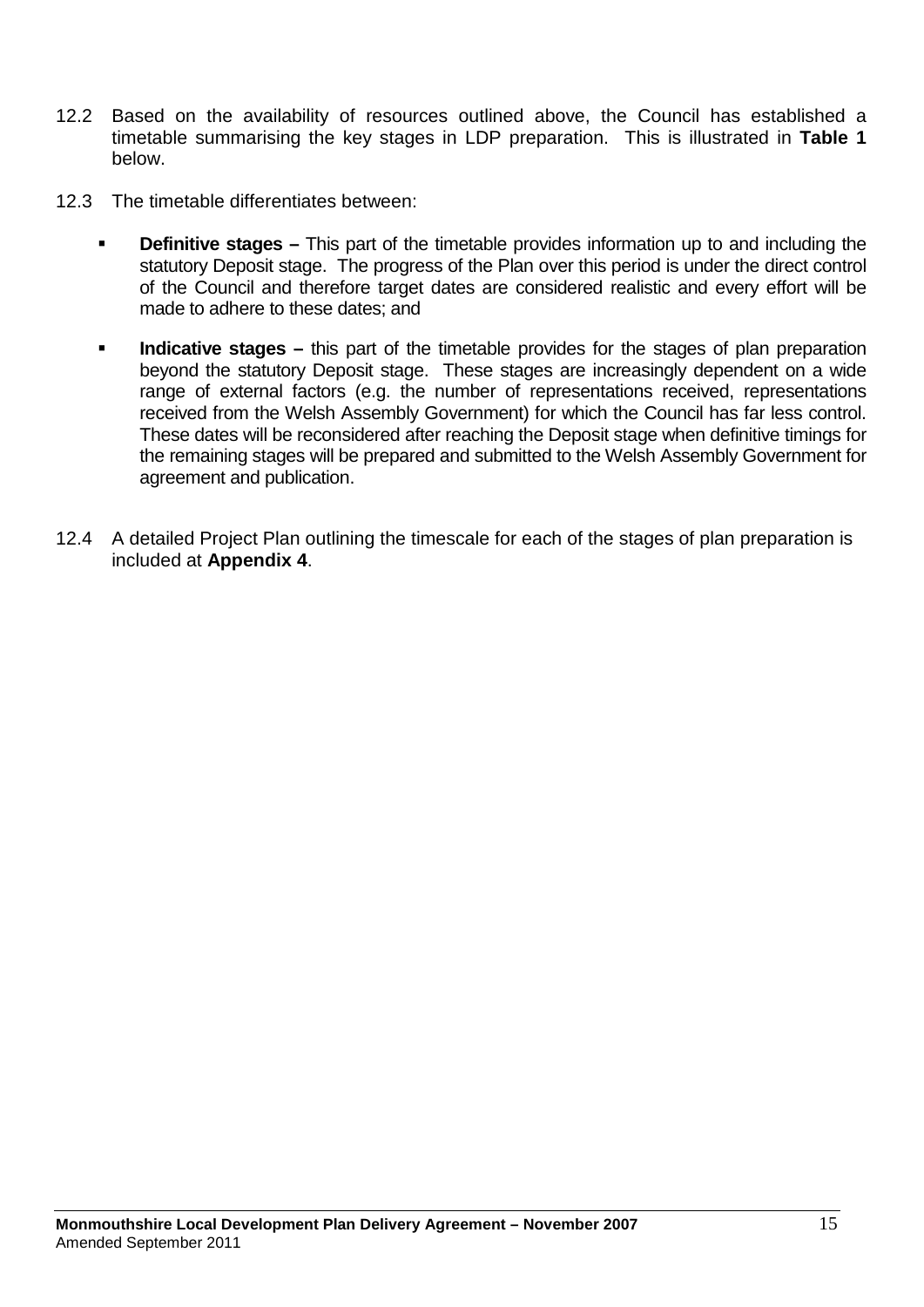12.2 Based on the availability of resources outlined above, the Council has established a timetable summarising the key stages in LDP preparation. This is illustrated in **Table 1** below.

12.3 The timetable differentiates between:

- **Definitive stages –** This part of the timetable provides information up to and including the statutory Deposit stage. The progress of the Plan over this period is under the direct control of the Council and therefore target dates are considered realistic and every effort will be made to adhere to these dates; and

- **Indicative stages –** this part of the timetable provides for the stages of plan preparation beyond the statutory Deposit stage. These stages are increasingly dependent on a wide range of external factors (e.g. the number of representations received, representations received from the Welsh Assembly Government) for which the Council has far less control. These dates will be reconsidered after reaching the Deposit stage when definitive timings for the remaining stages will be prepared and submitted to the Welsh Assembly Government for agreement and publication.

12.4 A detailed Project Plan outlining the timescale for each of the stages of plan preparation is included at **Appendix 4**.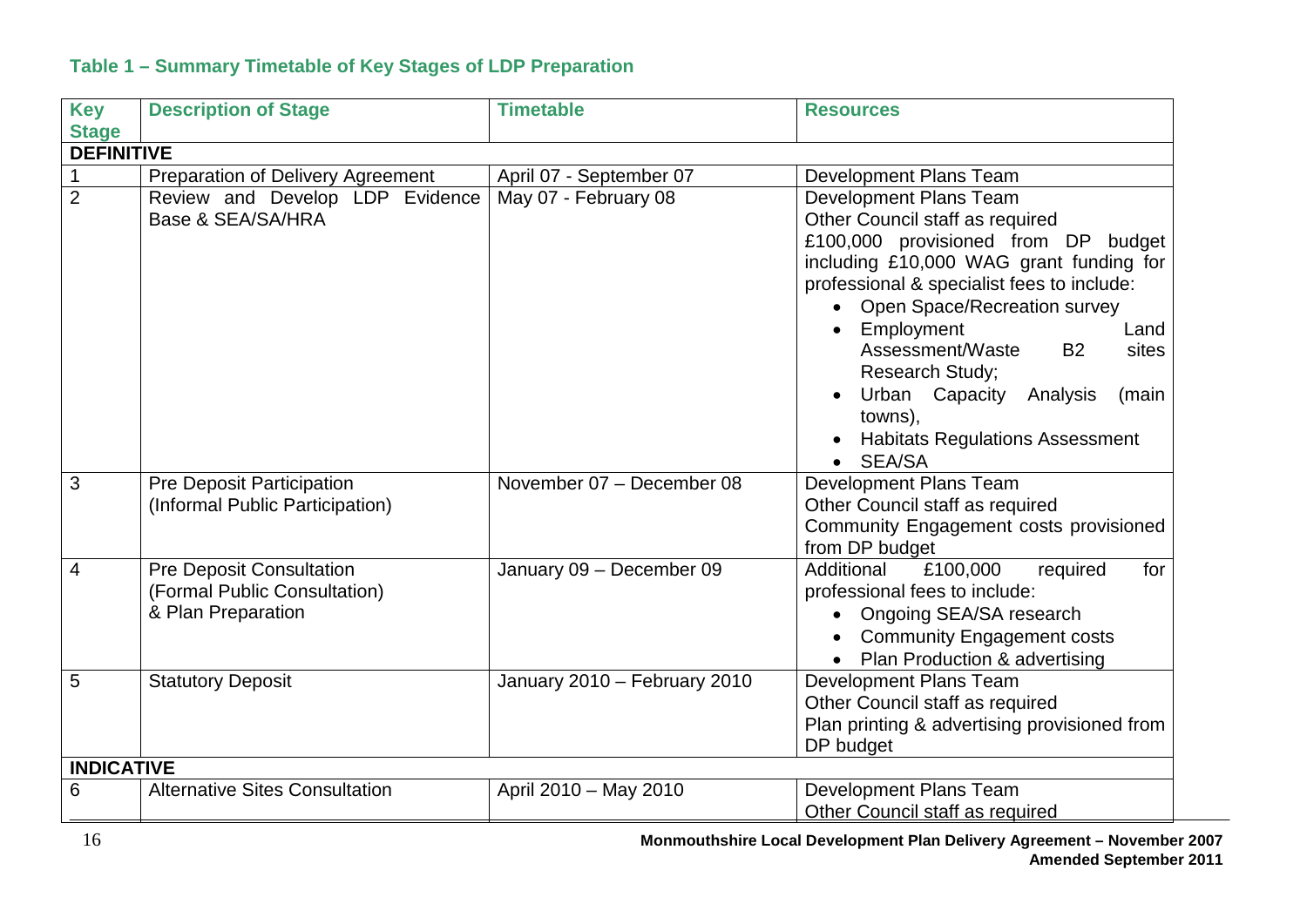### Table 1 – Summary Timetable of Key Stages of LDP Preparation

| Key Stage | Description of Stage | Timetable | Resources |
|---|---|---|---|
| **DEFINITIVE** | | | |
| 1 | Preparation of Delivery Agreement | April 07 - September 07 | Development Plans Team |
| 2 | Review and Develop LDP Evidence Base & SEA/SA/HRA | May 07 - February 08 | Development Plans Team<br>Other Council staff as required<br>£100,000 provisioned from DP budget including £10,000 WAG grant funding for professional & specialist fees to include:<br>• Open Space/Recreation survey<br>• Employment Land Assessment/Waste B2 sites Research Study;<br>• Urban Capacity Analysis (main towns),<br>• Habitats Regulations Assessment<br>• SEA/SA |
| 3 | Pre Deposit Participation (Informal Public Participation) | November 07 – December 08 | Development Plans Team<br>Other Council staff as required<br>Community Engagement costs provisioned from DP budget |
| 4 | Pre Deposit Consultation (Formal Public Consultation) & Plan Preparation | January 09 – December 09 | Additional £100,000 required for professional fees to include:<br>• Ongoing SEA/SA research<br>• Community Engagement costs<br>• Plan Production & advertising |
| 5 | Statutory Deposit | January 2010 – February 2010 | Development Plans Team<br>Other Council staff as required<br>Plan printing & advertising provisioned from DP budget |
| **INDICATIVE** | | | |
| 6 | Alternative Sites Consultation | April 2010 – May 2010 | Development Plans Team<br>Other Council staff as required |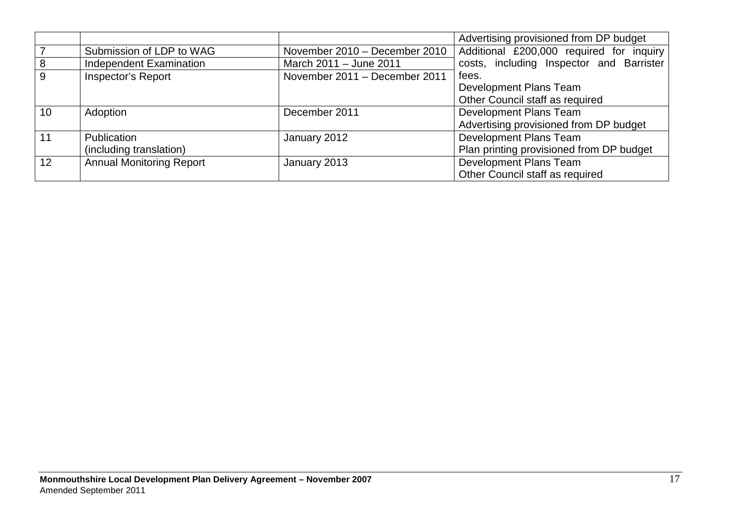| | | | |
|---|---|---|---|
| | | | Advertising provisioned from DP budget |
| 7 | Submission of LDP to WAG | November 2010 – December 2010 | Additional £200,000 required for inquiry costs, including Inspector and Barrister fees.<br>Development Plans Team<br>Other Council staff as required |
| 8 | Independent Examination | March 2011 – June 2011 | |
| 9 | Inspector's Report | November 2011 – December 2011 | |
| 10 | Adoption | December 2011 | Development Plans Team<br>Advertising provisioned from DP budget |
| 11 | Publication<br>(including translation) | January 2012 | Development Plans Team<br>Plan printing provisioned from DP budget |
| 12 | Annual Monitoring Report | January 2013 | Development Plans Team<br>Other Council staff as required |

**Monmouthshire Local Development Plan Delivery Agreement – November 2007**
Amended September 2011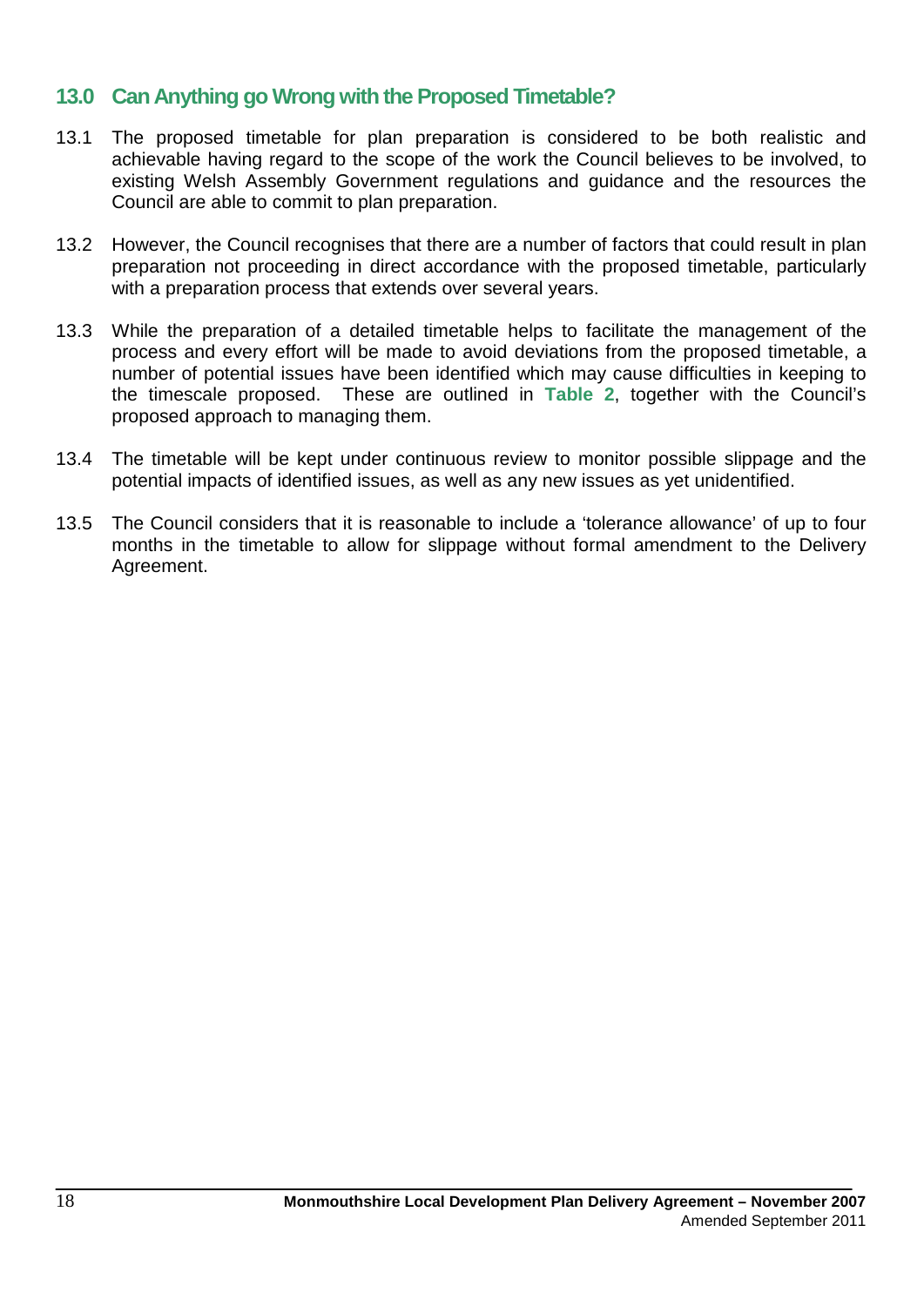## 13.0 Can Anything go Wrong with the Proposed Timetable?

13.1 The proposed timetable for plan preparation is considered to be both realistic and achievable having regard to the scope of the work the Council believes to be involved, to existing Welsh Assembly Government regulations and guidance and the resources the Council are able to commit to plan preparation.

13.2 However, the Council recognises that there are a number of factors that could result in plan preparation not proceeding in direct accordance with the proposed timetable, particularly with a preparation process that extends over several years.

13.3 While the preparation of a detailed timetable helps to facilitate the management of the process and every effort will be made to avoid deviations from the proposed timetable, a number of potential issues have been identified which may cause difficulties in keeping to the timescale proposed. These are outlined in **Table 2**, together with the Council's proposed approach to managing them.

13.4 The timetable will be kept under continuous review to monitor possible slippage and the potential impacts of identified issues, as well as any new issues as yet unidentified.

13.5 The Council considers that it is reasonable to include a 'tolerance allowance' of up to four months in the timetable to allow for slippage without formal amendment to the Delivery Agreement.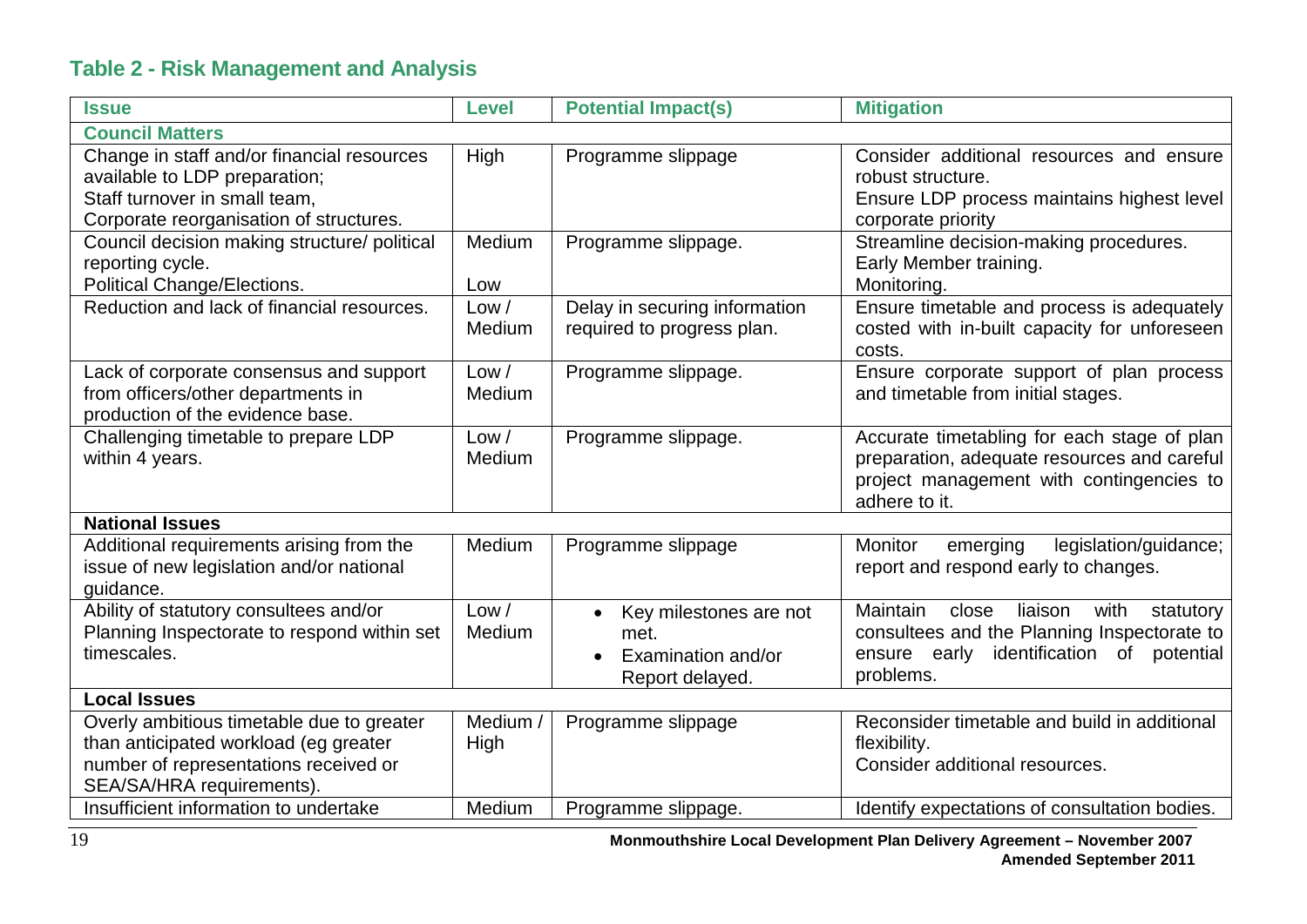### Table 2 - Risk Management and Analysis

| Issue | Level | Potential Impact(s) | Mitigation |
|---|---|---|---|
| **Council Matters** | | | |
| Change in staff and/or financial resources available to LDP preparation; Staff turnover in small team, Corporate reorganisation of structures. | High | Programme slippage | Consider additional resources and ensure robust structure. Ensure LDP process maintains highest level corporate priority |
| Council decision making structure/ political reporting cycle. Political Change/Elections. | Medium<br>Low | Programme slippage. | Streamline decision-making procedures. Early Member training. Monitoring. |
| Reduction and lack of financial resources. | Low / Medium | Delay in securing information required to progress plan. | Ensure timetable and process is adequately costed with in-built capacity for unforeseen costs. |
| Lack of corporate consensus and support from officers/other departments in production of the evidence base. | Low / Medium | Programme slippage. | Ensure corporate support of plan process and timetable from initial stages. |
| Challenging timetable to prepare LDP within 4 years. | Low / Medium | Programme slippage. | Accurate timetabling for each stage of plan preparation, adequate resources and careful project management with contingencies to adhere to it. |
| **National Issues** | | | |
| Additional requirements arising from the issue of new legislation and/or national guidance. | Medium | Programme slippage | Monitor emerging legislation/guidance; report and respond early to changes. |
| Ability of statutory consultees and/or Planning Inspectorate to respond within set timescales. | Low / Medium | • Key milestones are not met.<br>• Examination and/or Report delayed. | Maintain close liaison with statutory consultees and the Planning Inspectorate to ensure early identification of potential problems. |
| **Local Issues** | | | |
| Overly ambitious timetable due to greater than anticipated workload (eg greater number of representations received or SEA/SA/HRA requirements). | Medium / High | Programme slippage | Reconsider timetable and build in additional flexibility. Consider additional resources. |
| Insufficient information to undertake | Medium | Programme slippage. | Identify expectations of consultation bodies. |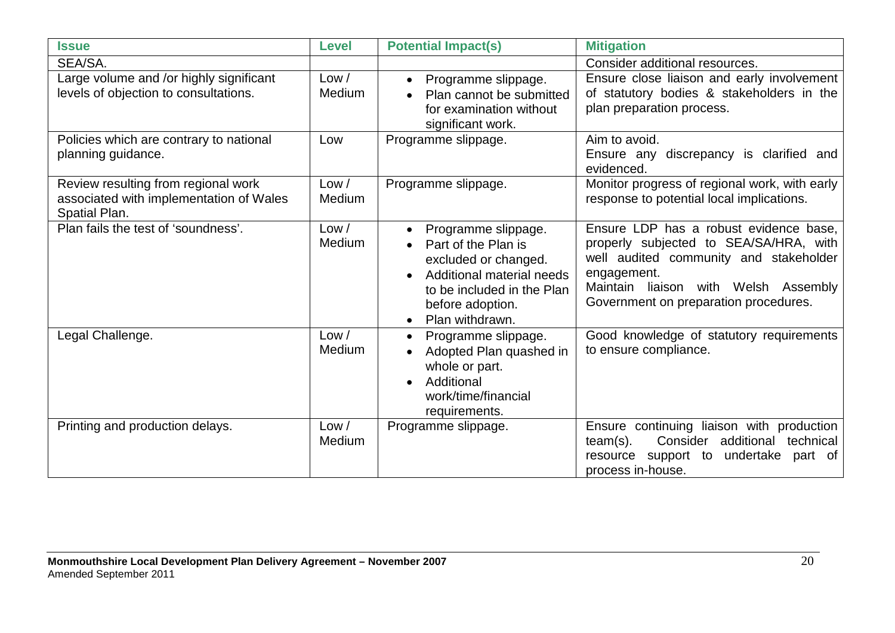| Issue | Level | Potential Impact(s) | Mitigation |
|---|---|---|---|
| SEA/SA. | | | Consider additional resources. |
| Large volume and /or highly significant levels of objection to consultations. | Low / Medium | • Programme slippage.<br>• Plan cannot be submitted for examination without significant work. | Ensure close liaison and early involvement of statutory bodies & stakeholders in the plan preparation process. |
| Policies which are contrary to national planning guidance. | Low | Programme slippage. | Aim to avoid.<br>Ensure any discrepancy is clarified and evidenced. |
| Review resulting from regional work associated with implementation of Wales Spatial Plan. | Low / Medium | Programme slippage. | Monitor progress of regional work, with early response to potential local implications. |
| Plan fails the test of 'soundness'. | Low / Medium | • Programme slippage.<br>• Part of the Plan is excluded or changed.<br>• Additional material needs to be included in the Plan before adoption.<br>• Plan withdrawn. | Ensure LDP has a robust evidence base, properly subjected to SEA/SA/HRA, with well audited community and stakeholder engagement.<br>Maintain liaison with Welsh Assembly Government on preparation procedures. |
| Legal Challenge. | Low / Medium | • Programme slippage.<br>• Adopted Plan quashed in whole or part.<br>• Additional work/time/financial requirements. | Good knowledge of statutory requirements to ensure compliance. |
| Printing and production delays. | Low / Medium | Programme slippage. | Ensure continuing liaison with production team(s). Consider additional technical resource support to undertake part of process in-house. |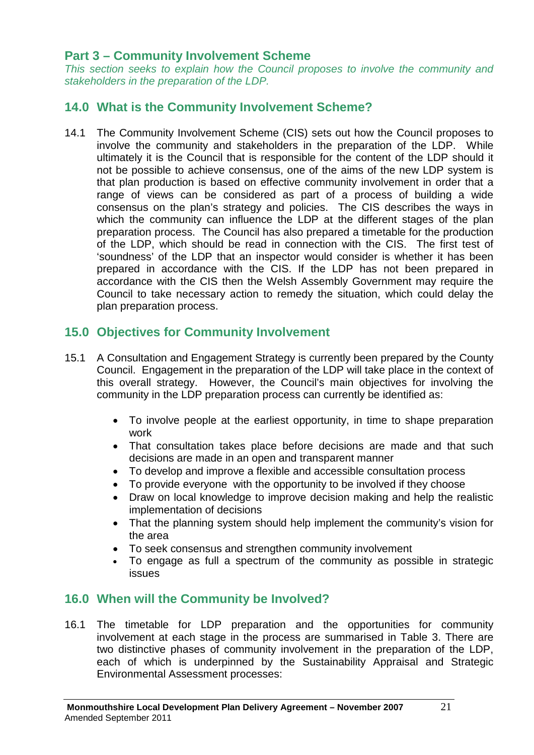## Part 3 – Community Involvement Scheme

*This section seeks to explain how the Council proposes to involve the community and stakeholders in the preparation of the LDP.*

### 14.0 What is the Community Involvement Scheme?

14.1 The Community Involvement Scheme (CIS) sets out how the Council proposes to involve the community and stakeholders in the preparation of the LDP. While ultimately it is the Council that is responsible for the content of the LDP should it not be possible to achieve consensus, one of the aims of the new LDP system is that plan production is based on effective community involvement in order that a range of views can be considered as part of a process of building a wide consensus on the plan's strategy and policies. The CIS describes the ways in which the community can influence the LDP at the different stages of the plan preparation process. The Council has also prepared a timetable for the production of the LDP, which should be read in connection with the CIS. The first test of 'soundness' of the LDP that an inspector would consider is whether it has been prepared in accordance with the CIS. If the LDP has not been prepared in accordance with the CIS then the Welsh Assembly Government may require the Council to take necessary action to remedy the situation, which could delay the plan preparation process.

### 15.0 Objectives for Community Involvement

15.1 A Consultation and Engagement Strategy is currently been prepared by the County Council. Engagement in the preparation of the LDP will take place in the context of this overall strategy. However, the Council's main objectives for involving the community in the LDP preparation process can currently be identified as:

- To involve people at the earliest opportunity, in time to shape preparation work
- That consultation takes place before decisions are made and that such decisions are made in an open and transparent manner
- To develop and improve a flexible and accessible consultation process
- To provide everyone with the opportunity to be involved if they choose
- Draw on local knowledge to improve decision making and help the realistic implementation of decisions
- That the planning system should help implement the community's vision for the area
- To seek consensus and strengthen community involvement
- To engage as full a spectrum of the community as possible in strategic issues

### 16.0 When will the Community be Involved?

16.1 The timetable for LDP preparation and the opportunities for community involvement at each stage in the process are summarised in Table 3. There are two distinctive phases of community involvement in the preparation of the LDP, each of which is underpinned by the Sustainability Appraisal and Strategic Environmental Assessment processes: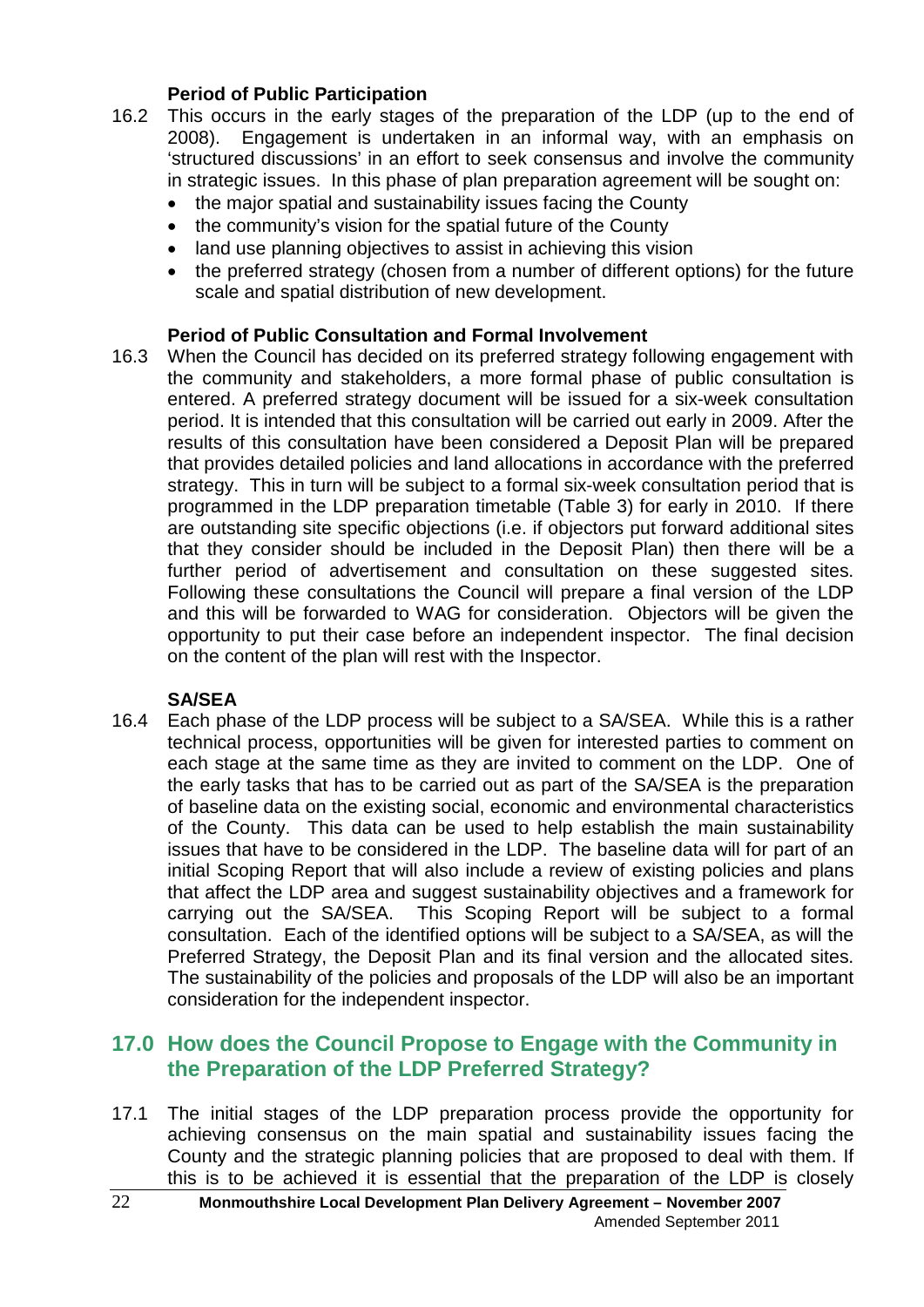### Period of Public Participation

16.2 This occurs in the early stages of the preparation of the LDP (up to the end of 2008). Engagement is undertaken in an informal way, with an emphasis on 'structured discussions' in an effort to seek consensus and involve the community in strategic issues. In this phase of plan preparation agreement will be sought on:

- the major spatial and sustainability issues facing the County
- the community's vision for the spatial future of the County
- land use planning objectives to assist in achieving this vision
- the preferred strategy (chosen from a number of different options) for the future scale and spatial distribution of new development.

### Period of Public Consultation and Formal Involvement

16.3 When the Council has decided on its preferred strategy following engagement with the community and stakeholders, a more formal phase of public consultation is entered. A preferred strategy document will be issued for a six-week consultation period. It is intended that this consultation will be carried out early in 2009. After the results of this consultation have been considered a Deposit Plan will be prepared that provides detailed policies and land allocations in accordance with the preferred strategy. This in turn will be subject to a formal six-week consultation period that is programmed in the LDP preparation timetable (Table 3) for early in 2010. If there are outstanding site specific objections (i.e. if objectors put forward additional sites that they consider should be included in the Deposit Plan) then there will be a further period of advertisement and consultation on these suggested sites. Following these consultations the Council will prepare a final version of the LDP and this will be forwarded to WAG for consideration. Objectors will be given the opportunity to put their case before an independent inspector. The final decision on the content of the plan will rest with the Inspector.

### SA/SEA

16.4 Each phase of the LDP process will be subject to a SA/SEA. While this is a rather technical process, opportunities will be given for interested parties to comment on each stage at the same time as they are invited to comment on the LDP. One of the early tasks that has to be carried out as part of the SA/SEA is the preparation of baseline data on the existing social, economic and environmental characteristics of the County. This data can be used to help establish the main sustainability issues that have to be considered in the LDP. The baseline data will for part of an initial Scoping Report that will also include a review of existing policies and plans that affect the LDP area and suggest sustainability objectives and a framework for carrying out the SA/SEA. This Scoping Report will be subject to a formal consultation. Each of the identified options will be subject to a SA/SEA, as will the Preferred Strategy, the Deposit Plan and its final version and the allocated sites. The sustainability of the policies and proposals of the LDP will also be an important consideration for the independent inspector.

## 17.0 How does the Council Propose to Engage with the Community in the Preparation of the LDP Preferred Strategy?

17.1 The initial stages of the LDP preparation process provide the opportunity for achieving consensus on the main spatial and sustainability issues facing the County and the strategic planning policies that are proposed to deal with them. If this is to be achieved it is essential that the preparation of the LDP is closely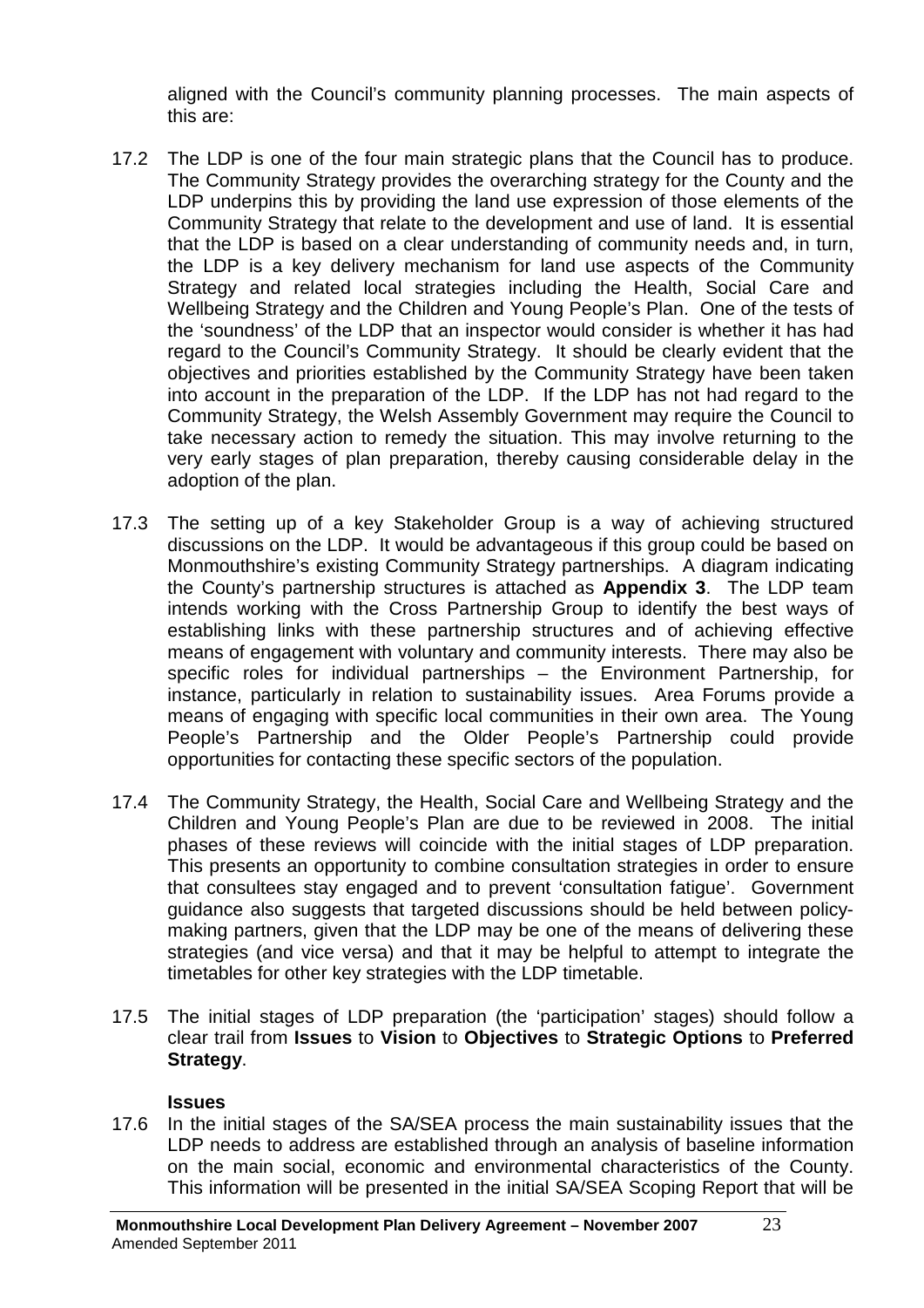aligned with the Council's community planning processes. The main aspects of this are:

17.2 The LDP is one of the four main strategic plans that the Council has to produce. The Community Strategy provides the overarching strategy for the County and the LDP underpins this by providing the land use expression of those elements of the Community Strategy that relate to the development and use of land. It is essential that the LDP is based on a clear understanding of community needs and, in turn, the LDP is a key delivery mechanism for land use aspects of the Community Strategy and related local strategies including the Health, Social Care and Wellbeing Strategy and the Children and Young People's Plan. One of the tests of the 'soundness' of the LDP that an inspector would consider is whether it has had regard to the Council's Community Strategy. It should be clearly evident that the objectives and priorities established by the Community Strategy have been taken into account in the preparation of the LDP. If the LDP has not had regard to the Community Strategy, the Welsh Assembly Government may require the Council to take necessary action to remedy the situation. This may involve returning to the very early stages of plan preparation, thereby causing considerable delay in the adoption of the plan.

17.3 The setting up of a key Stakeholder Group is a way of achieving structured discussions on the LDP. It would be advantageous if this group could be based on Monmouthshire's existing Community Strategy partnerships. A diagram indicating the County's partnership structures is attached as **Appendix 3**. The LDP team intends working with the Cross Partnership Group to identify the best ways of establishing links with these partnership structures and of achieving effective means of engagement with voluntary and community interests. There may also be specific roles for individual partnerships – the Environment Partnership, for instance, particularly in relation to sustainability issues. Area Forums provide a means of engaging with specific local communities in their own area. The Young People's Partnership and the Older People's Partnership could provide opportunities for contacting these specific sectors of the population.

17.4 The Community Strategy, the Health, Social Care and Wellbeing Strategy and the Children and Young People's Plan are due to be reviewed in 2008. The initial phases of these reviews will coincide with the initial stages of LDP preparation. This presents an opportunity to combine consultation strategies in order to ensure that consultees stay engaged and to prevent 'consultation fatigue'. Government guidance also suggests that targeted discussions should be held between policy-making partners, given that the LDP may be one of the means of delivering these strategies (and vice versa) and that it may be helpful to attempt to integrate the timetables for other key strategies with the LDP timetable.

17.5 The initial stages of LDP preparation (the 'participation' stages) should follow a clear trail from **Issues** to **Vision** to **Objectives** to **Strategic Options** to **Preferred Strategy**.

**Issues**

17.6 In the initial stages of the SA/SEA process the main sustainability issues that the LDP needs to address are established through an analysis of baseline information on the main social, economic and environmental characteristics of the County. This information will be presented in the initial SA/SEA Scoping Report that will be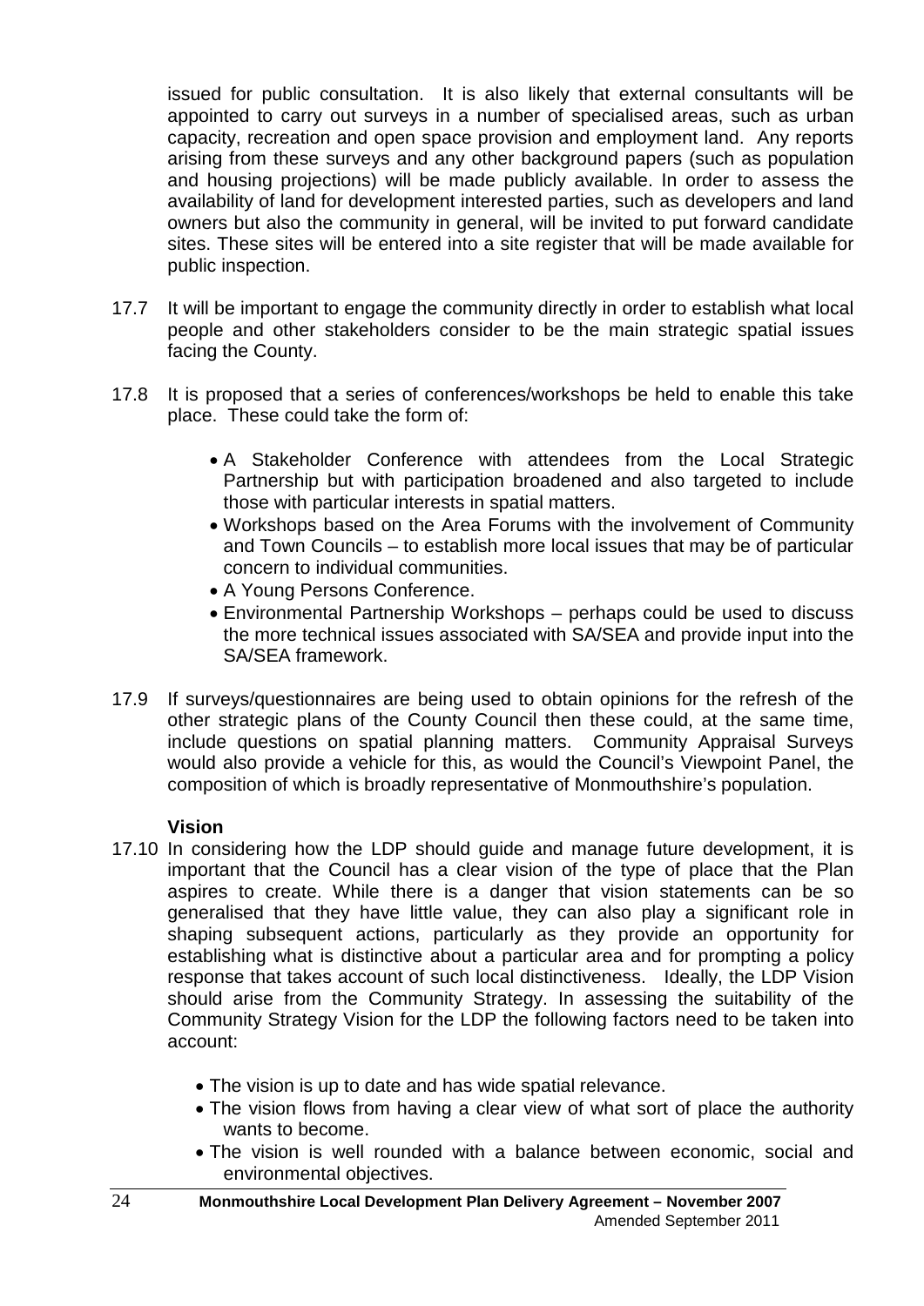issued for public consultation. It is also likely that external consultants will be appointed to carry out surveys in a number of specialised areas, such as urban capacity, recreation and open space provision and employment land. Any reports arising from these surveys and any other background papers (such as population and housing projections) will be made publicly available. In order to assess the availability of land for development interested parties, such as developers and land owners but also the community in general, will be invited to put forward candidate sites. These sites will be entered into a site register that will be made available for public inspection.

17.7 It will be important to engage the community directly in order to establish what local people and other stakeholders consider to be the main strategic spatial issues facing the County.

17.8 It is proposed that a series of conferences/workshops be held to enable this take place. These could take the form of:

- A Stakeholder Conference with attendees from the Local Strategic Partnership but with participation broadened and also targeted to include those with particular interests in spatial matters.
- Workshops based on the Area Forums with the involvement of Community and Town Councils – to establish more local issues that may be of particular concern to individual communities.
- A Young Persons Conference.
- Environmental Partnership Workshops – perhaps could be used to discuss the more technical issues associated with SA/SEA and provide input into the SA/SEA framework.

17.9 If surveys/questionnaires are being used to obtain opinions for the refresh of the other strategic plans of the County Council then these could, at the same time, include questions on spatial planning matters. Community Appraisal Surveys would also provide a vehicle for this, as would the Council's Viewpoint Panel, the composition of which is broadly representative of Monmouthshire's population.

**Vision**

17.10 In considering how the LDP should guide and manage future development, it is important that the Council has a clear vision of the type of place that the Plan aspires to create. While there is a danger that vision statements can be so generalised that they have little value, they can also play a significant role in shaping subsequent actions, particularly as they provide an opportunity for establishing what is distinctive about a particular area and for prompting a policy response that takes account of such local distinctiveness. Ideally, the LDP Vision should arise from the Community Strategy. In assessing the suitability of the Community Strategy Vision for the LDP the following factors need to be taken into account:

- The vision is up to date and has wide spatial relevance.
- The vision flows from having a clear view of what sort of place the authority wants to become.
- The vision is well rounded with a balance between economic, social and environmental objectives.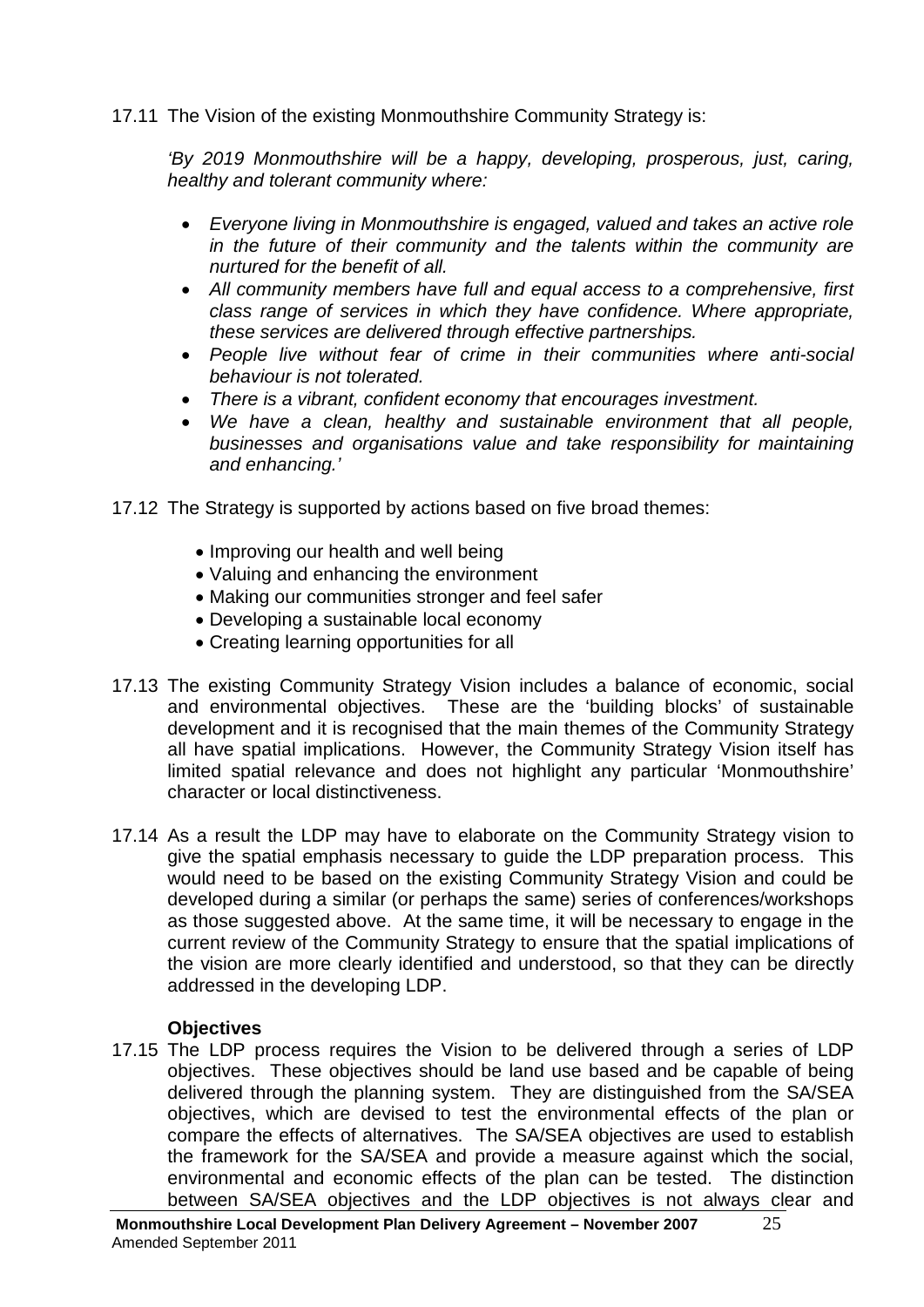17.11 The Vision of the existing Monmouthshire Community Strategy is:

*'By 2019 Monmouthshire will be a happy, developing, prosperous, just, caring, healthy and tolerant community where:*

- *Everyone living in Monmouthshire is engaged, valued and takes an active role in the future of their community and the talents within the community are nurtured for the benefit of all.*
- *All community members have full and equal access to a comprehensive, first class range of services in which they have confidence. Where appropriate, these services are delivered through effective partnerships.*
- *People live without fear of crime in their communities where anti-social behaviour is not tolerated.*
- *There is a vibrant, confident economy that encourages investment.*
- *We have a clean, healthy and sustainable environment that all people, businesses and organisations value and take responsibility for maintaining and enhancing.'*

17.12 The Strategy is supported by actions based on five broad themes:

- Improving our health and well being
- Valuing and enhancing the environment
- Making our communities stronger and feel safer
- Developing a sustainable local economy
- Creating learning opportunities for all

17.13 The existing Community Strategy Vision includes a balance of economic, social and environmental objectives. These are the 'building blocks' of sustainable development and it is recognised that the main themes of the Community Strategy all have spatial implications. However, the Community Strategy Vision itself has limited spatial relevance and does not highlight any particular 'Monmouthshire' character or local distinctiveness.

17.14 As a result the LDP may have to elaborate on the Community Strategy vision to give the spatial emphasis necessary to guide the LDP preparation process. This would need to be based on the existing Community Strategy Vision and could be developed during a similar (or perhaps the same) series of conferences/workshops as those suggested above. At the same time, it will be necessary to engage in the current review of the Community Strategy to ensure that the spatial implications of the vision are more clearly identified and understood, so that they can be directly addressed in the developing LDP.

### Objectives

17.15 The LDP process requires the Vision to be delivered through a series of LDP objectives. These objectives should be land use based and be capable of being delivered through the planning system. They are distinguished from the SA/SEA objectives, which are devised to test the environmental effects of the plan or compare the effects of alternatives. The SA/SEA objectives are used to establish the framework for the SA/SEA and provide a measure against which the social, environmental and economic effects of the plan can be tested. The distinction between SA/SEA objectives and the LDP objectives is not always clear and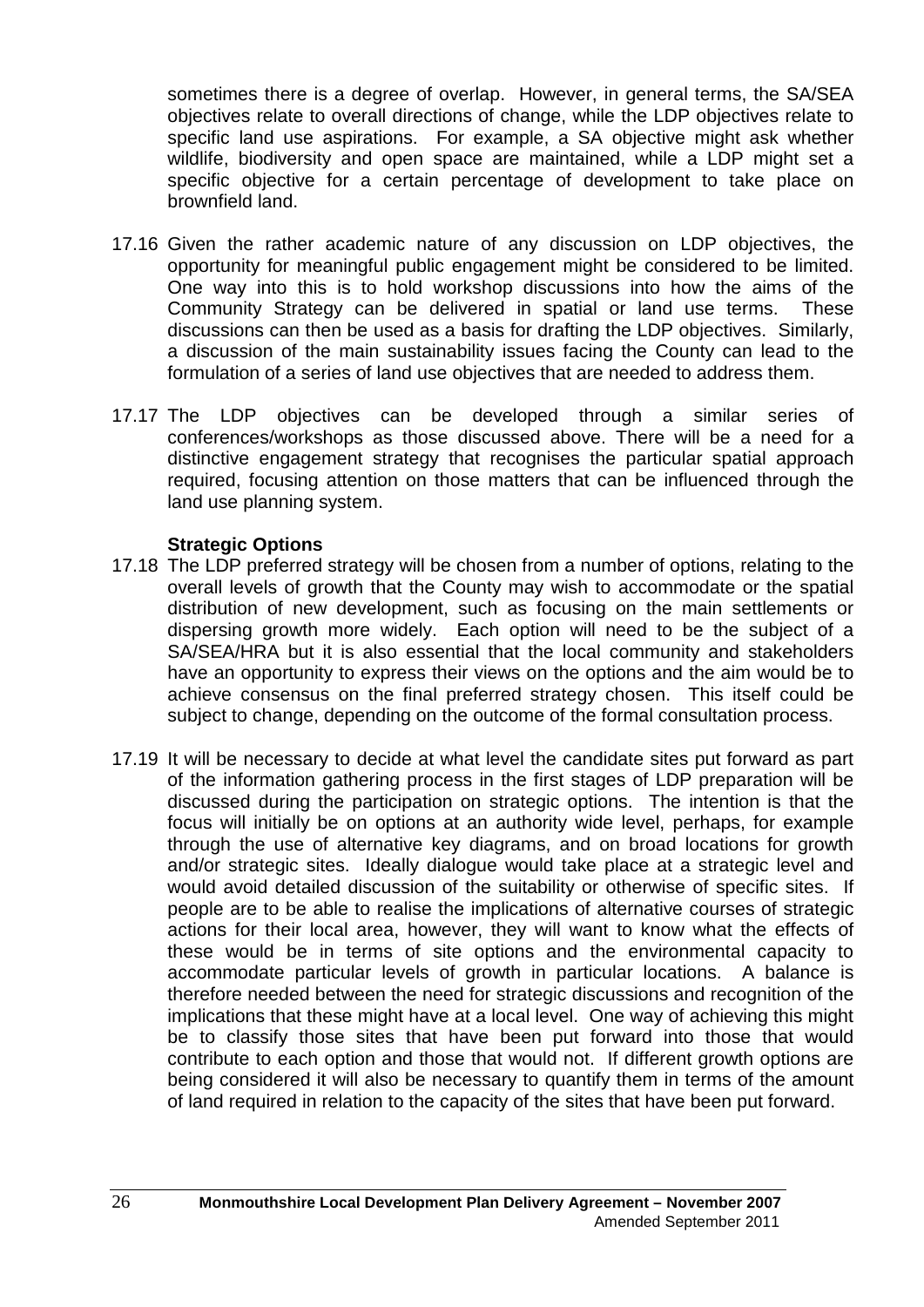sometimes there is a degree of overlap. However, in general terms, the SA/SEA objectives relate to overall directions of change, while the LDP objectives relate to specific land use aspirations. For example, a SA objective might ask whether wildlife, biodiversity and open space are maintained, while a LDP might set a specific objective for a certain percentage of development to take place on brownfield land.

17.16 Given the rather academic nature of any discussion on LDP objectives, the opportunity for meaningful public engagement might be considered to be limited. One way into this is to hold workshop discussions into how the aims of the Community Strategy can be delivered in spatial or land use terms. These discussions can then be used as a basis for drafting the LDP objectives. Similarly, a discussion of the main sustainability issues facing the County can lead to the formulation of a series of land use objectives that are needed to address them.

17.17 The LDP objectives can be developed through a similar series of conferences/workshops as those discussed above. There will be a need for a distinctive engagement strategy that recognises the particular spatial approach required, focusing attention on those matters that can be influenced through the land use planning system.

**Strategic Options**

17.18 The LDP preferred strategy will be chosen from a number of options, relating to the overall levels of growth that the County may wish to accommodate or the spatial distribution of new development, such as focusing on the main settlements or dispersing growth more widely. Each option will need to be the subject of a SA/SEA/HRA but it is also essential that the local community and stakeholders have an opportunity to express their views on the options and the aim would be to achieve consensus on the final preferred strategy chosen. This itself could be subject to change, depending on the outcome of the formal consultation process.

17.19 It will be necessary to decide at what level the candidate sites put forward as part of the information gathering process in the first stages of LDP preparation will be discussed during the participation on strategic options. The intention is that the focus will initially be on options at an authority wide level, perhaps, for example through the use of alternative key diagrams, and on broad locations for growth and/or strategic sites. Ideally dialogue would take place at a strategic level and would avoid detailed discussion of the suitability or otherwise of specific sites. If people are to be able to realise the implications of alternative courses of strategic actions for their local area, however, they will want to know what the effects of these would be in terms of site options and the environmental capacity to accommodate particular levels of growth in particular locations. A balance is therefore needed between the need for strategic discussions and recognition of the implications that these might have at a local level. One way of achieving this might be to classify those sites that have been put forward into those that would contribute to each option and those that would not. If different growth options are being considered it will also be necessary to quantify them in terms of the amount of land required in relation to the capacity of the sites that have been put forward.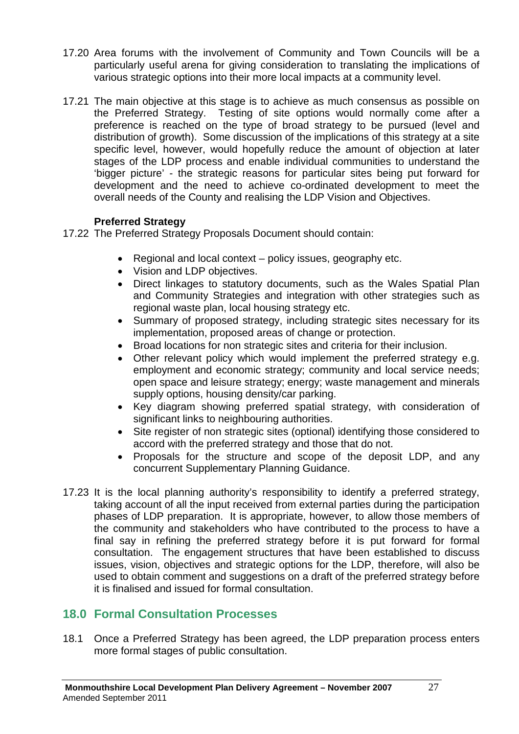17.20 Area forums with the involvement of Community and Town Councils will be a particularly useful arena for giving consideration to translating the implications of various strategic options into their more local impacts at a community level.

17.21 The main objective at this stage is to achieve as much consensus as possible on the Preferred Strategy. Testing of site options would normally come after a preference is reached on the type of broad strategy to be pursued (level and distribution of growth). Some discussion of the implications of this strategy at a site specific level, however, would hopefully reduce the amount of objection at later stages of the LDP process and enable individual communities to understand the 'bigger picture' - the strategic reasons for particular sites being put forward for development and the need to achieve co-ordinated development to meet the overall needs of the County and realising the LDP Vision and Objectives.

**Preferred Strategy**

17.22 The Preferred Strategy Proposals Document should contain:

- Regional and local context – policy issues, geography etc.
- Vision and LDP objectives.
- Direct linkages to statutory documents, such as the Wales Spatial Plan and Community Strategies and integration with other strategies such as regional waste plan, local housing strategy etc.
- Summary of proposed strategy, including strategic sites necessary for its implementation, proposed areas of change or protection.
- Broad locations for non strategic sites and criteria for their inclusion.
- Other relevant policy which would implement the preferred strategy e.g. employment and economic strategy; community and local service needs; open space and leisure strategy; energy; waste management and minerals supply options, housing density/car parking.
- Key diagram showing preferred spatial strategy, with consideration of significant links to neighbouring authorities.
- Site register of non strategic sites (optional) identifying those considered to accord with the preferred strategy and those that do not.
- Proposals for the structure and scope of the deposit LDP, and any concurrent Supplementary Planning Guidance.

17.23 It is the local planning authority's responsibility to identify a preferred strategy, taking account of all the input received from external parties during the participation phases of LDP preparation. It is appropriate, however, to allow those members of the community and stakeholders who have contributed to the process to have a final say in refining the preferred strategy before it is put forward for formal consultation. The engagement structures that have been established to discuss issues, vision, objectives and strategic options for the LDP, therefore, will also be used to obtain comment and suggestions on a draft of the preferred strategy before it is finalised and issued for formal consultation.

## 18.0 Formal Consultation Processes

18.1 Once a Preferred Strategy has been agreed, the LDP preparation process enters more formal stages of public consultation.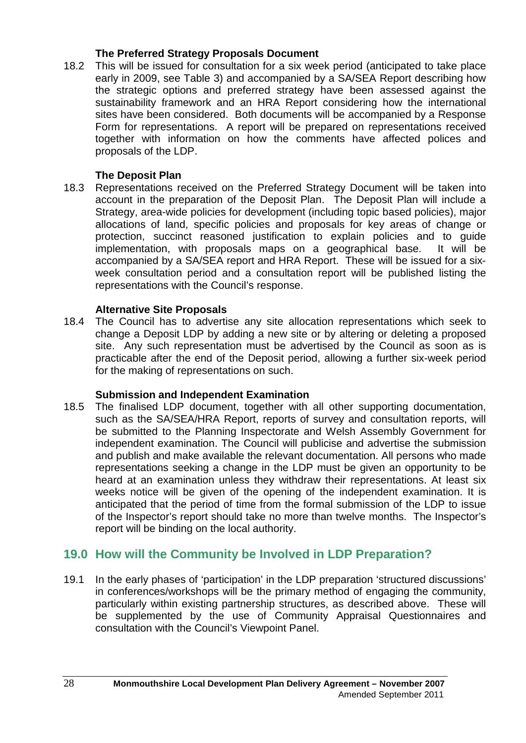**The Preferred Strategy Proposals Document**

18.2 This will be issued for consultation for a six week period (anticipated to take place early in 2009, see Table 3) and accompanied by a SA/SEA Report describing how the strategic options and preferred strategy have been assessed against the sustainability framework and an HRA Report considering how the international sites have been considered. Both documents will be accompanied by a Response Form for representations. A report will be prepared on representations received together with information on how the comments have affected polices and proposals of the LDP.

**The Deposit Plan**

18.3 Representations received on the Preferred Strategy Document will be taken into account in the preparation of the Deposit Plan. The Deposit Plan will include a Strategy, area-wide policies for development (including topic based policies), major allocations of land, specific policies and proposals for key areas of change or protection, succinct reasoned justification to explain policies and to guide implementation, with proposals maps on a geographical base. It will be accompanied by a SA/SEA report and HRA Report. These will be issued for a six-week consultation period and a consultation report will be published listing the representations with the Council's response.

**Alternative Site Proposals**

18.4 The Council has to advertise any site allocation representations which seek to change a Deposit LDP by adding a new site or by altering or deleting a proposed site. Any such representation must be advertised by the Council as soon as is practicable after the end of the Deposit period, allowing a further six-week period for the making of representations on such.

**Submission and Independent Examination**

18.5 The finalised LDP document, together with all other supporting documentation, such as the SA/SEA/HRA Report, reports of survey and consultation reports, will be submitted to the Planning Inspectorate and Welsh Assembly Government for independent examination. The Council will publicise and advertise the submission and publish and make available the relevant documentation. All persons who made representations seeking a change in the LDP must be given an opportunity to be heard at an examination unless they withdraw their representations. At least six weeks notice will be given of the opening of the independent examination. It is anticipated that the period of time from the formal submission of the LDP to issue of the Inspector's report should take no more than twelve months. The Inspector's report will be binding on the local authority.

## 19.0 How will the Community be Involved in LDP Preparation?

19.1 In the early phases of 'participation' in the LDP preparation 'structured discussions' in conferences/workshops will be the primary method of engaging the community, particularly within existing partnership structures, as described above. These will be supplemented by the use of Community Appraisal Questionnaires and consultation with the Council's Viewpoint Panel.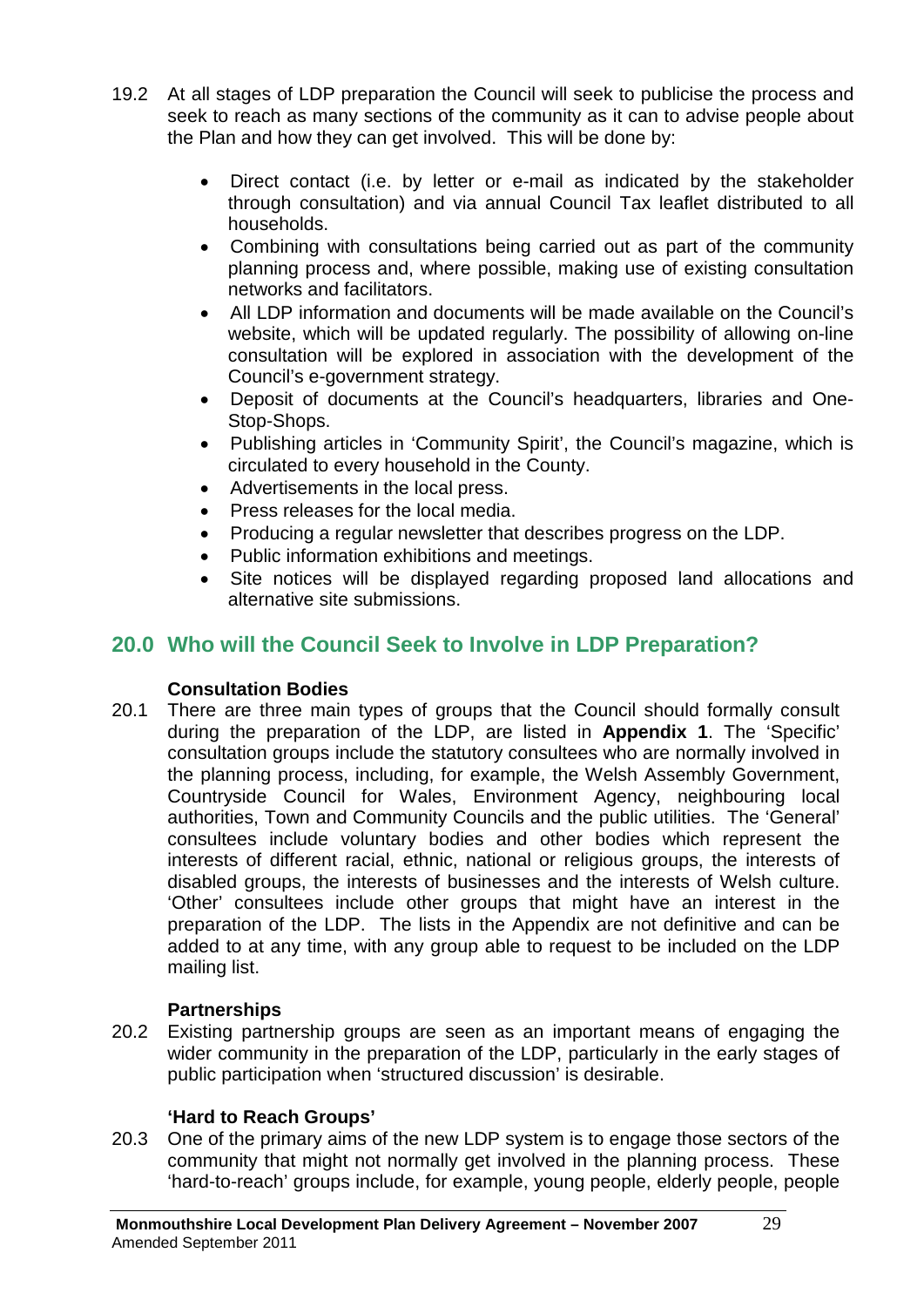19.2 At all stages of LDP preparation the Council will seek to publicise the process and seek to reach as many sections of the community as it can to advise people about the Plan and how they can get involved. This will be done by:

- Direct contact (i.e. by letter or e-mail as indicated by the stakeholder through consultation) and via annual Council Tax leaflet distributed to all households.
- Combining with consultations being carried out as part of the community planning process and, where possible, making use of existing consultation networks and facilitators.
- All LDP information and documents will be made available on the Council's website, which will be updated regularly. The possibility of allowing on-line consultation will be explored in association with the development of the Council's e-government strategy.
- Deposit of documents at the Council's headquarters, libraries and One-Stop-Shops.
- Publishing articles in 'Community Spirit', the Council's magazine, which is circulated to every household in the County.
- Advertisements in the local press.
- Press releases for the local media.
- Producing a regular newsletter that describes progress on the LDP.
- Public information exhibitions and meetings.
- Site notices will be displayed regarding proposed land allocations and alternative site submissions.

## 20.0 Who will the Council Seek to Involve in LDP Preparation?

**Consultation Bodies**

20.1 There are three main types of groups that the Council should formally consult during the preparation of the LDP, are listed in **Appendix 1**. The 'Specific' consultation groups include the statutory consultees who are normally involved in the planning process, including, for example, the Welsh Assembly Government, Countryside Council for Wales, Environment Agency, neighbouring local authorities, Town and Community Councils and the public utilities. The 'General' consultees include voluntary bodies and other bodies which represent the interests of different racial, ethnic, national or religious groups, the interests of disabled groups, the interests of businesses and the interests of Welsh culture. 'Other' consultees include other groups that might have an interest in the preparation of the LDP. The lists in the Appendix are not definitive and can be added to at any time, with any group able to request to be included on the LDP mailing list.

**Partnerships**

20.2 Existing partnership groups are seen as an important means of engaging the wider community in the preparation of the LDP, particularly in the early stages of public participation when 'structured discussion' is desirable.

**'Hard to Reach Groups'**

20.3 One of the primary aims of the new LDP system is to engage those sectors of the community that might not normally get involved in the planning process. These 'hard-to-reach' groups include, for example, young people, elderly people, people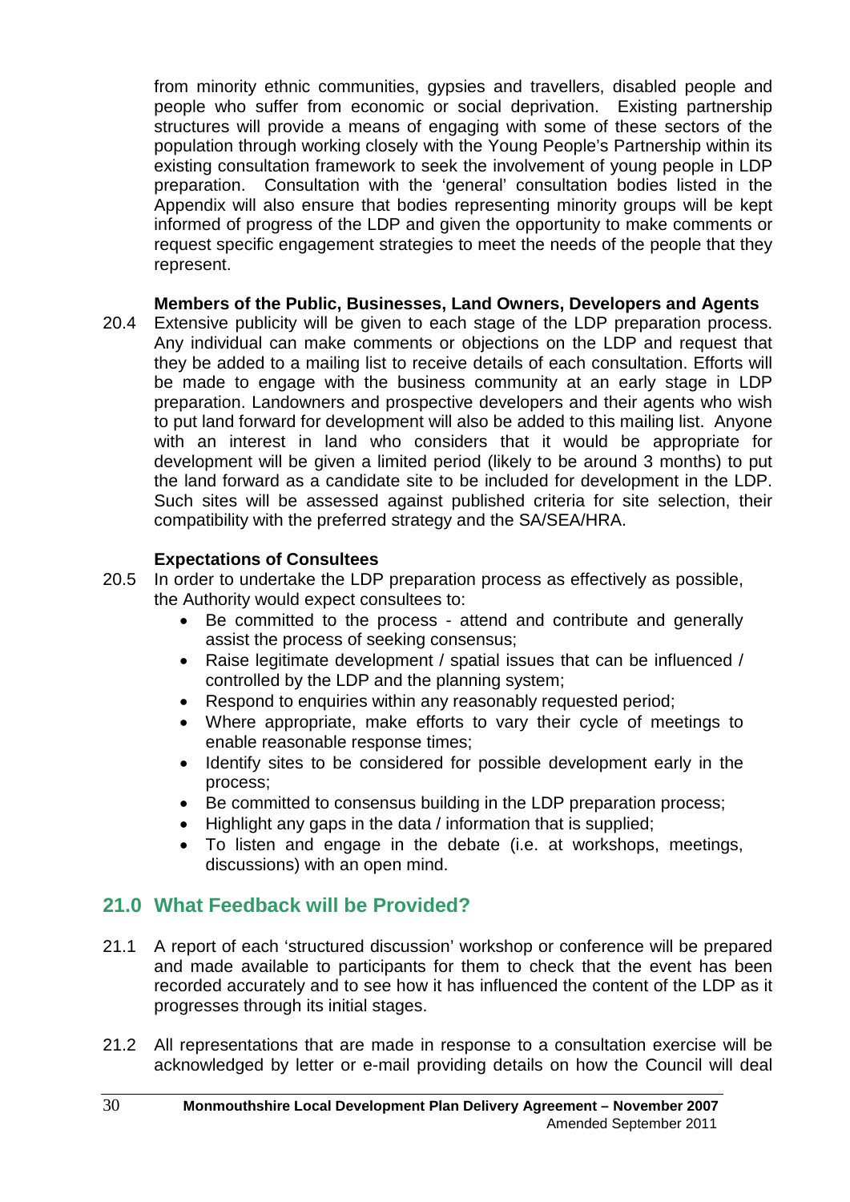from minority ethnic communities, gypsies and travellers, disabled people and people who suffer from economic or social deprivation. Existing partnership structures will provide a means of engaging with some of these sectors of the population through working closely with the Young People's Partnership within its existing consultation framework to seek the involvement of young people in LDP preparation. Consultation with the 'general' consultation bodies listed in the Appendix will also ensure that bodies representing minority groups will be kept informed of progress of the LDP and given the opportunity to make comments or request specific engagement strategies to meet the needs of the people that they represent.

**Members of the Public, Businesses, Land Owners, Developers and Agents**

20.4 Extensive publicity will be given to each stage of the LDP preparation process. Any individual can make comments or objections on the LDP and request that they be added to a mailing list to receive details of each consultation. Efforts will be made to engage with the business community at an early stage in LDP preparation. Landowners and prospective developers and their agents who wish to put land forward for development will also be added to this mailing list. Anyone with an interest in land who considers that it would be appropriate for development will be given a limited period (likely to be around 3 months) to put the land forward as a candidate site to be included for development in the LDP. Such sites will be assessed against published criteria for site selection, their compatibility with the preferred strategy and the SA/SEA/HRA.

**Expectations of Consultees**

20.5 In order to undertake the LDP preparation process as effectively as possible, the Authority would expect consultees to:

- Be committed to the process - attend and contribute and generally assist the process of seeking consensus;
- Raise legitimate development / spatial issues that can be influenced / controlled by the LDP and the planning system;
- Respond to enquiries within any reasonably requested period;
- Where appropriate, make efforts to vary their cycle of meetings to enable reasonable response times;
- Identify sites to be considered for possible development early in the process;
- Be committed to consensus building in the LDP preparation process;
- Highlight any gaps in the data / information that is supplied;
- To listen and engage in the debate (i.e. at workshops, meetings, discussions) with an open mind.

## 21.0 What Feedback will be Provided?

21.1 A report of each 'structured discussion' workshop or conference will be prepared and made available to participants for them to check that the event has been recorded accurately and to see how it has influenced the content of the LDP as it progresses through its initial stages.

21.2 All representations that are made in response to a consultation exercise will be acknowledged by letter or e-mail providing details on how the Council will deal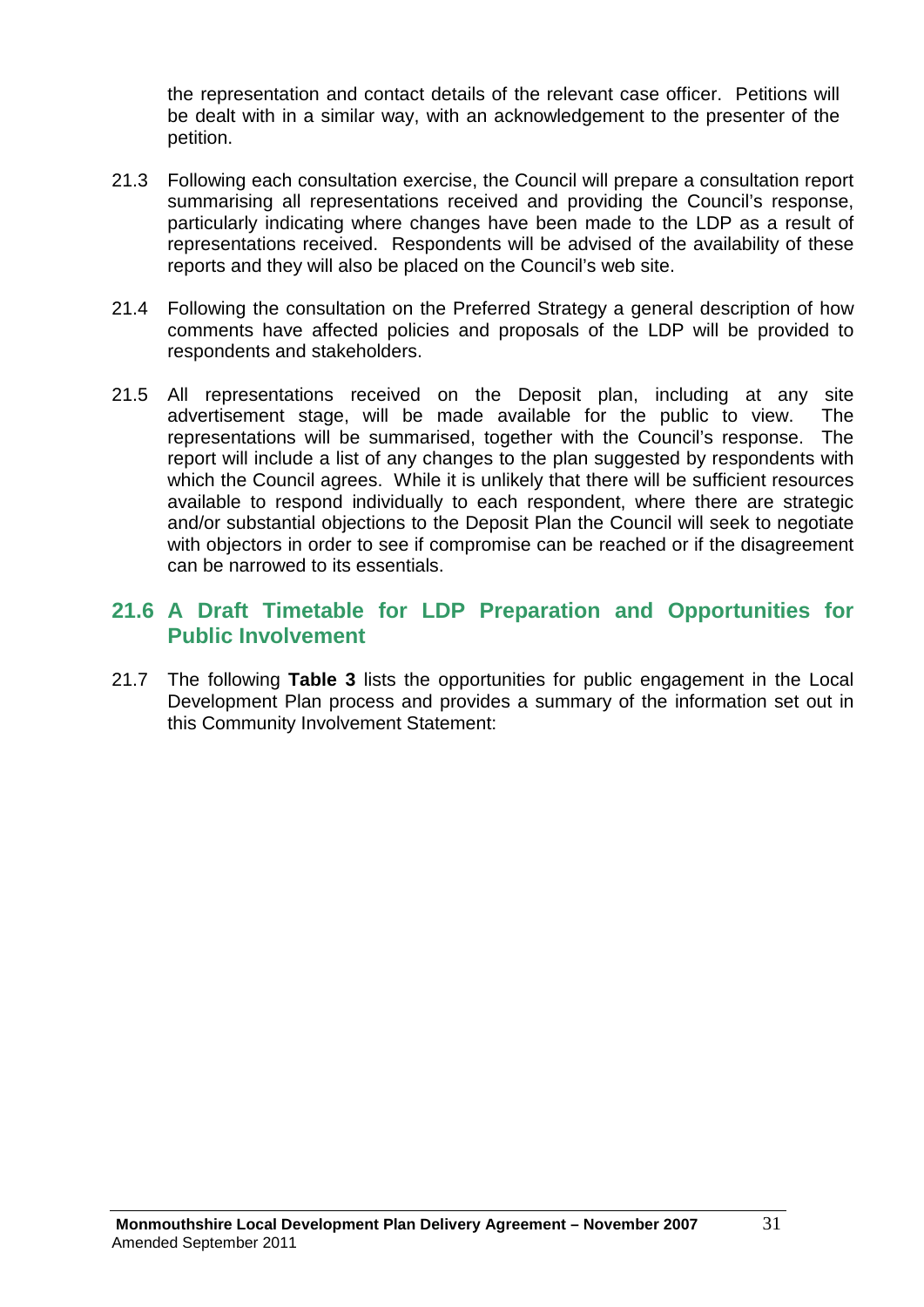the representation and contact details of the relevant case officer. Petitions will be dealt with in a similar way, with an acknowledgement to the presenter of the petition.

21.3 Following each consultation exercise, the Council will prepare a consultation report summarising all representations received and providing the Council's response, particularly indicating where changes have been made to the LDP as a result of representations received. Respondents will be advised of the availability of these reports and they will also be placed on the Council's web site.

21.4 Following the consultation on the Preferred Strategy a general description of how comments have affected policies and proposals of the LDP will be provided to respondents and stakeholders.

21.5 All representations received on the Deposit plan, including at any site advertisement stage, will be made available for the public to view. The representations will be summarised, together with the Council's response. The report will include a list of any changes to the plan suggested by respondents with which the Council agrees. While it is unlikely that there will be sufficient resources available to respond individually to each respondent, where there are strategic and/or substantial objections to the Deposit Plan the Council will seek to negotiate with objectors in order to see if compromise can be reached or if the disagreement can be narrowed to its essentials.

## 21.6 A Draft Timetable for LDP Preparation and Opportunities for Public Involvement

21.7 The following **Table 3** lists the opportunities for public engagement in the Local Development Plan process and provides a summary of the information set out in this Community Involvement Statement: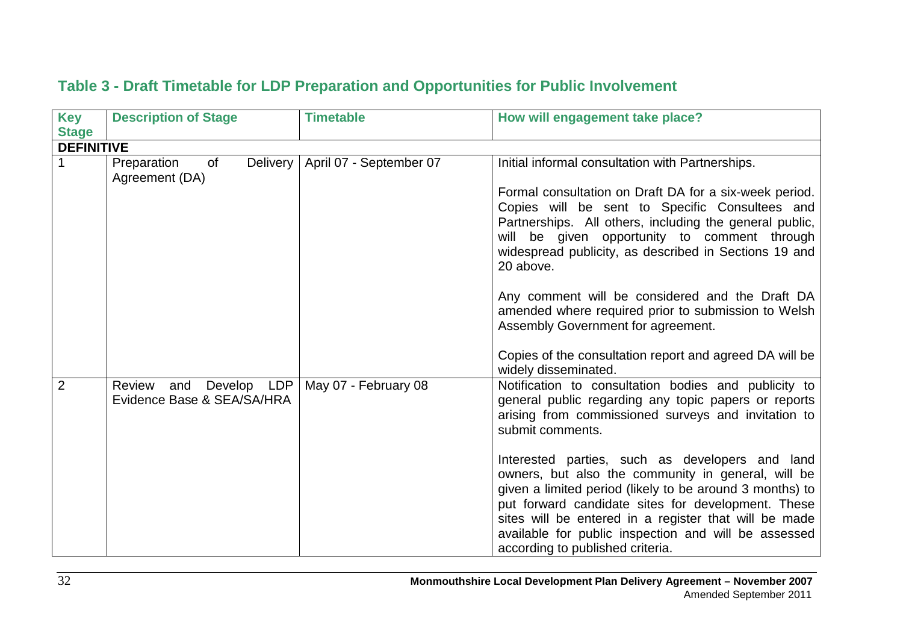## Table 3 - Draft Timetable for LDP Preparation and Opportunities for Public Involvement

| Key Stage | Description of Stage | Timetable | How will engagement take place? |
|---|---|---|---|
| **DEFINITIVE** | | | |
| 1 | Preparation of Delivery Agreement (DA) | April 07 - September 07 | Initial informal consultation with Partnerships.<br><br>Formal consultation on Draft DA for a six-week period. Copies will be sent to Specific Consultees and Partnerships. All others, including the general public, will be given opportunity to comment through widespread publicity, as described in Sections 19 and 20 above.<br><br>Any comment will be considered and the Draft DA amended where required prior to submission to Welsh Assembly Government for agreement.<br><br>Copies of the consultation report and agreed DA will be widely disseminated. |
| 2 | Review and Develop LDP Evidence Base & SEA/SA/HRA | May 07 - February 08 | Notification to consultation bodies and publicity to general public regarding any topic papers or reports arising from commissioned surveys and invitation to submit comments.<br><br>Interested parties, such as developers and land owners, but also the community in general, will be given a limited period (likely to be around 3 months) to put forward candidate sites for development. These sites will be entered in a register that will be made available for public inspection and will be assessed according to published criteria. |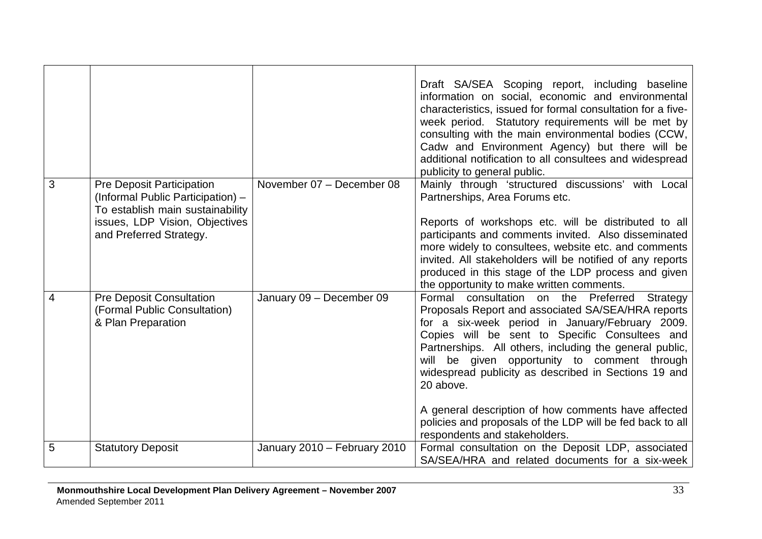| | | | |
|---|---|---|---|
| | | | Draft SA/SEA Scoping report, including baseline information on social, economic and environmental characteristics, issued for formal consultation for a five-week period. Statutory requirements will be met by consulting with the main environmental bodies (CCW, Cadw and Environment Agency) but there will be additional notification to all consultees and widespread publicity to general public. |
| 3 | Pre Deposit Participation (Informal Public Participation) – To establish main sustainability issues, LDP Vision, Objectives and Preferred Strategy. | November 07 – December 08 | Mainly through 'structured discussions' with Local Partnerships, Area Forums etc.<br><br>Reports of workshops etc. will be distributed to all participants and comments invited. Also disseminated more widely to consultees, website etc. and comments invited. All stakeholders will be notified of any reports produced in this stage of the LDP process and given the opportunity to make written comments. |
| 4 | Pre Deposit Consultation (Formal Public Consultation) & Plan Preparation | January 09 – December 09 | Formal consultation on the Preferred Strategy Proposals Report and associated SA/SEA/HRA reports for a six-week period in January/February 2009. Copies will be sent to Specific Consultees and Partnerships. All others, including the general public, will be given opportunity to comment through widespread publicity as described in Sections 19 and 20 above.<br><br>A general description of how comments have affected policies and proposals of the LDP will be fed back to all respondents and stakeholders. |
| 5 | Statutory Deposit | January 2010 – February 2010 | Formal consultation on the Deposit LDP, associated SA/SEA/HRA and related documents for a six-week |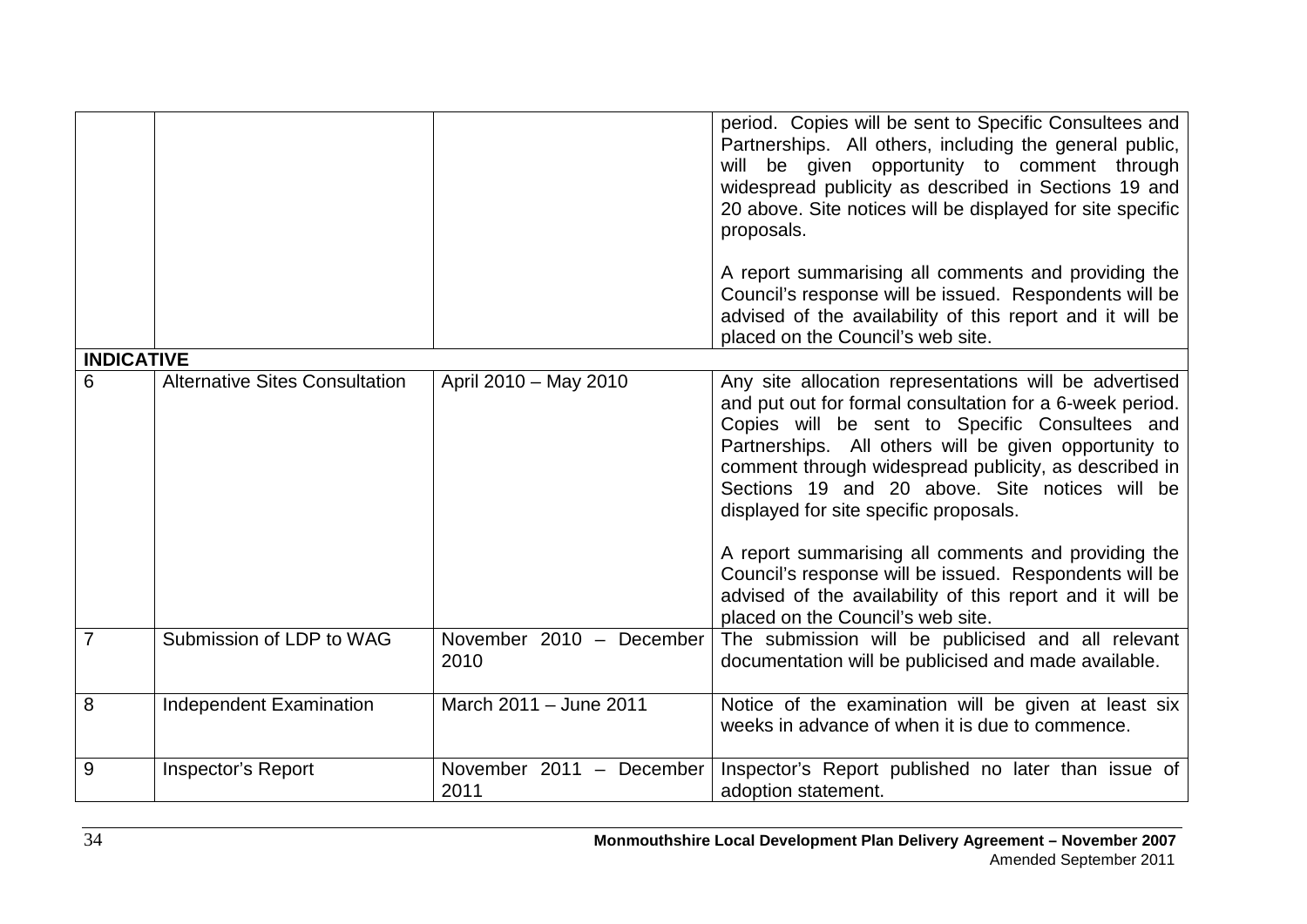| | | | |
|---|---|---|---|
| | | | period. Copies will be sent to Specific Consultees and Partnerships. All others, including the general public, will be given opportunity to comment through widespread publicity as described in Sections 19 and 20 above. Site notices will be displayed for site specific proposals.<br><br>A report summarising all comments and providing the Council's response will be issued. Respondents will be advised of the availability of this report and it will be placed on the Council's web site. |
| **INDICATIVE** | | | |
| 6 | Alternative Sites Consultation | April 2010 – May 2010 | Any site allocation representations will be advertised and put out for formal consultation for a 6-week period. Copies will be sent to Specific Consultees and Partnerships. All others will be given opportunity to comment through widespread publicity, as described in Sections 19 and 20 above. Site notices will be displayed for site specific proposals.<br><br>A report summarising all comments and providing the Council's response will be issued. Respondents will be advised of the availability of this report and it will be placed on the Council's web site. |
| 7 | Submission of LDP to WAG | November 2010 – December 2010 | The submission will be publicised and all relevant documentation will be publicised and made available. |
| 8 | Independent Examination | March 2011 – June 2011 | Notice of the examination will be given at least six weeks in advance of when it is due to commence. |
| 9 | Inspector's Report | November 2011 – December 2011 | Inspector's Report published no later than issue of adoption statement. |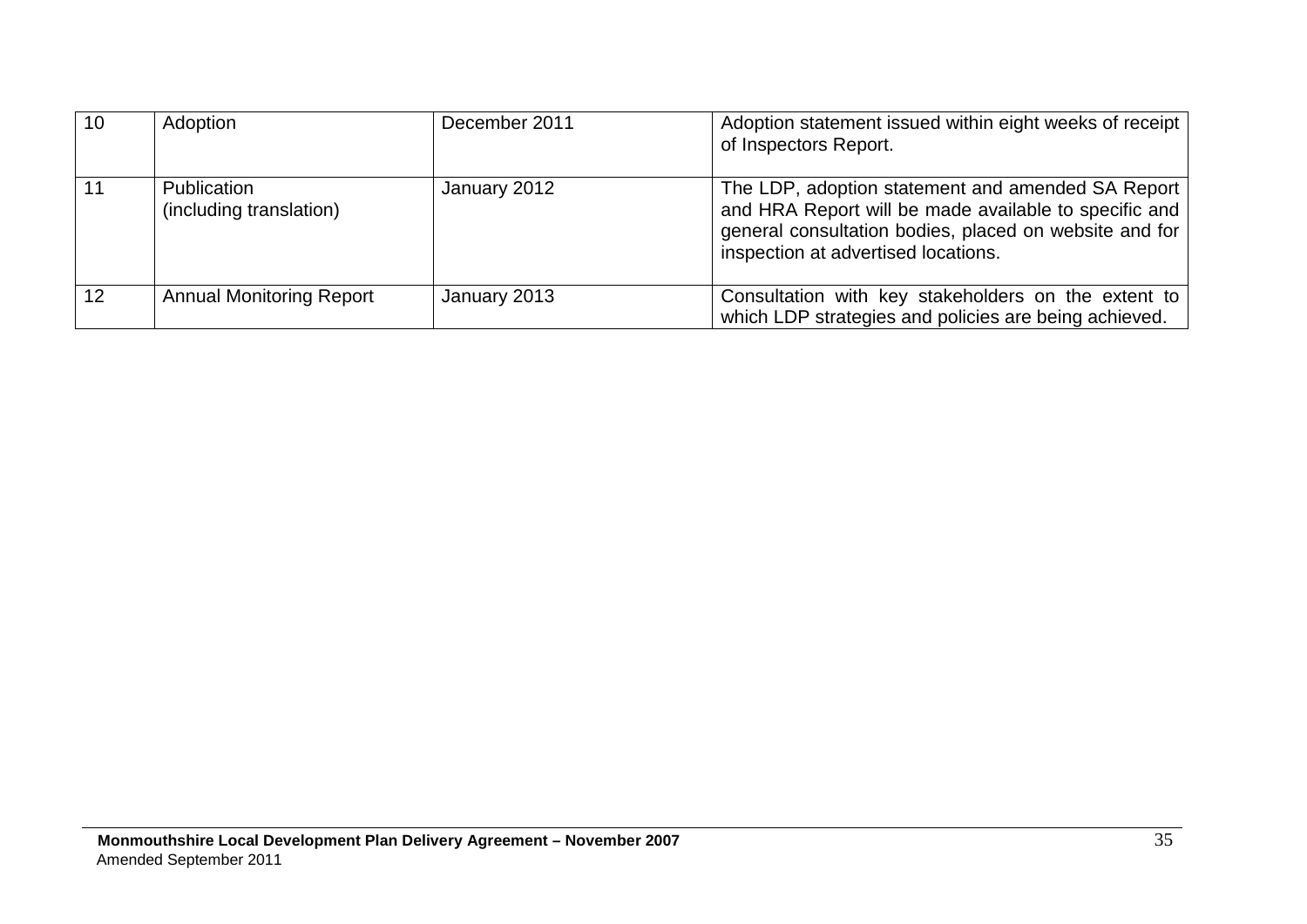| 10 | Adoption | December 2011 | Adoption statement issued within eight weeks of receipt of Inspectors Report. |
|---|---|---|---|
| 11 | Publication (including translation) | January 2012 | The LDP, adoption statement and amended SA Report and HRA Report will be made available to specific and general consultation bodies, placed on website and for inspection at advertised locations. |
| 12 | Annual Monitoring Report | January 2013 | Consultation with key stakeholders on the extent to which LDP strategies and policies are being achieved. |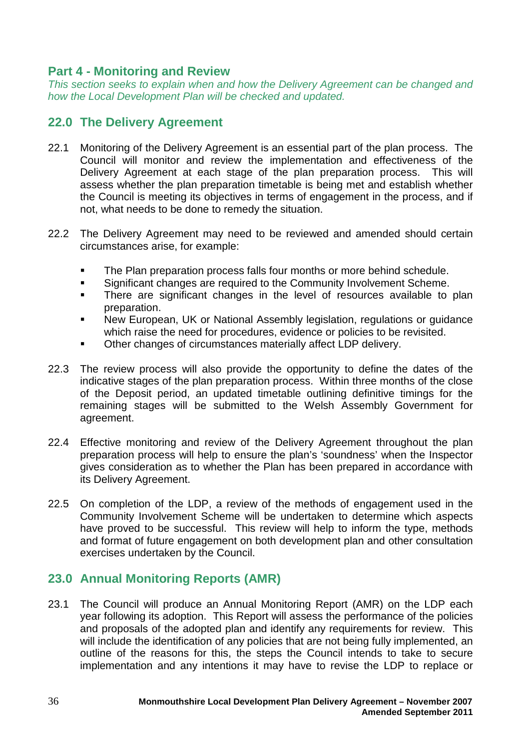## Part 4 - Monitoring and Review

*This section seeks to explain when and how the Delivery Agreement can be changed and how the Local Development Plan will be checked and updated.*

### 22.0 The Delivery Agreement

22.1 Monitoring of the Delivery Agreement is an essential part of the plan process. The Council will monitor and review the implementation and effectiveness of the Delivery Agreement at each stage of the plan preparation process. This will assess whether the plan preparation timetable is being met and establish whether the Council is meeting its objectives in terms of engagement in the process, and if not, what needs to be done to remedy the situation.

22.2 The Delivery Agreement may need to be reviewed and amended should certain circumstances arise, for example:

- The Plan preparation process falls four months or more behind schedule.
- Significant changes are required to the Community Involvement Scheme.
- There are significant changes in the level of resources available to plan preparation.
- New European, UK or National Assembly legislation, regulations or guidance which raise the need for procedures, evidence or policies to be revisited.
- Other changes of circumstances materially affect LDP delivery.

22.3 The review process will also provide the opportunity to define the dates of the indicative stages of the plan preparation process. Within three months of the close of the Deposit period, an updated timetable outlining definitive timings for the remaining stages will be submitted to the Welsh Assembly Government for agreement.

22.4 Effective monitoring and review of the Delivery Agreement throughout the plan preparation process will help to ensure the plan's 'soundness' when the Inspector gives consideration as to whether the Plan has been prepared in accordance with its Delivery Agreement.

22.5 On completion of the LDP, a review of the methods of engagement used in the Community Involvement Scheme will be undertaken to determine which aspects have proved to be successful. This review will help to inform the type, methods and format of future engagement on both development plan and other consultation exercises undertaken by the Council.

### 23.0 Annual Monitoring Reports (AMR)

23.1 The Council will produce an Annual Monitoring Report (AMR) on the LDP each year following its adoption. This Report will assess the performance of the policies and proposals of the adopted plan and identify any requirements for review. This will include the identification of any policies that are not being fully implemented, an outline of the reasons for this, the steps the Council intends to take to secure implementation and any intentions it may have to revise the LDP to replace or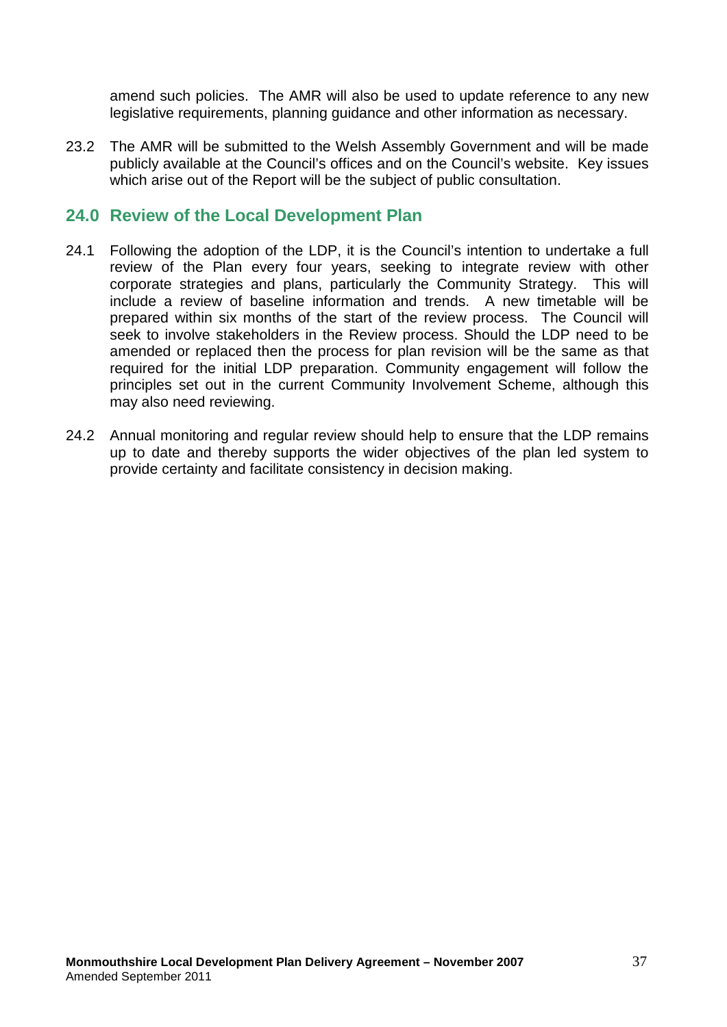amend such policies. The AMR will also be used to update reference to any new legislative requirements, planning guidance and other information as necessary.

23.2 The AMR will be submitted to the Welsh Assembly Government and will be made publicly available at the Council's offices and on the Council's website. Key issues which arise out of the Report will be the subject of public consultation.

## 24.0 Review of the Local Development Plan

24.1 Following the adoption of the LDP, it is the Council's intention to undertake a full review of the Plan every four years, seeking to integrate review with other corporate strategies and plans, particularly the Community Strategy. This will include a review of baseline information and trends. A new timetable will be prepared within six months of the start of the review process. The Council will seek to involve stakeholders in the Review process. Should the LDP need to be amended or replaced then the process for plan revision will be the same as that required for the initial LDP preparation. Community engagement will follow the principles set out in the current Community Involvement Scheme, although this may also need reviewing.

24.2 Annual monitoring and regular review should help to ensure that the LDP remains up to date and thereby supports the wider objectives of the plan led system to provide certainty and facilitate consistency in decision making.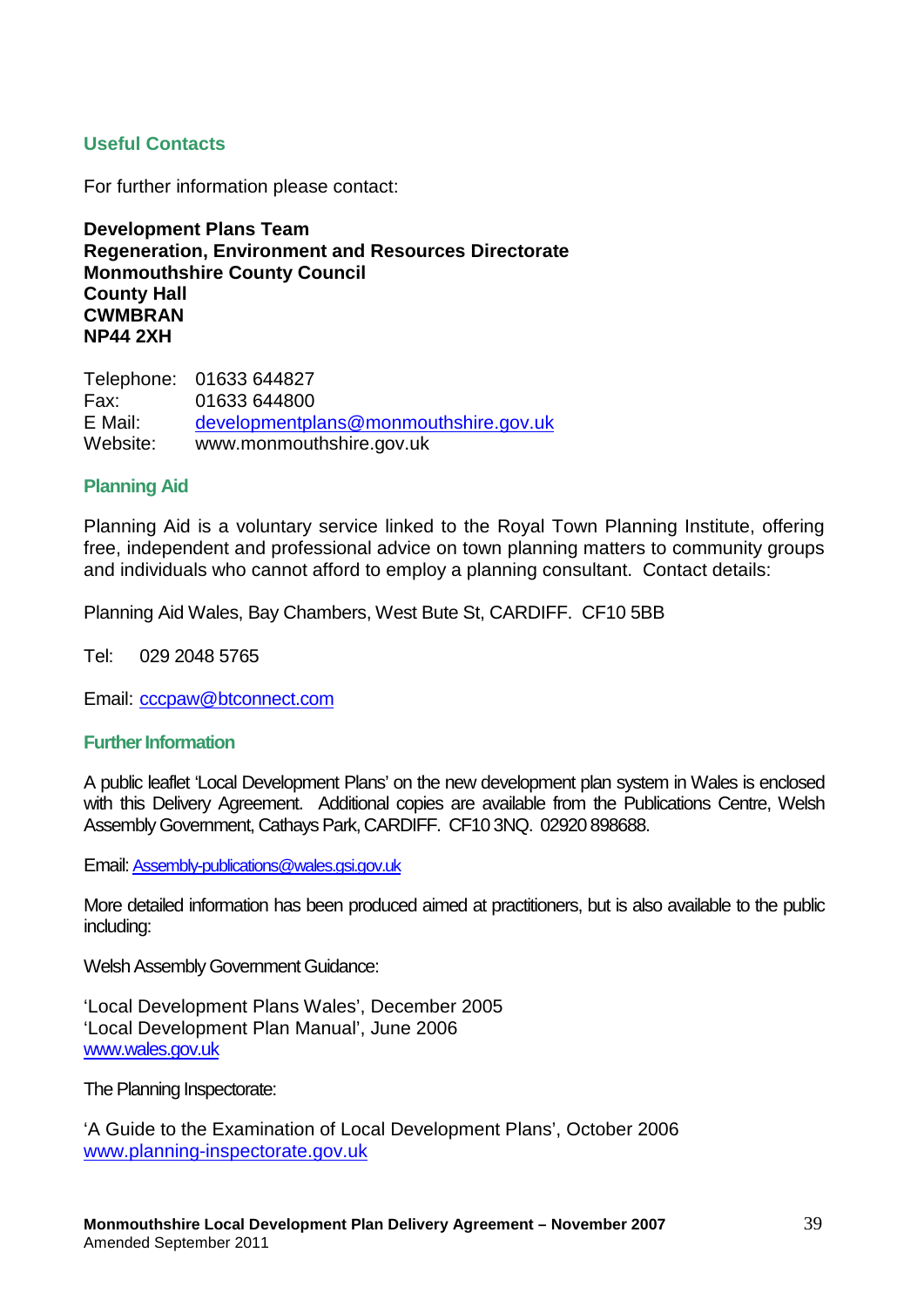## Useful Contacts

For further information please contact:

**Development Plans Team**
**Regeneration, Environment and Resources Directorate**
**Monmouthshire County Council**
**County Hall**
**CWMBRAN**
**NP44 2XH**

Telephone: 01633 644827
Fax: 01633 644800
E Mail: developmentplans@monmouthshire.gov.uk
Website: www.monmouthshire.gov.uk

## Planning Aid

Planning Aid is a voluntary service linked to the Royal Town Planning Institute, offering free, independent and professional advice on town planning matters to community groups and individuals who cannot afford to employ a planning consultant. Contact details:

Planning Aid Wales, Bay Chambers, West Bute St, CARDIFF. CF10 5BB

Tel: 029 2048 5765

Email: cccpaw@btconnect.com

## Further Information

A public leaflet 'Local Development Plans' on the new development plan system in Wales is enclosed with this Delivery Agreement. Additional copies are available from the Publications Centre, Welsh Assembly Government, Cathays Park, CARDIFF. CF10 3NQ. 02920 898688.

Email: Assembly-publications@wales.gsi.gov.uk

More detailed information has been produced aimed at practitioners, but is also available to the public including:

Welsh Assembly Government Guidance:

'Local Development Plans Wales', December 2005
'Local Development Plan Manual', June 2006
www.wales.gov.uk

The Planning Inspectorate:

'A Guide to the Examination of Local Development Plans', October 2006
www.planning-inspectorate.gov.uk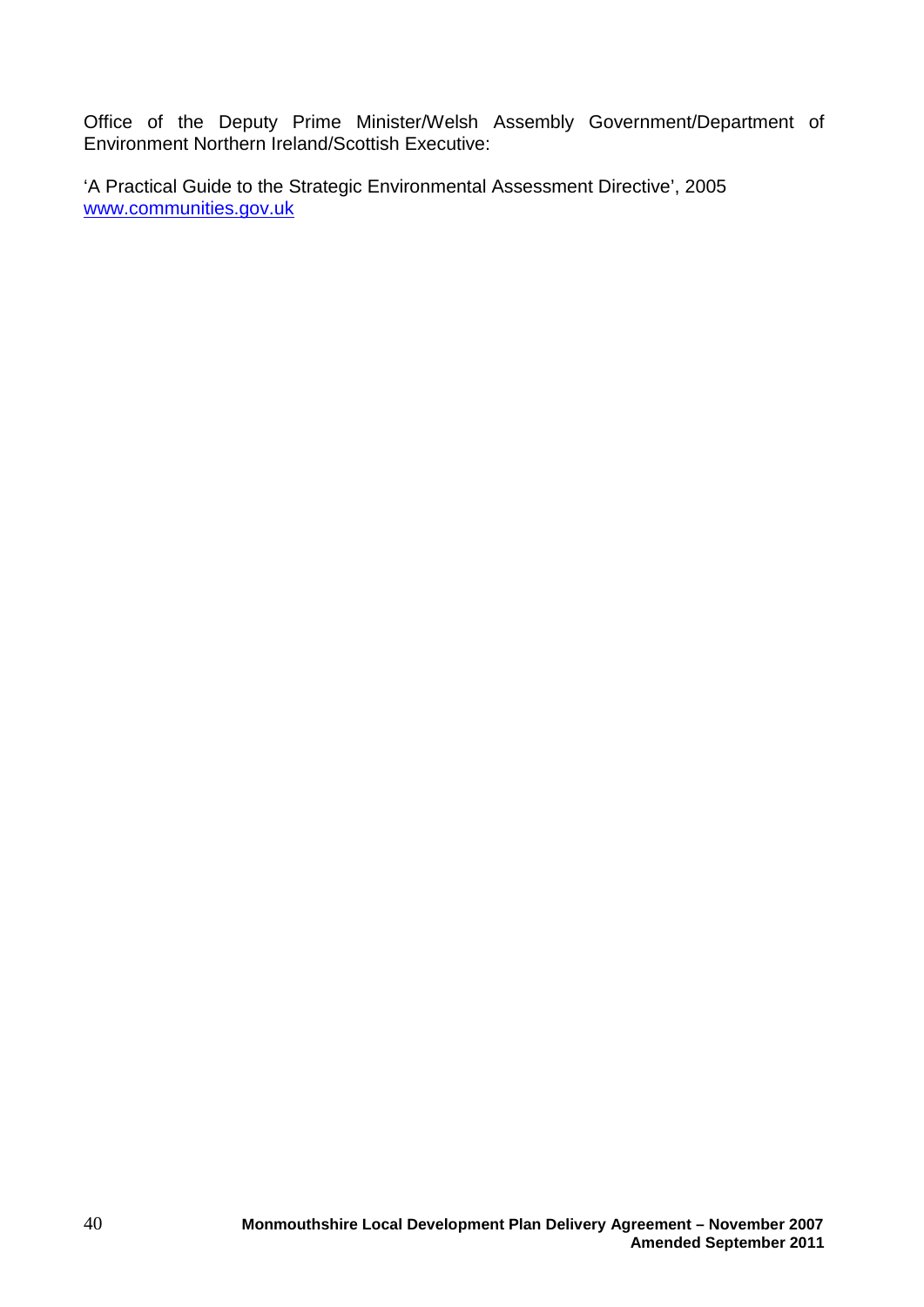Office of the Deputy Prime Minister/Welsh Assembly Government/Department of Environment Northern Ireland/Scottish Executive:

'A Practical Guide to the Strategic Environmental Assessment Directive', 2005
www.communities.gov.uk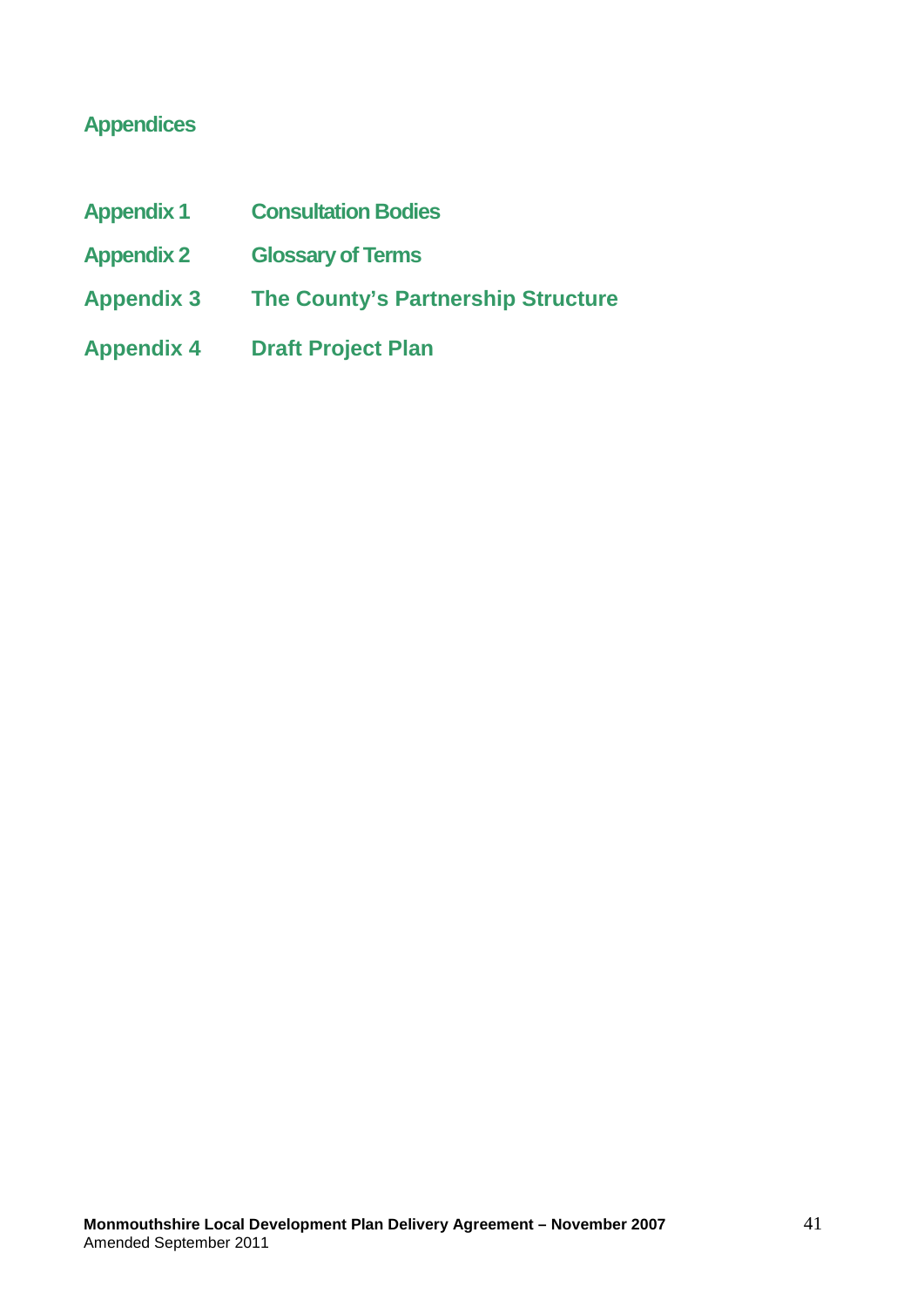## Appendices

| | |
|---|---|
| **Appendix 1** | **Consultation Bodies** |
| **Appendix 2** | **Glossary of Terms** |
| **Appendix 3** | **The County's Partnership Structure** |
| **Appendix 4** | **Draft Project Plan** |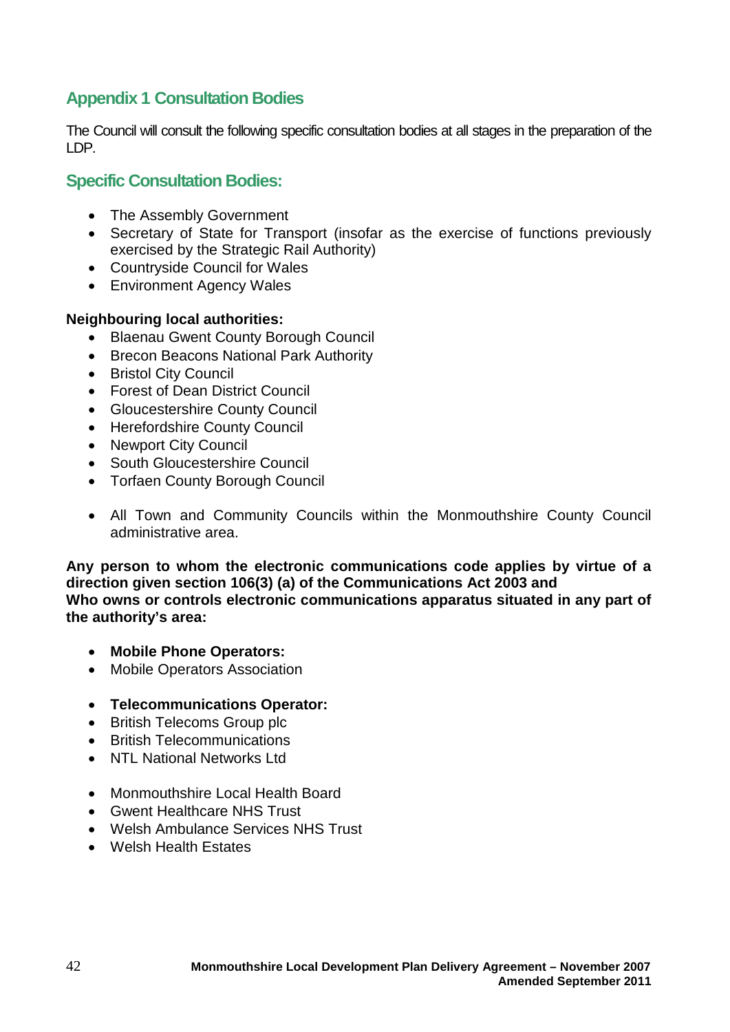## Appendix 1 Consultation Bodies

The Council will consult the following specific consultation bodies at all stages in the preparation of the LDP.

### Specific Consultation Bodies:

- The Assembly Government
- Secretary of State for Transport (insofar as the exercise of functions previously exercised by the Strategic Rail Authority)
- Countryside Council for Wales
- Environment Agency Wales

**Neighbouring local authorities:**

- Blaenau Gwent County Borough Council
- Brecon Beacons National Park Authority
- Bristol City Council
- Forest of Dean District Council
- Gloucestershire County Council
- Herefordshire County Council
- Newport City Council
- South Gloucestershire Council
- Torfaen County Borough Council

- All Town and Community Councils within the Monmouthshire County Council administrative area.

**Any person to whom the electronic communications code applies by virtue of a direction given section 106(3) (a) of the Communications Act 2003 and Who owns or controls electronic communications apparatus situated in any part of the authority's area:**

- **Mobile Phone Operators:**
- Mobile Operators Association

- **Telecommunications Operator:**
- British Telecoms Group plc
- British Telecommunications
- NTL National Networks Ltd

- Monmouthshire Local Health Board
- Gwent Healthcare NHS Trust
- Welsh Ambulance Services NHS Trust
- Welsh Health Estates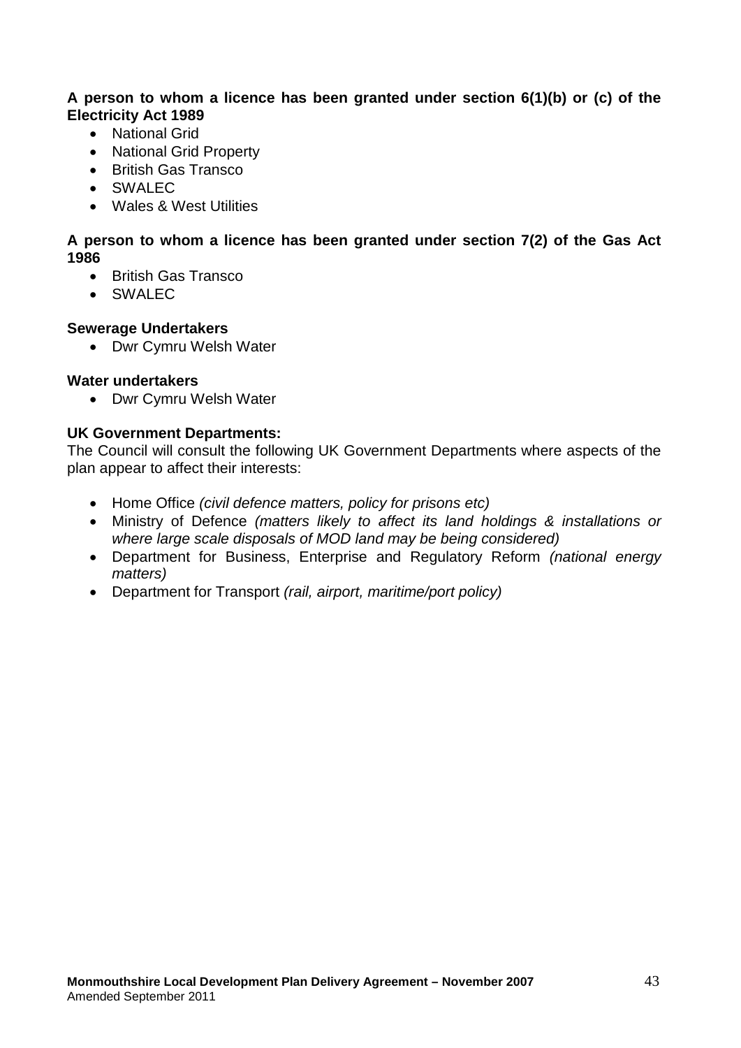**A person to whom a licence has been granted under section 6(1)(b) or (c) of the Electricity Act 1989**

- National Grid
- National Grid Property
- British Gas Transco
- SWALEC
- Wales & West Utilities

**A person to whom a licence has been granted under section 7(2) of the Gas Act 1986**

- British Gas Transco
- SWALEC

**Sewerage Undertakers**

- Dwr Cymru Welsh Water

**Water undertakers**

- Dwr Cymru Welsh Water

**UK Government Departments:**

The Council will consult the following UK Government Departments where aspects of the plan appear to affect their interests:

- Home Office *(civil defence matters, policy for prisons etc)*
- Ministry of Defence *(matters likely to affect its land holdings & installations or where large scale disposals of MOD land may be being considered)*
- Department for Business, Enterprise and Regulatory Reform *(national energy matters)*
- Department for Transport *(rail, airport, maritime/port policy)*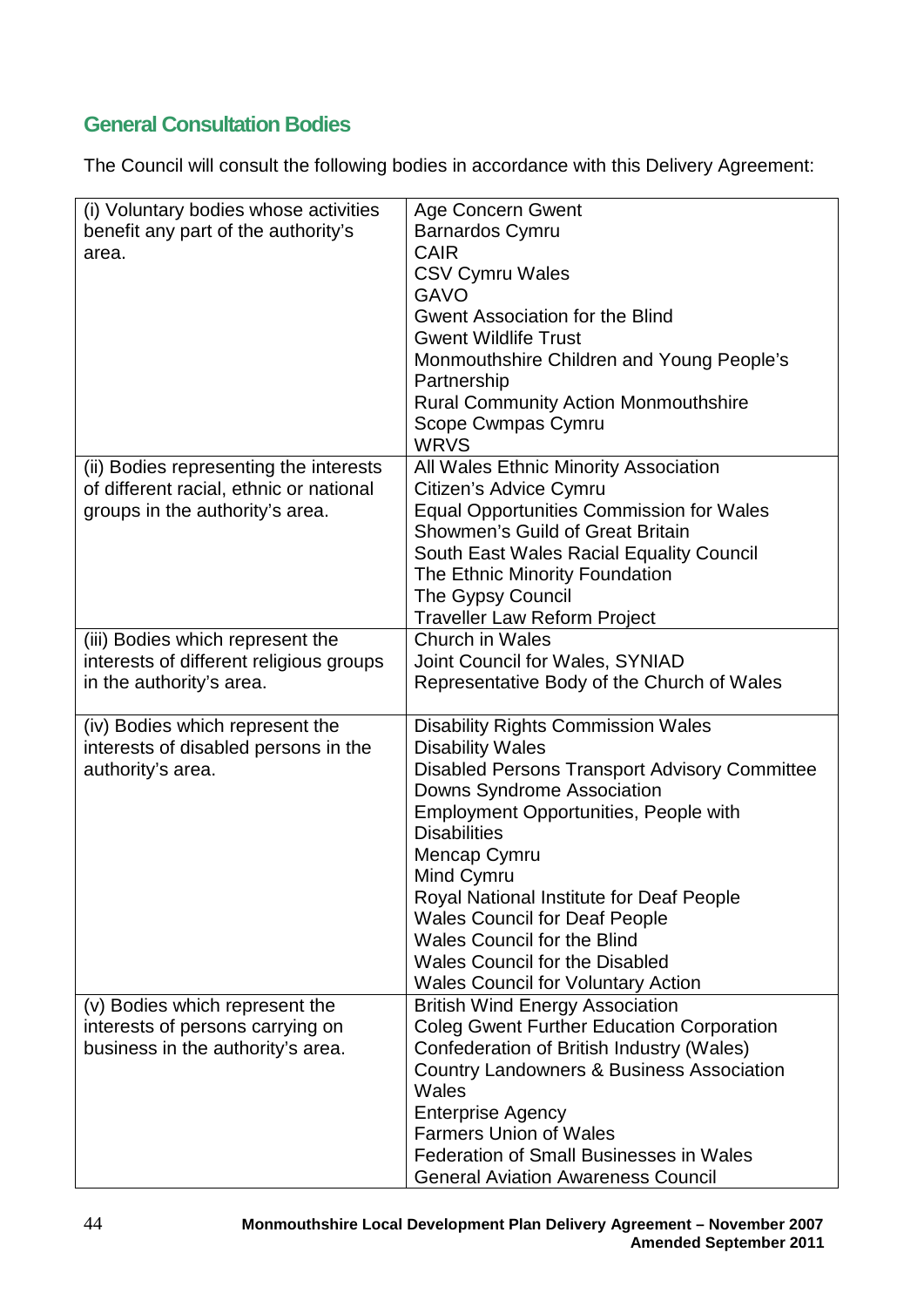## General Consultation Bodies

The Council will consult the following bodies in accordance with this Delivery Agreement:

| | |
|---|---|
| (i) Voluntary bodies whose activities benefit any part of the authority's area. | Age Concern Gwent<br>Barnardos Cymru<br>CAIR<br>CSV Cymru Wales<br>GAVO<br>Gwent Association for the Blind<br>Gwent Wildlife Trust<br>Monmouthshire Children and Young People's Partnership<br>Rural Community Action Monmouthshire<br>Scope Cwmpas Cymru<br>WRVS |
| (ii) Bodies representing the interests of different racial, ethnic or national groups in the authority's area. | All Wales Ethnic Minority Association<br>Citizen's Advice Cymru<br>Equal Opportunities Commission for Wales<br>Showmen's Guild of Great Britain<br>South East Wales Racial Equality Council<br>The Ethnic Minority Foundation<br>The Gypsy Council<br>Traveller Law Reform Project |
| (iii) Bodies which represent the interests of different religious groups in the authority's area. | Church in Wales<br>Joint Council for Wales, SYNIAD<br>Representative Body of the Church of Wales |
| (iv) Bodies which represent the interests of disabled persons in the authority's area. | Disability Rights Commission Wales<br>Disability Wales<br>Disabled Persons Transport Advisory Committee<br>Downs Syndrome Association<br>Employment Opportunities, People with Disabilities<br>Mencap Cymru<br>Mind Cymru<br>Royal National Institute for Deaf People<br>Wales Council for Deaf People<br>Wales Council for the Blind<br>Wales Council for the Disabled<br>Wales Council for Voluntary Action |
| (v) Bodies which represent the interests of persons carrying on business in the authority's area. | British Wind Energy Association<br>Coleg Gwent Further Education Corporation<br>Confederation of British Industry (Wales)<br>Country Landowners & Business Association Wales<br>Enterprise Agency<br>Farmers Union of Wales<br>Federation of Small Businesses in Wales<br>General Aviation Awareness Council |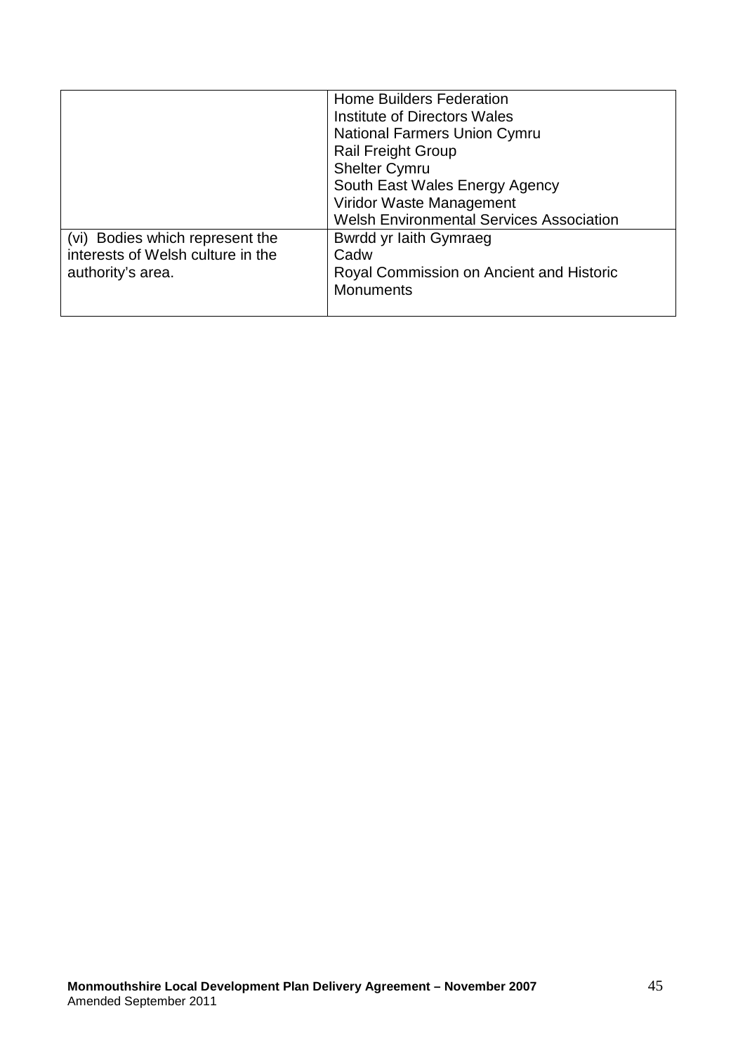| | |
|---|---|
| | Home Builders Federation<br>Institute of Directors Wales<br>National Farmers Union Cymru<br>Rail Freight Group<br>Shelter Cymru<br>South East Wales Energy Agency<br>Viridor Waste Management<br>Welsh Environmental Services Association |
| (vi) Bodies which represent the interests of Welsh culture in the authority's area. | Bwrdd yr Iaith Gymraeg<br>Cadw<br>Royal Commission on Ancient and Historic Monuments |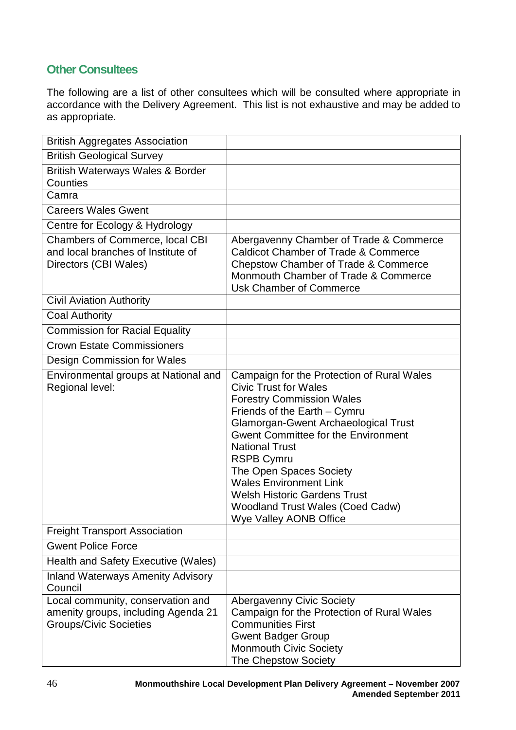## Other Consultees

The following are a list of other consultees which will be consulted where appropriate in accordance with the Delivery Agreement. This list is not exhaustive and may be added to as appropriate.

| | |
|---|---|
| British Aggregates Association | |
| British Geological Survey | |
| British Waterways Wales & Border Counties | |
| Camra | |
| Careers Wales Gwent | |
| Centre for Ecology & Hydrology | |
| Chambers of Commerce, local CBI and local branches of Institute of Directors (CBI Wales) | Abergavenny Chamber of Trade & Commerce<br>Caldicot Chamber of Trade & Commerce<br>Chepstow Chamber of Trade & Commerce<br>Monmouth Chamber of Trade & Commerce<br>Usk Chamber of Commerce |
| Civil Aviation Authority | |
| Coal Authority | |
| Commission for Racial Equality | |
| Crown Estate Commissioners | |
| Design Commission for Wales | |
| Environmental groups at National and Regional level: | Campaign for the Protection of Rural Wales<br>Civic Trust for Wales<br>Forestry Commission Wales<br>Friends of the Earth – Cymru<br>Glamorgan-Gwent Archaeological Trust<br>Gwent Committee for the Environment<br>National Trust<br>RSPB Cymru<br>The Open Spaces Society<br>Wales Environment Link<br>Welsh Historic Gardens Trust<br>Woodland Trust Wales (Coed Cadw)<br>Wye Valley AONB Office |
| Freight Transport Association | |
| Gwent Police Force | |
| Health and Safety Executive (Wales) | |
| Inland Waterways Amenity Advisory Council | |
| Local community, conservation and amenity groups, including Agenda 21 Groups/Civic Societies | Abergavenny Civic Society<br>Campaign for the Protection of Rural Wales<br>Communities First<br>Gwent Badger Group<br>Monmouth Civic Society<br>The Chepstow Society |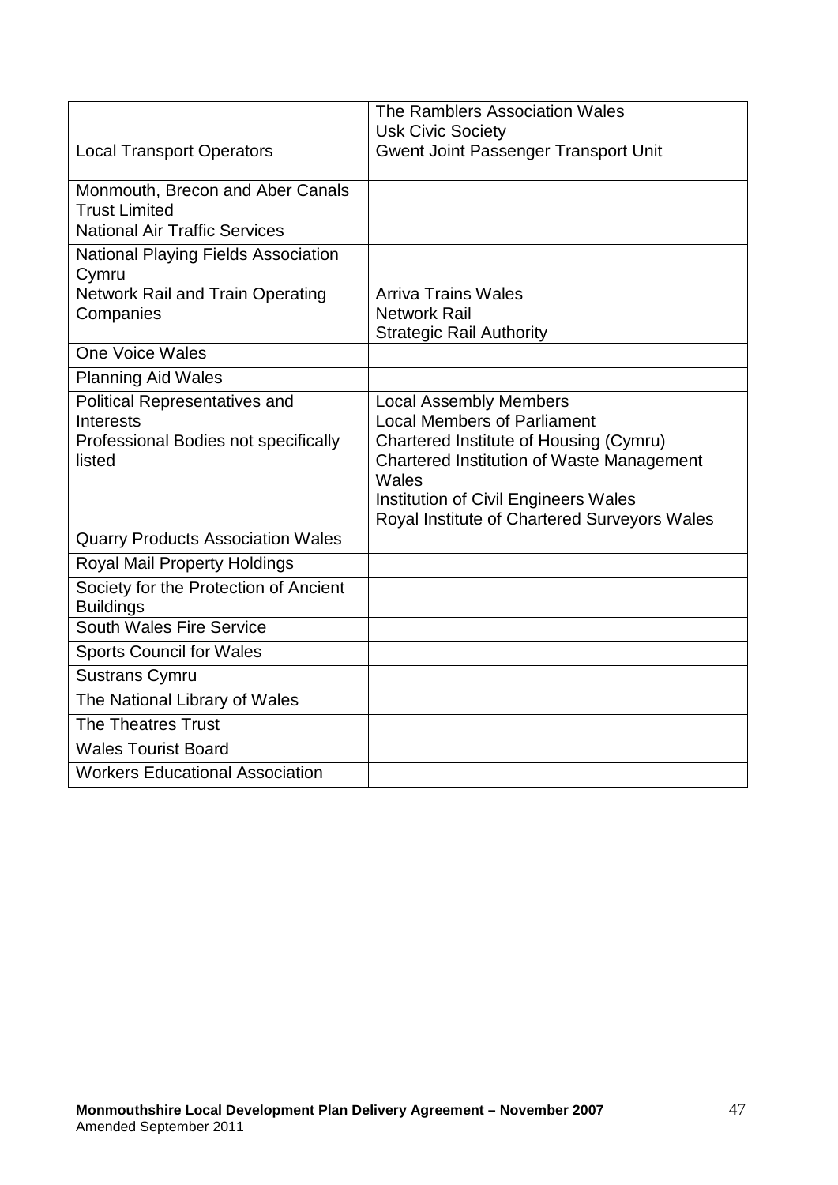| | |
|---|---|
| | The Ramblers Association Wales<br>Usk Civic Society |
| Local Transport Operators | Gwent Joint Passenger Transport Unit |
| Monmouth, Brecon and Aber Canals Trust Limited | |
| National Air Traffic Services | |
| National Playing Fields Association Cymru | |
| Network Rail and Train Operating Companies | Arriva Trains Wales<br>Network Rail<br>Strategic Rail Authority |
| One Voice Wales | |
| Planning Aid Wales | |
| Political Representatives and Interests | Local Assembly Members<br>Local Members of Parliament |
| Professional Bodies not specifically listed | Chartered Institute of Housing (Cymru)<br>Chartered Institution of Waste Management Wales<br>Institution of Civil Engineers Wales<br>Royal Institute of Chartered Surveyors Wales |
| Quarry Products Association Wales | |
| Royal Mail Property Holdings | |
| Society for the Protection of Ancient Buildings | |
| South Wales Fire Service | |
| Sports Council for Wales | |
| Sustrans Cymru | |
| The National Library of Wales | |
| The Theatres Trust | |
| Wales Tourist Board | |
| Workers Educational Association | |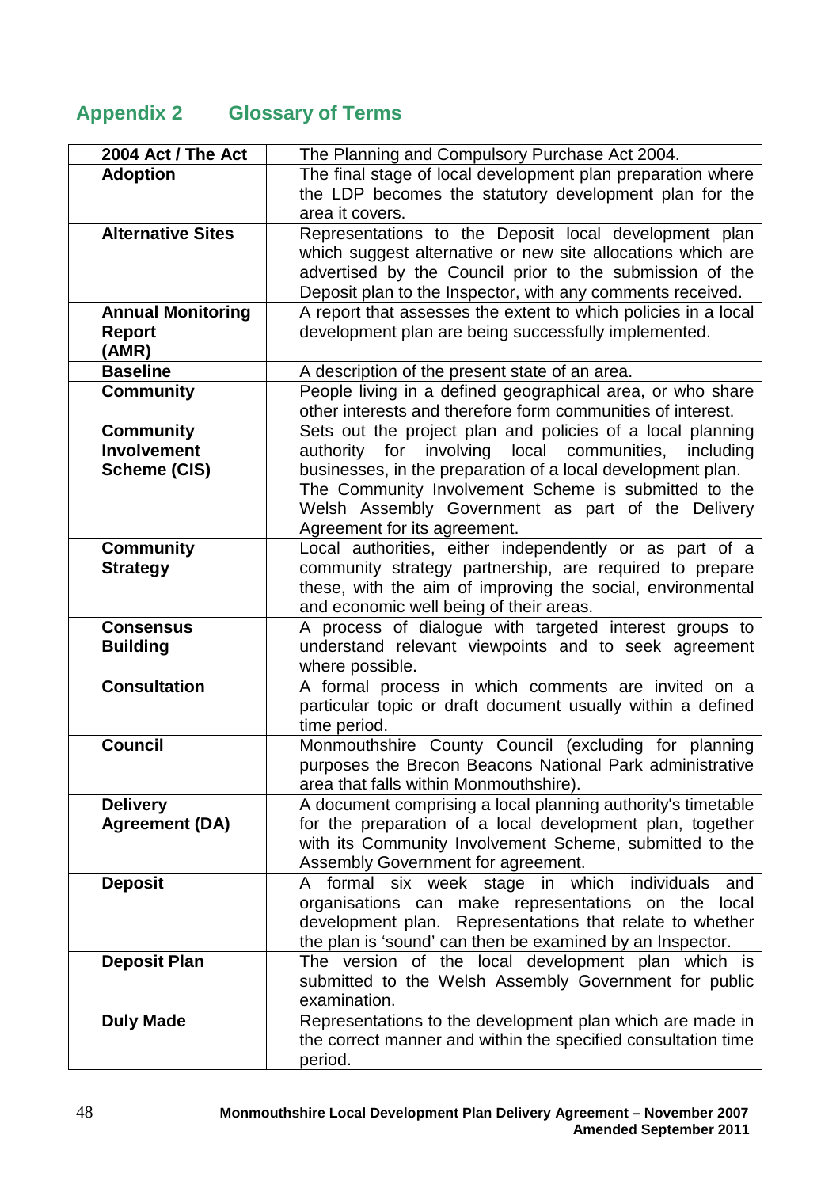## Appendix 2 Glossary of Terms

| Term | Definition |
|---|---|
| **2004 Act / The Act** | The Planning and Compulsory Purchase Act 2004. |
| **Adoption** | The final stage of local development plan preparation where the LDP becomes the statutory development plan for the area it covers. |
| **Alternative Sites** | Representations to the Deposit local development plan which suggest alternative or new site allocations which are advertised by the Council prior to the submission of the Deposit plan to the Inspector, with any comments received. |
| **Annual Monitoring Report (AMR)** | A report that assesses the extent to which policies in a local development plan are being successfully implemented. |
| **Baseline** | A description of the present state of an area. |
| **Community** | People living in a defined geographical area, or who share other interests and therefore form communities of interest. |
| **Community Involvement Scheme (CIS)** | Sets out the project plan and policies of a local planning authority for involving local communities, including businesses, in the preparation of a local development plan. The Community Involvement Scheme is submitted to the Welsh Assembly Government as part of the Delivery Agreement for its agreement. |
| **Community Strategy** | Local authorities, either independently or as part of a community strategy partnership, are required to prepare these, with the aim of improving the social, environmental and economic well being of their areas. |
| **Consensus Building** | A process of dialogue with targeted interest groups to understand relevant viewpoints and to seek agreement where possible. |
| **Consultation** | A formal process in which comments are invited on a particular topic or draft document usually within a defined time period. |
| **Council** | Monmouthshire County Council (excluding for planning purposes the Brecon Beacons National Park administrative area that falls within Monmouthshire). |
| **Delivery Agreement (DA)** | A document comprising a local planning authority's timetable for the preparation of a local development plan, together with its Community Involvement Scheme, submitted to the Assembly Government for agreement. |
| **Deposit** | A formal six week stage in which individuals and organisations can make representations on the local development plan. Representations that relate to whether the plan is 'sound' can then be examined by an Inspector. |
| **Deposit Plan** | The version of the local development plan which is submitted to the Welsh Assembly Government for public examination. |
| **Duly Made** | Representations to the development plan which are made in the correct manner and within the specified consultation time period. |

Monmouthshire Local Development Plan Delivery Agreement – November 2007
Amended September 2011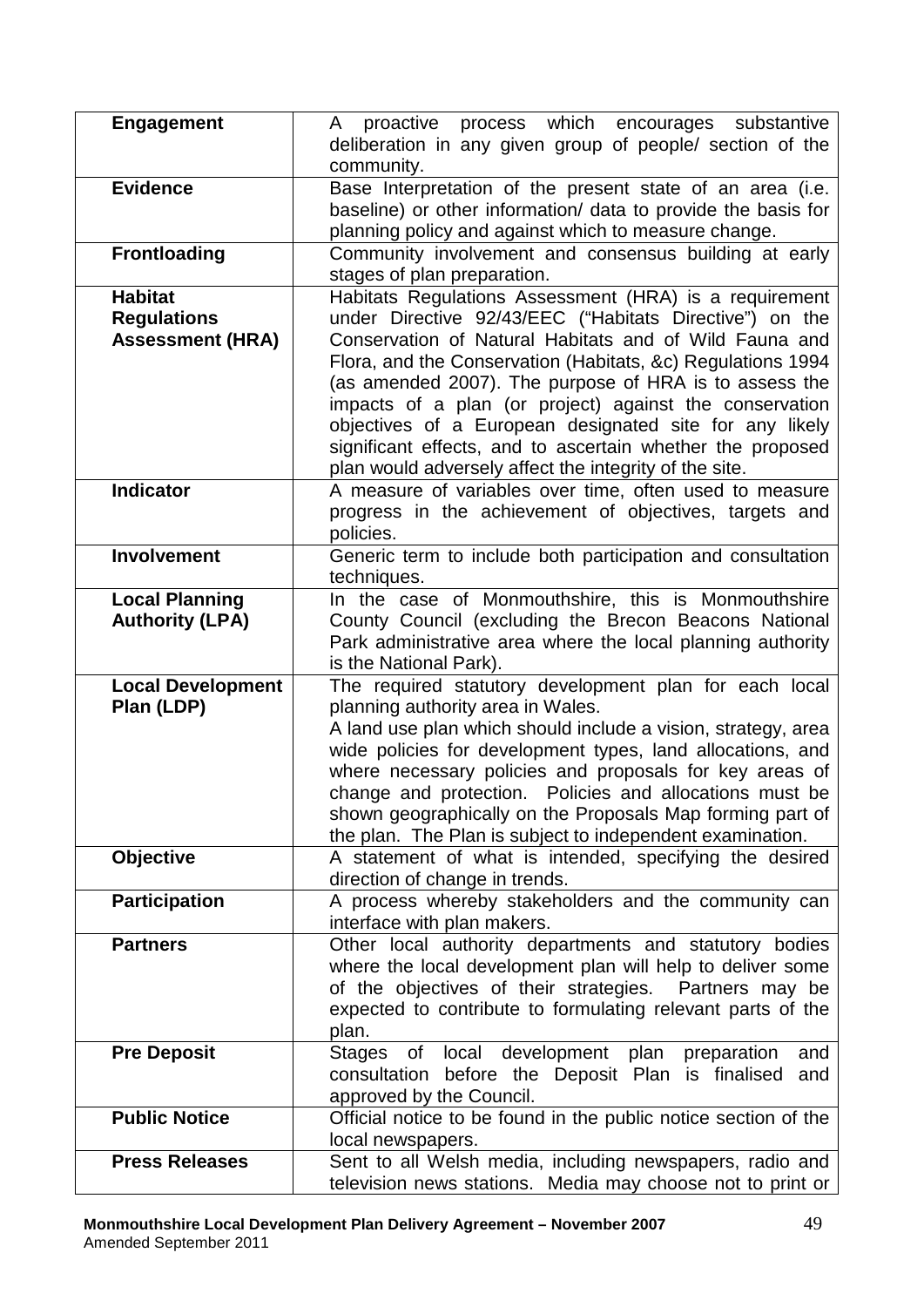| | |
|---|---|
| **Engagement** | A proactive process which encourages substantive deliberation in any given group of people/ section of the community. |
| **Evidence** | Base Interpretation of the present state of an area (i.e. baseline) or other information/ data to provide the basis for planning policy and against which to measure change. |
| **Frontloading** | Community involvement and consensus building at early stages of plan preparation. |
| **Habitat Regulations Assessment (HRA)** | Habitats Regulations Assessment (HRA) is a requirement under Directive 92/43/EEC ("Habitats Directive") on the Conservation of Natural Habitats and of Wild Fauna and Flora, and the Conservation (Habitats, &c) Regulations 1994 (as amended 2007). The purpose of HRA is to assess the impacts of a plan (or project) against the conservation objectives of a European designated site for any likely significant effects, and to ascertain whether the proposed plan would adversely affect the integrity of the site. |
| **Indicator** | A measure of variables over time, often used to measure progress in the achievement of objectives, targets and policies. |
| **Involvement** | Generic term to include both participation and consultation techniques. |
| **Local Planning Authority (LPA)** | In the case of Monmouthshire, this is Monmouthshire County Council (excluding the Brecon Beacons National Park administrative area where the local planning authority is the National Park). |
| **Local Development Plan (LDP)** | The required statutory development plan for each local planning authority area in Wales.<br>A land use plan which should include a vision, strategy, area wide policies for development types, land allocations, and where necessary policies and proposals for key areas of change and protection. Policies and allocations must be shown geographically on the Proposals Map forming part of the plan. The Plan is subject to independent examination. |
| **Objective** | A statement of what is intended, specifying the desired direction of change in trends. |
| **Participation** | A process whereby stakeholders and the community can interface with plan makers. |
| **Partners** | Other local authority departments and statutory bodies where the local development plan will help to deliver some of the objectives of their strategies. Partners may be expected to contribute to formulating relevant parts of the plan. |
| **Pre Deposit** | Stages of local development plan preparation and consultation before the Deposit Plan is finalised and approved by the Council. |
| **Public Notice** | Official notice to be found in the public notice section of the local newspapers. |
| **Press Releases** | Sent to all Welsh media, including newspapers, radio and television news stations. Media may choose not to print or |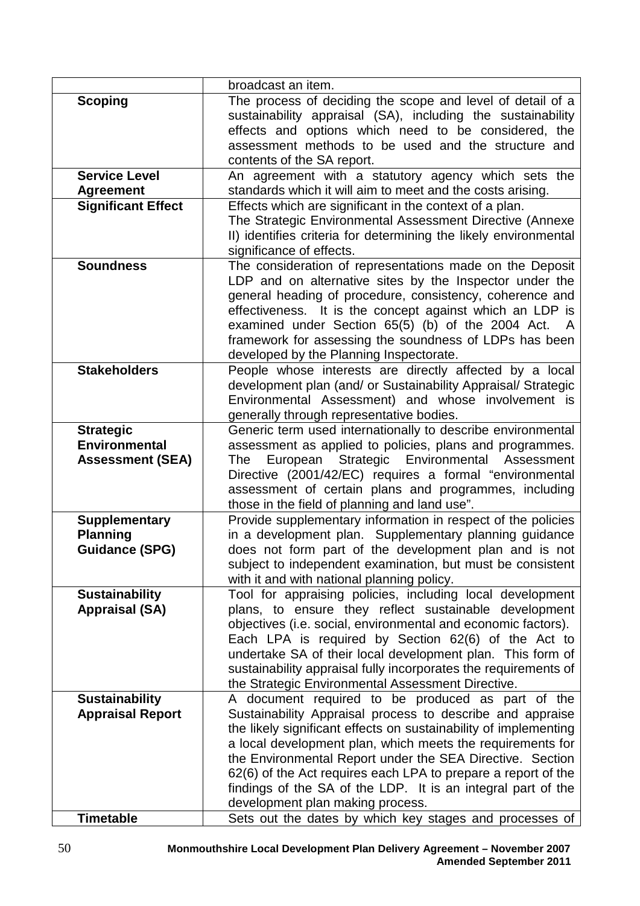| | |
|---|---|
| | broadcast an item. |
| **Scoping** | The process of deciding the scope and level of detail of a sustainability appraisal (SA), including the sustainability effects and options which need to be considered, the assessment methods to be used and the structure and contents of the SA report. |
| **Service Level Agreement** | An agreement with a statutory agency which sets the standards which it will aim to meet and the costs arising. |
| **Significant Effect** | Effects which are significant in the context of a plan. The Strategic Environmental Assessment Directive (Annexe II) identifies criteria for determining the likely environmental significance of effects. |
| **Soundness** | The consideration of representations made on the Deposit LDP and on alternative sites by the Inspector under the general heading of procedure, consistency, coherence and effectiveness. It is the concept against which an LDP is examined under Section 65(5) (b) of the 2004 Act. A framework for assessing the soundness of LDPs has been developed by the Planning Inspectorate. |
| **Stakeholders** | People whose interests are directly affected by a local development plan (and/ or Sustainability Appraisal/ Strategic Environmental Assessment) and whose involvement is generally through representative bodies. |
| **Strategic Environmental Assessment (SEA)** | Generic term used internationally to describe environmental assessment as applied to policies, plans and programmes. The European Strategic Environmental Assessment Directive (2001/42/EC) requires a formal "environmental assessment of certain plans and programmes, including those in the field of planning and land use". |
| **Supplementary Planning Guidance (SPG)** | Provide supplementary information in respect of the policies in a development plan. Supplementary planning guidance does not form part of the development plan and is not subject to independent examination, but must be consistent with it and with national planning policy. |
| **Sustainability Appraisal (SA)** | Tool for appraising policies, including local development plans, to ensure they reflect sustainable development objectives (i.e. social, environmental and economic factors). Each LPA is required by Section 62(6) of the Act to undertake SA of their local development plan. This form of sustainability appraisal fully incorporates the requirements of the Strategic Environmental Assessment Directive. |
| **Sustainability Appraisal Report** | A document required to be produced as part of the Sustainability Appraisal process to describe and appraise the likely significant effects on sustainability of implementing a local development plan, which meets the requirements for the Environmental Report under the SEA Directive. Section 62(6) of the Act requires each LPA to prepare a report of the findings of the SA of the LDP. It is an integral part of the development plan making process. |
| **Timetable** | Sets out the dates by which key stages and processes of |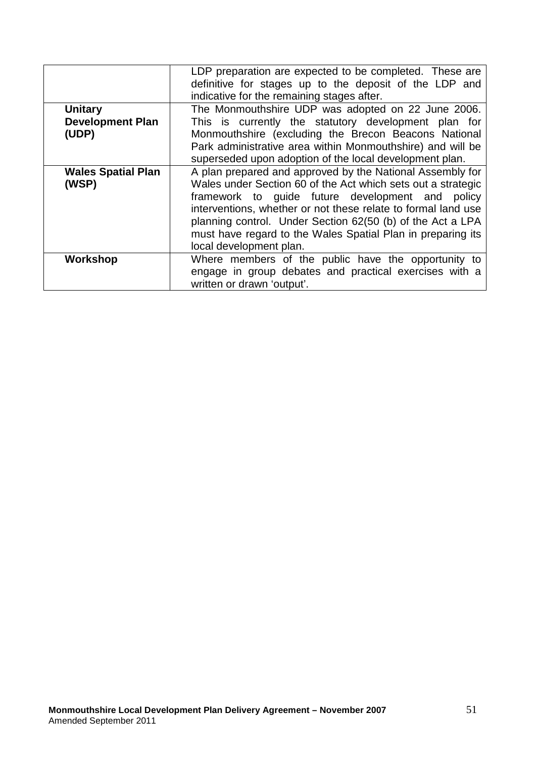| | |
|---|---|
| | LDP preparation are expected to be completed. These are definitive for stages up to the deposit of the LDP and indicative for the remaining stages after. |
| **Unitary Development Plan (UDP)** | The Monmouthshire UDP was adopted on 22 June 2006. This is currently the statutory development plan for Monmouthshire (excluding the Brecon Beacons National Park administrative area within Monmouthshire) and will be superseded upon adoption of the local development plan. |
| **Wales Spatial Plan (WSP)** | A plan prepared and approved by the National Assembly for Wales under Section 60 of the Act which sets out a strategic framework to guide future development and policy interventions, whether or not these relate to formal land use planning control. Under Section 62(50 (b) of the Act a LPA must have regard to the Wales Spatial Plan in preparing its local development plan. |
| **Workshop** | Where members of the public have the opportunity to engage in group debates and practical exercises with a written or drawn 'output'. |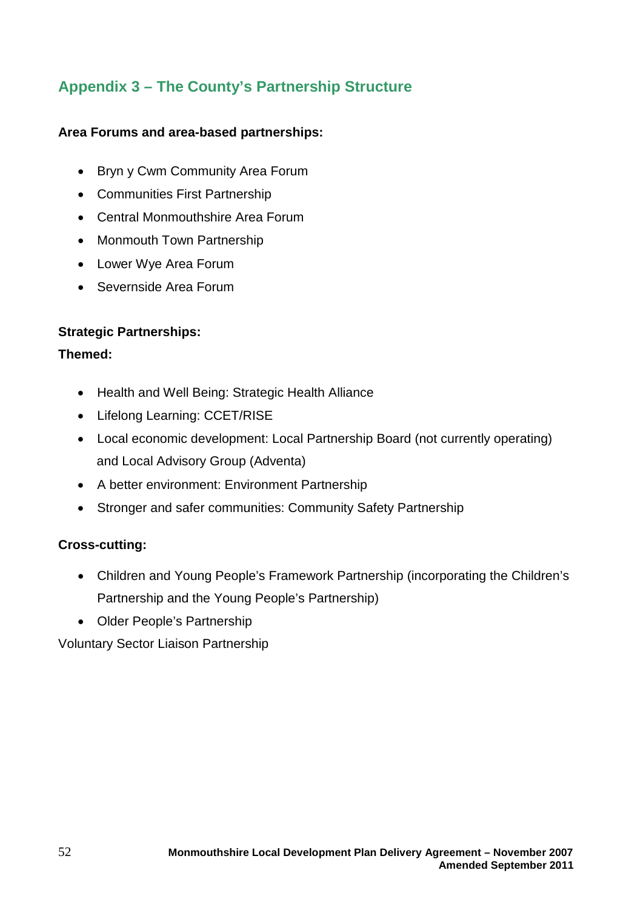## Appendix 3 – The County's Partnership Structure

**Area Forums and area-based partnerships:**

- Bryn y Cwm Community Area Forum
- Communities First Partnership
- Central Monmouthshire Area Forum
- Monmouth Town Partnership
- Lower Wye Area Forum
- Severnside Area Forum

**Strategic Partnerships:**

**Themed:**

- Health and Well Being: Strategic Health Alliance
- Lifelong Learning: CCET/RISE
- Local economic development: Local Partnership Board (not currently operating) and Local Advisory Group (Adventa)
- A better environment: Environment Partnership
- Stronger and safer communities: Community Safety Partnership

**Cross-cutting:**

- Children and Young People's Framework Partnership (incorporating the Children's Partnership and the Young People's Partnership)
- Older People's Partnership

Voluntary Sector Liaison Partnership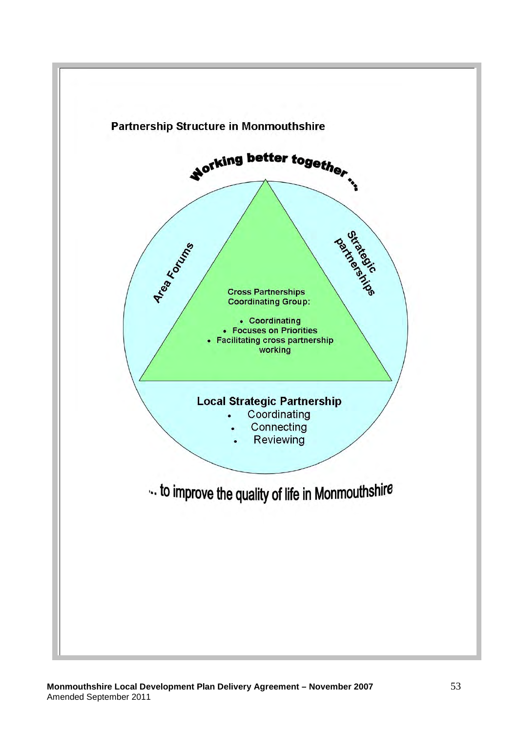**Partnership Structure in Monmouthshire**

Working better together …

Area Forums

Strategic partnerships

Cross Partnerships Coordinating Group:

- Coordinating
- Focuses on Priorities
- Facilitating cross partnership working

**Local Strategic Partnership**

- Coordinating
- Connecting
- Reviewing

… to improve the quality of life in Monmouthshire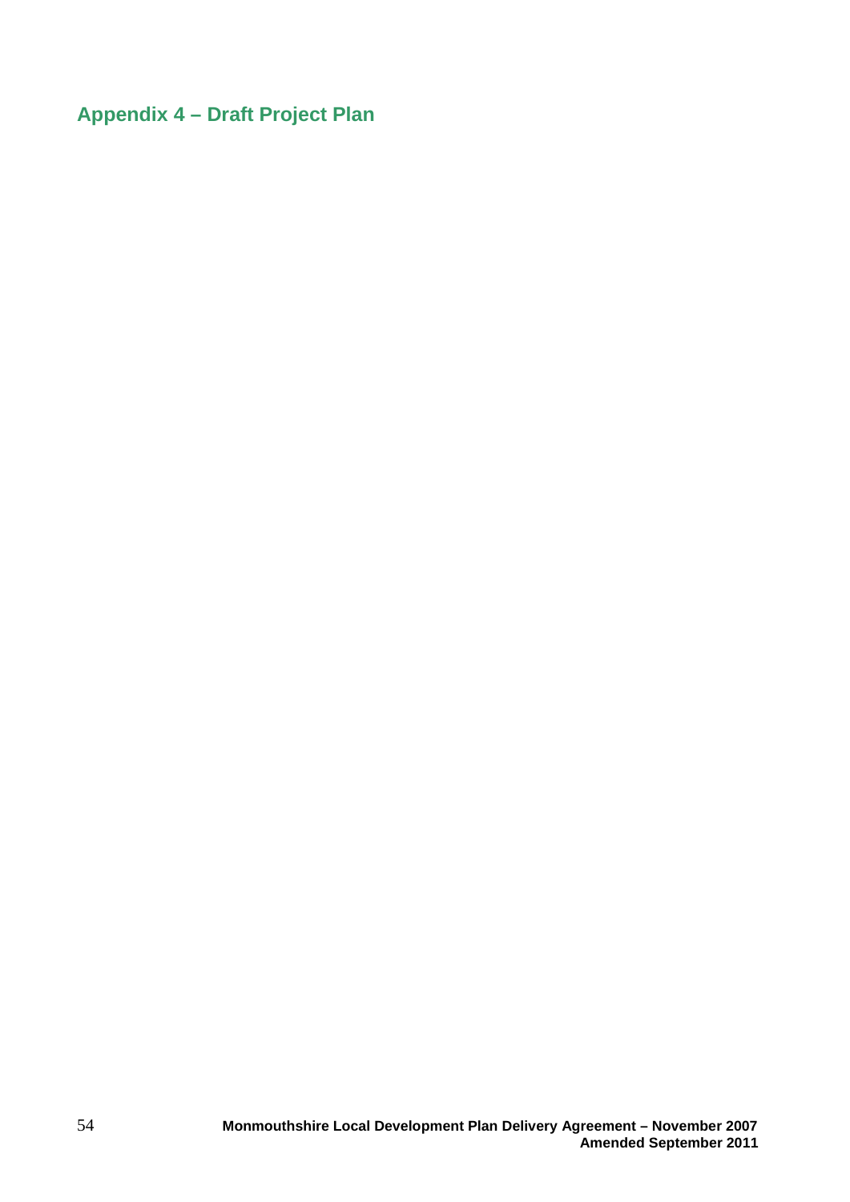## Appendix 4 – Draft Project Plan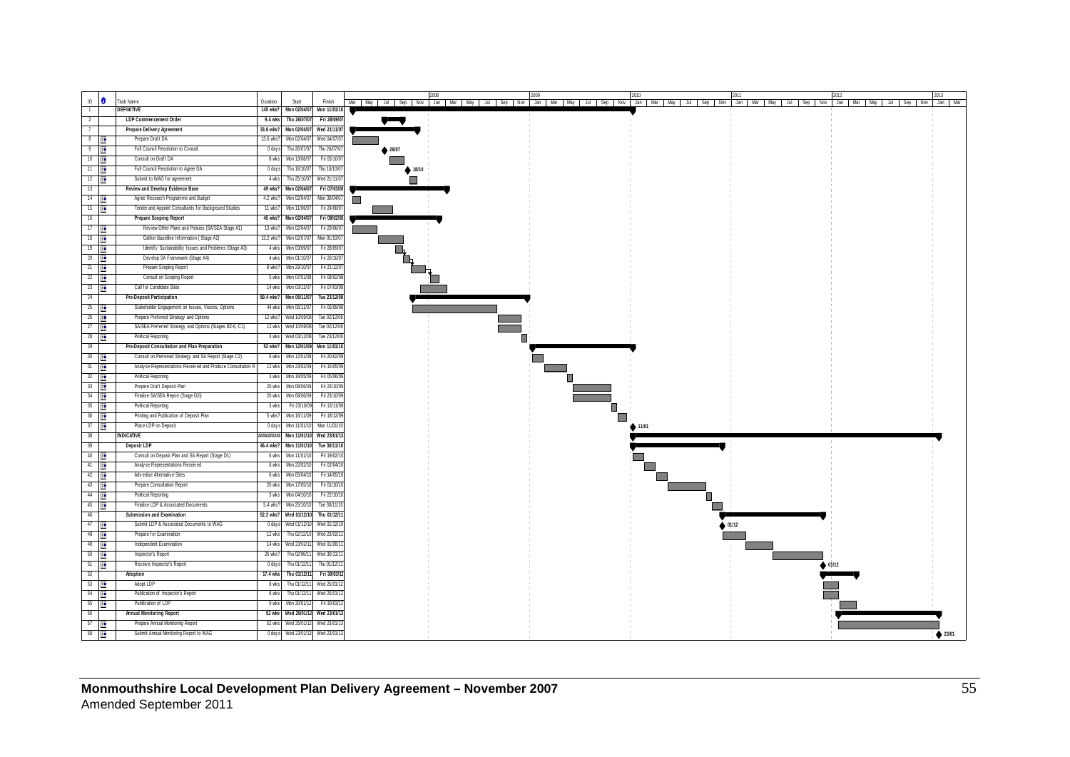| ID | Task Name | Duration | Start | Finish |
|---|---|---|---|---|
| 1 | **DEFINITIVE** | **145 wks?** | **Mon 02/04/07** | **Mon 11/01/10** |
| 2 | **LDP Commencement Order** | **9.4 wks** | **Thu 26/07/07** | **Fri 28/09/07** |
| 7 | **Prepare Delivery Agreement** | **33.6 wks?** | **Mon 02/04/07** | **Wed 21/11/07** |
| 8 | Prepare Draft DA | 13.6 wks? | Mon 02/04/07 | Wed 04/07/07 |
| 9 | Full Council Resolution to Consult | 0 days | Thu 26/07/07 | Thu 26/07/07 |
| 10 | Consult on Draft DA | 8 wks | Mon 13/08/07 | Fri 05/10/07 |
| 11 | Full Council Resolution to Agree DA | 0 days | Thu 18/10/07 | Thu 18/10/07 |
| 12 | Submit to WAG for agreement | 4 wks | Thu 25/10/07 | Wed 21/11/07 |
| 13 | **Review and Develop Evidence Base** | **49 wks?** | **Mon 02/04/07** | **Fri 07/03/08** |
| 14 | Agree Research Programme and Budget | 4.2 wks? | Mon 02/04/07 | Mon 30/04/07 |
| 15 | Tender and Appoint Consultants for Background Studies | 11 wks? | Mon 11/06/07 | Fri 24/08/07 |
| 16 | **Prepare Scoping Report** | **45 wks?** | **Mon 02/04/07** | **Fri 08/02/08** |
| 17 | Review Other Plans and Policies (SA/SEA Stage A1) | 13 wks? | Mon 02/04/07 | Fri 29/06/07 |
| 18 | Gather Baseline Information ( Stage A2) | 13.2 wks? | Mon 02/07/07 | Mon 01/10/07 |
| 19 | Identify Sustainability Issues and Problems (Stage A3) | 4 wks | Mon 03/09/07 | Fri 28/09/07 |
| 20 | Develop SA Framework (Stage A4) | 4 wks | Mon 01/10/07 | Fri 26/10/07 |
| 21 | Prepare Scoping Report | 8 wks? | Mon 29/10/07 | Fri 21/12/07 |
| 22 | Consult on Scoping Report | 5 wks | Mon 07/01/08 | Fri 08/02/08 |
| 23 | Call for Candidate Sites | 14 wks | Mon 03/12/07 | Fri 07/03/08 |
| 24 | **Pre-Deposit Participation** | **59.4 wks?** | **Mon 05/11/07** | **Tue 23/12/08** |
| 25 | Stakeholder Engagement on Issues, Visions, Options | 44 wks | Mon 05/11/07 | Fri 05/09/08 |
| 26 | Prepare Preferred Strategy and Options | 12 wks? | Wed 10/09/08 | Tue 02/12/08 |
| 27 | SA/SEA Preferred Strategy and Options (Stages B2-6, C1) | 12 wks | Wed 10/09/08 | Tue 02/12/08 |
| 28 | Political Reporting | 3 wks | Wed 03/12/08 | Tue 23/12/08 |
| 29 | **Pre-Deposit Consultation and Plan Preparation** | **52 wks?** | **Mon 12/01/09** | **Mon 11/01/10** |
| 30 | Consult on Preferred Strategy and SA Report (Stage C2) | 6 wks | Mon 12/01/09 | Fri 20/02/09 |
| 31 | Analyse Representations Received and Produce Consultation R | 12 wks | Mon 23/02/09 | Fri 15/05/09 |
| 32 | Political Reporting | 3 wks | Mon 18/05/09 | Fri 05/06/09 |
| 33 | Prepare Draft Deposit Plan | 20 wks | Mon 08/06/09 | Fri 23/10/09 |
| 34 | Finalise SA/SEA Report (Stage D2i) | 20 wks | Mon 08/06/09 | Fri 23/10/09 |
| 35 | Political Reporting | 3 wks | Fri 23/10/09 | Fri 13/11/09 |
| 36 | Printing and Publication of Deposit Plan | 5 wks? | Mon 16/11/09 | Fri 18/12/09 |
| 37 | Place LDP on Deposit | 0 days | Mon 11/01/10 | Mon 11/01/10 |
| 38 | **INDICATIVE** | **#########** | **Mon 11/01/10** | **Wed 23/01/13** |
| 39 | **Deposit LDP** | **46.4 wks?** | **Mon 11/01/10** | **Tue 30/11/10** |
| 40 | Consult on Deposit Plan and SA Report (Stage D1) | 6 wks | Mon 11/01/10 | Fri 19/02/10 |
| 41 | Analyse Representations Received | 6 wks | Mon 22/02/10 | Fri 02/04/10 |
| 42 | Advertise Alternative Sites | 6 wks | Mon 05/04/10 | Fri 14/05/10 |
| 43 | Prepare Consultation Report | 20 wks | Mon 17/05/10 | Fri 01/10/10 |
| 44 | Political Reporting | 3 wks | Mon 04/10/10 | Fri 22/10/10 |
| 45 | Finalise LDP & Associated Documents | 5.4 wks? | Mon 25/10/10 | Tue 30/11/10 |
| 46 | **Submission and Examination** | **52.2 wks?** | **Wed 01/12/10** | **Thu 01/12/11** |
| 47 | Submit LDP & Associated Documents to WAG | 0 days | Wed 01/12/10 | Wed 01/12/10 |
| 48 | Prepare for Examination | 12 wks | Thu 02/12/10 | Wed 23/02/11 |
| 49 | Independent Examination | 14 wks | Wed 23/02/11 | Wed 01/06/11 |
| 50 | Inspector's Report | 26 wks? | Thu 02/06/11 | Wed 30/11/11 |
| 51 | Receive Inspector's Report | 0 days | Thu 01/12/11 | Thu 01/12/11 |
| 52 | **Adoption** | **17.4 wks** | **Thu 01/12/11** | **Fri 30/03/12** |
| 53 | Adopt LDP | 8 wks | Thu 01/12/11 | Wed 25/01/12 |
| 54 | Publication of Inspector's Report | 8 wks | Thu 01/12/11 | Wed 25/01/12 |
| 55 | Publication of LDP | 9 wks | Mon 30/01/12 | Fri 30/03/12 |
| 56 | **Annual Monitoring Report** | **52 wks** | **Wed 25/01/12** | **Wed 23/01/13** |
| 57 | Prepare Annual Monitoring Report | 52 wks | Wed 25/01/12 | Wed 23/01/13 |
| 58 | Submit Annual Monitoring Report to WAG | 0 days | Wed 23/01/13 | Wed 23/01/13 |

2008 2009 2010 2011 2012 2013

Mar May Jul Sep Nov Jan Mar May Jul Sep Nov Jan Mar May Jul Sep Nov Jan Mar May Jul Sep Nov Jan Mar May Jul Sep Nov Jan Mar May Jul Sep Nov Jan Mar

26/07

18/10

11/01

01/12

01/12

23/01